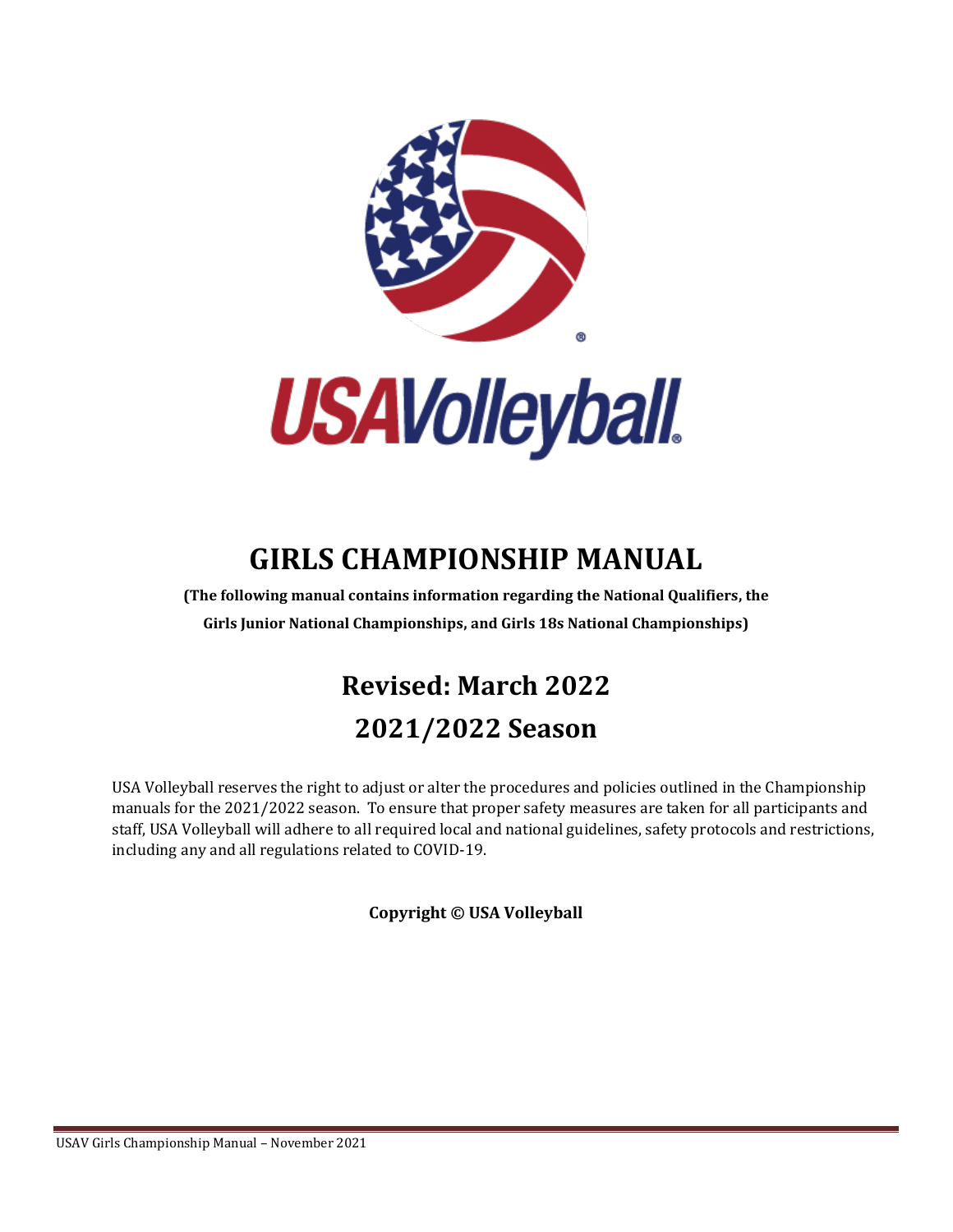# GIRLS CHAMPIONSHIP MANUAL

**(The following manual contains information regarding the National Qualifiers, the Girls Junior National Championships, and Girls 18s National Championships)**

## Revised: March 2022

## 2021/2022 Season

USA Volleyball reserves the right to adjust or alter the procedures and policies outlined in the Championship manuals for the 2021/2022 season. To ensure that proper safety measures are taken for all participants and staff, USA Volleyball will adhere to all required local and national guidelines, safety protocols and restrictions, including any and all regulations related to COVID-19.

**Copyright © USA Volleyball**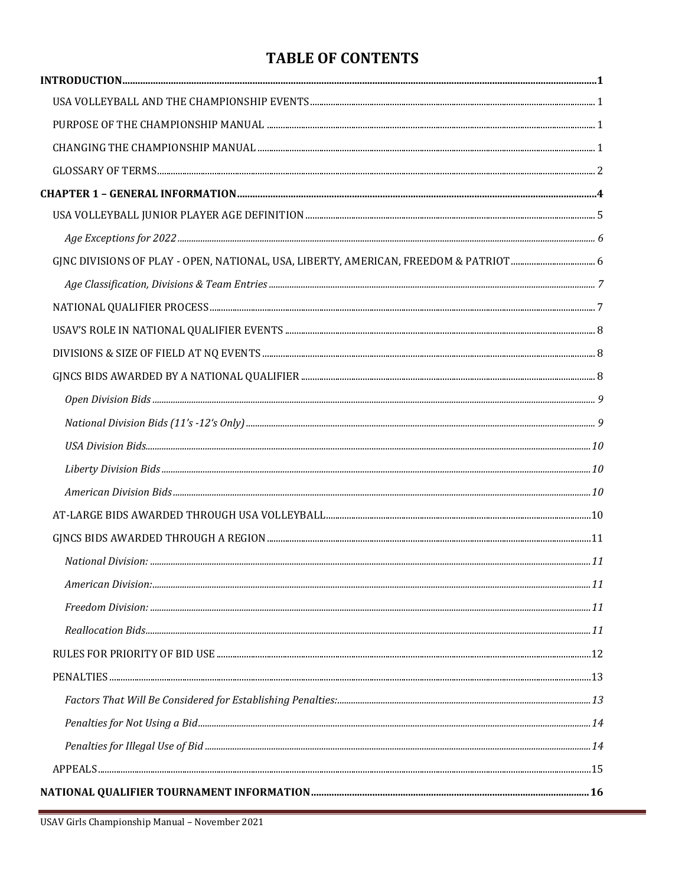# TABLE OF CONTENTS

**INTRODUCTION .......... 1**

USA VOLLEYBALL AND THE CHAMPIONSHIP EVENTS .......... 1

PURPOSE OF THE CHAMPIONSHIP MANUAL .......... 1

CHANGING THE CHAMPIONSHIP MANUAL .......... 1

GLOSSARY OF TERMS .......... 2

**CHAPTER 1 – GENERAL INFORMATION .......... 4**

USA VOLLEYBALL JUNIOR PLAYER AGE DEFINITION .......... 5

*Age Exceptions for 2022 .......... 6*

GJNC DIVISIONS OF PLAY - OPEN, NATIONAL, USA, LIBERTY, AMERICAN, FREEDOM & PATRIOT .......... 6

*Age Classification, Divisions & Team Entries .......... 7*

NATIONAL QUALIFIER PROCESS .......... 7

USAV'S ROLE IN NATIONAL QUALIFIER EVENTS .......... 8

DIVISIONS & SIZE OF FIELD AT NQ EVENTS .......... 8

GJNCS BIDS AWARDED BY A NATIONAL QUALIFIER .......... 8

*Open Division Bids .......... 9*

*National Division Bids (11's -12's Only) .......... 9*

*USA Division Bids .......... 10*

*Liberty Division Bids .......... 10*

*American Division Bids .......... 10*

AT-LARGE BIDS AWARDED THROUGH USA VOLLEYBALL .......... 10

GJNCS BIDS AWARDED THROUGH A REGION .......... 11

*National Division: .......... 11*

*American Division: .......... 11*

*Freedom Division: .......... 11*

*Reallocation Bids .......... 11*

RULES FOR PRIORITY OF BID USE .......... 12

PENALTIES .......... 13

*Factors That Will Be Considered for Establishing Penalties: .......... 13*

*Penalties for Not Using a Bid .......... 14*

*Penalties for Illegal Use of Bid .......... 14*

APPEALS .......... 15

**NATIONAL QUALIFIER TOURNAMENT INFORMATION .......... 16**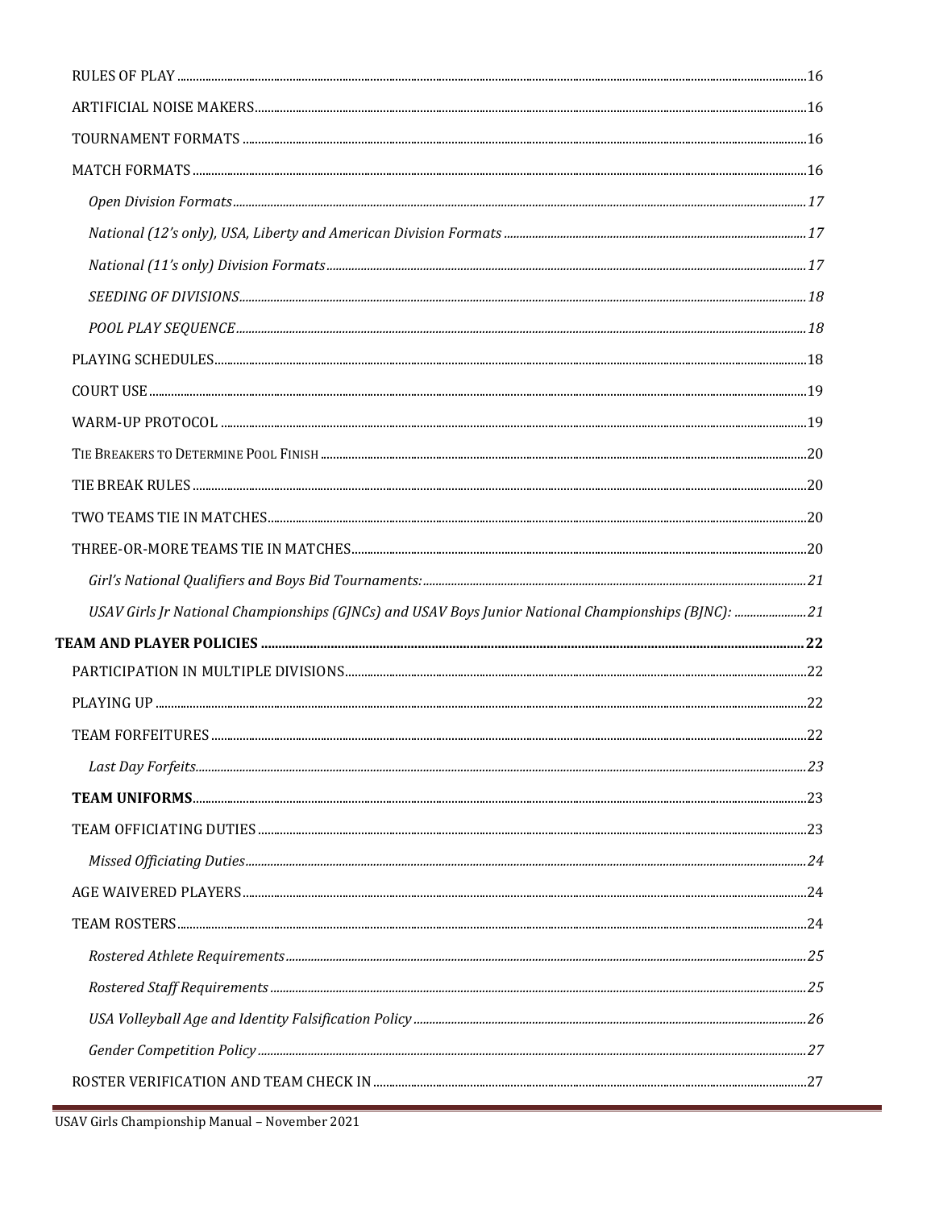RULES OF PLAY ....................................................................................................................................16

ARTIFICIAL NOISE MAKERS ..............................................................................................................16

TOURNAMENT FORMATS ...................................................................................................................16

MATCH FORMATS ..............................................................................................................................16

*Open Division Formats* ....................................................................................................................*17*

*National (12's only), USA, Liberty and American Division Formats* ..................................................*17*

*National (11's only) Division Formats* ..............................................................................................*17*

*SEEDING OF DIVISIONS* ..................................................................................................................*18*

*POOL PLAY SEQUENCE* ...................................................................................................................*18*

PLAYING SCHEDULES ........................................................................................................................18

COURT USE .......................................................................................................................................19

WARM-UP PROTOCOL .......................................................................................................................19

TIE BREAKERS TO DETERMINE POOL FINISH ........................................................................................20

TIE BREAK RULES ..............................................................................................................................20

TWO TEAMS TIE IN MATCHES ...........................................................................................................20

THREE-OR-MORE TEAMS TIE IN MATCHES ........................................................................................20

*Girl's National Qualifiers and Boys Bid Tournaments:* .....................................................................*21*

*USAV Girls Jr National Championships (GJNCs) and USAV Boys Junior National Championships (BJNC):* ......*21*

**TEAM AND PLAYER POLICIES** ......................................................................................................**22**

PARTICIPATION IN MULTIPLE DIVISIONS ..........................................................................................22

PLAYING UP .......................................................................................................................................22

TEAM FORFEITURES ..........................................................................................................................22

*Last Day Forfeits* ..............................................................................................................................*23*

**TEAM UNIFORMS** ...........................................................................................................................23

TEAM OFFICIATING DUTIES ..............................................................................................................23

*Missed Officiating Duties* ..................................................................................................................*24*

AGE WAIVERED PLAYERS ..................................................................................................................24

TEAM ROSTERS .................................................................................................................................24

*Rostered Athlete Requirements* ........................................................................................................*25*

*Rostered Staff Requirements* ............................................................................................................*25*

*USA Volleyball Age and Identity Falsification Policy* ........................................................................*26*

*Gender Competition Policy* ...............................................................................................................*27*

ROSTER VERIFICATION AND TEAM CHECK IN ..................................................................................27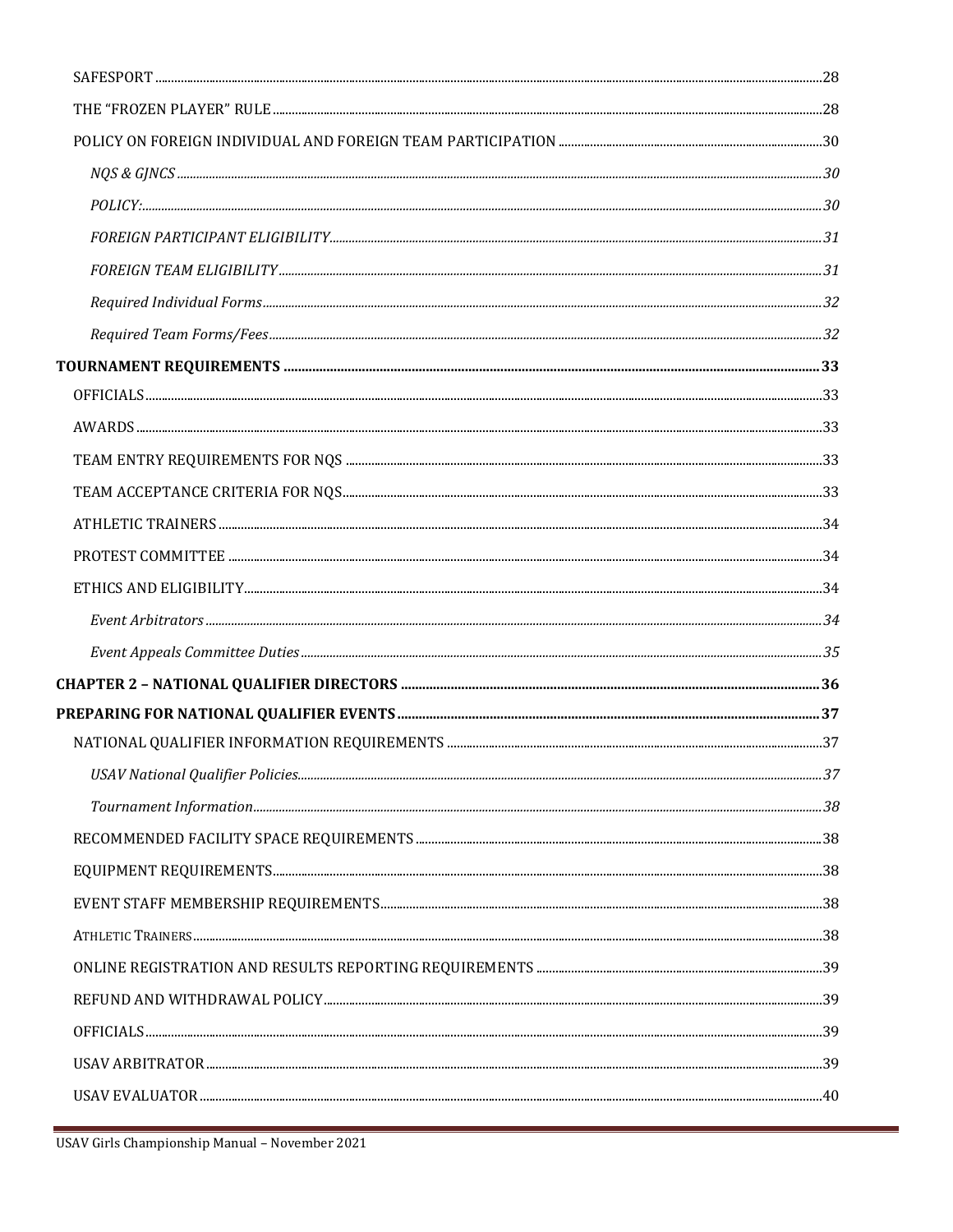SAFESPORT ....... 28

THE "FROZEN PLAYER" RULE ....... 28

POLICY ON FOREIGN INDIVIDUAL AND FOREIGN TEAM PARTICIPATION ....... 30

*NQS & GJNCS* ....... *30*

*POLICY:* ....... *30*

*FOREIGN PARTICIPANT ELIGIBILITY* ....... *31*

*FOREIGN TEAM ELIGIBILITY* ....... *31*

*Required Individual Forms* ....... *32*

*Required Team Forms/Fees* ....... *32*

**TOURNAMENT REQUIREMENTS ....... 33**

OFFICIALS ....... 33

AWARDS ....... 33

TEAM ENTRY REQUIREMENTS FOR NQS ....... 33

TEAM ACCEPTANCE CRITERIA FOR NQS ....... 33

ATHLETIC TRAINERS ....... 34

PROTEST COMMITTEE ....... 34

ETHICS AND ELIGIBILITY ....... 34

*Event Arbitrators* ....... *34*

*Event Appeals Committee Duties* ....... *35*

**CHAPTER 2 – NATIONAL QUALIFIER DIRECTORS ....... 36**

**PREPARING FOR NATIONAL QUALIFIER EVENTS ....... 37**

NATIONAL QUALIFIER INFORMATION REQUIREMENTS ....... 37

*USAV National Qualifier Policies* ....... *37*

*Tournament Information* ....... *38*

RECOMMENDED FACILITY SPACE REQUIREMENTS ....... 38

EQUIPMENT REQUIREMENTS ....... 38

EVENT STAFF MEMBERSHIP REQUIREMENTS ....... 38

ATHLETIC TRAINERS ....... 38

ONLINE REGISTRATION AND RESULTS REPORTING REQUIREMENTS ....... 39

REFUND AND WITHDRAWAL POLICY ....... 39

OFFICIALS ....... 39

USAV ARBITRATOR ....... 39

USAV EVALUATOR ....... 40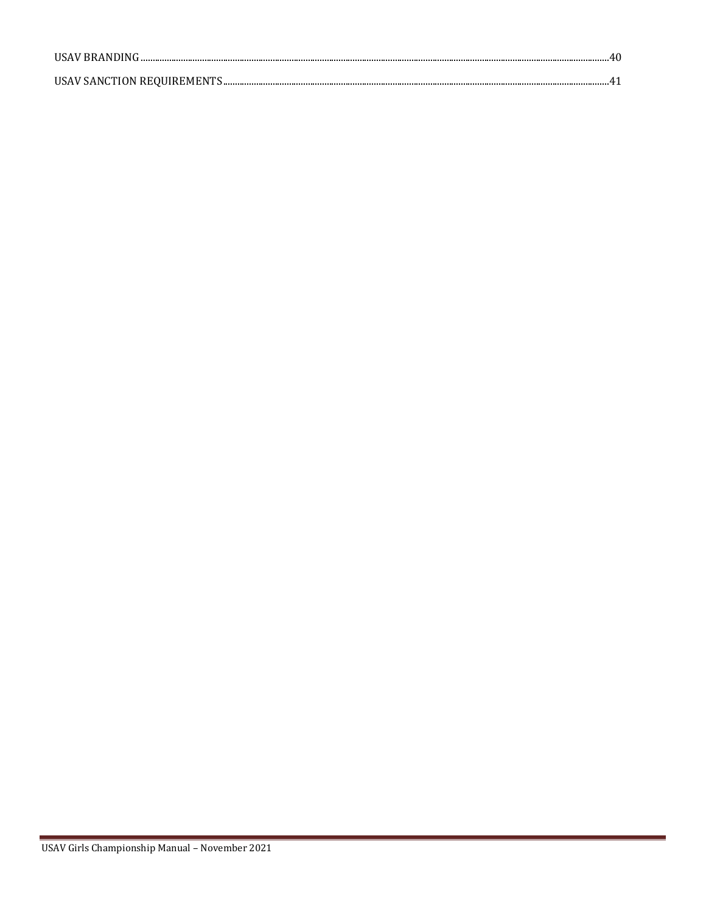USAV BRANDING ........................................................................................................................................................................ 40

USAV SANCTION REQUIREMENTS ............................................................................................................................................. 41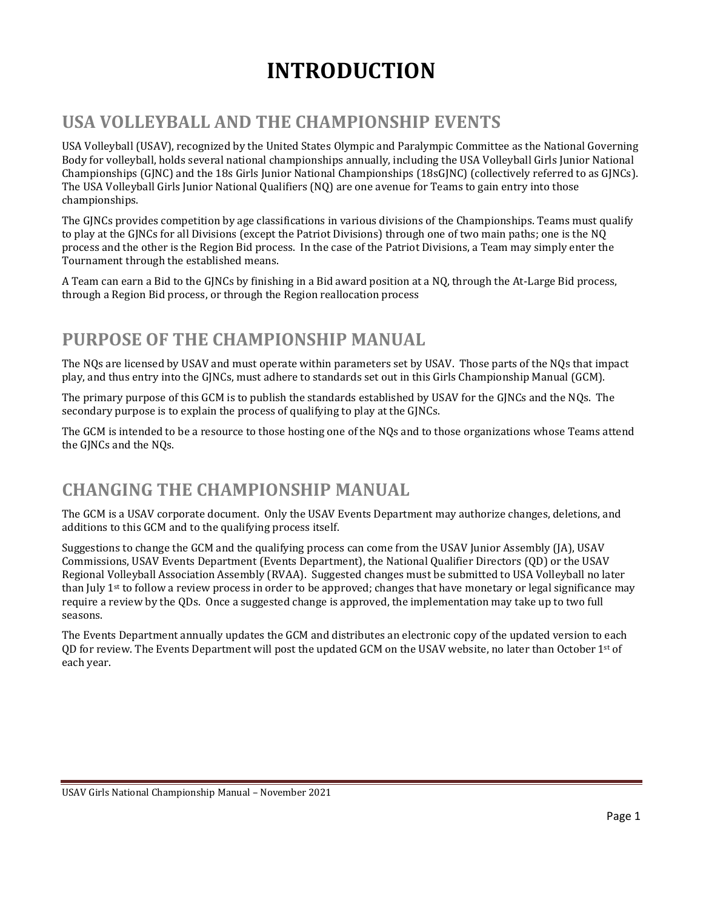# INTRODUCTION

## USA VOLLEYBALL AND THE CHAMPIONSHIP EVENTS

USA Volleyball (USAV), recognized by the United States Olympic and Paralympic Committee as the National Governing Body for volleyball, holds several national championships annually, including the USA Volleyball Girls Junior National Championships (GJNC) and the 18s Girls Junior National Championships (18sGJNC) (collectively referred to as GJNCs). The USA Volleyball Girls Junior National Qualifiers (NQ) are one avenue for Teams to gain entry into those championships.

The GJNCs provides competition by age classifications in various divisions of the Championships. Teams must qualify to play at the GJNCs for all Divisions (except the Patriot Divisions) through one of two main paths; one is the NQ process and the other is the Region Bid process. In the case of the Patriot Divisions, a Team may simply enter the Tournament through the established means.

A Team can earn a Bid to the GJNCs by finishing in a Bid award position at a NQ, through the At-Large Bid process, through a Region Bid process, or through the Region reallocation process

## PURPOSE OF THE CHAMPIONSHIP MANUAL

The NQs are licensed by USAV and must operate within parameters set by USAV. Those parts of the NQs that impact play, and thus entry into the GJNCs, must adhere to standards set out in this Girls Championship Manual (GCM).

The primary purpose of this GCM is to publish the standards established by USAV for the GJNCs and the NQs. The secondary purpose is to explain the process of qualifying to play at the GJNCs.

The GCM is intended to be a resource to those hosting one of the NQs and to those organizations whose Teams attend the GJNCs and the NQs.

## CHANGING THE CHAMPIONSHIP MANUAL

The GCM is a USAV corporate document. Only the USAV Events Department may authorize changes, deletions, and additions to this GCM and to the qualifying process itself.

Suggestions to change the GCM and the qualifying process can come from the USAV Junior Assembly (JA), USAV Commissions, USAV Events Department (Events Department), the National Qualifier Directors (QD) or the USAV Regional Volleyball Association Assembly (RVAA). Suggested changes must be submitted to USA Volleyball no later than July 1st to follow a review process in order to be approved; changes that have monetary or legal significance may require a review by the QDs. Once a suggested change is approved, the implementation may take up to two full seasons.

The Events Department annually updates the GCM and distributes an electronic copy of the updated version to each QD for review. The Events Department will post the updated GCM on the USAV website, no later than October 1st of each year.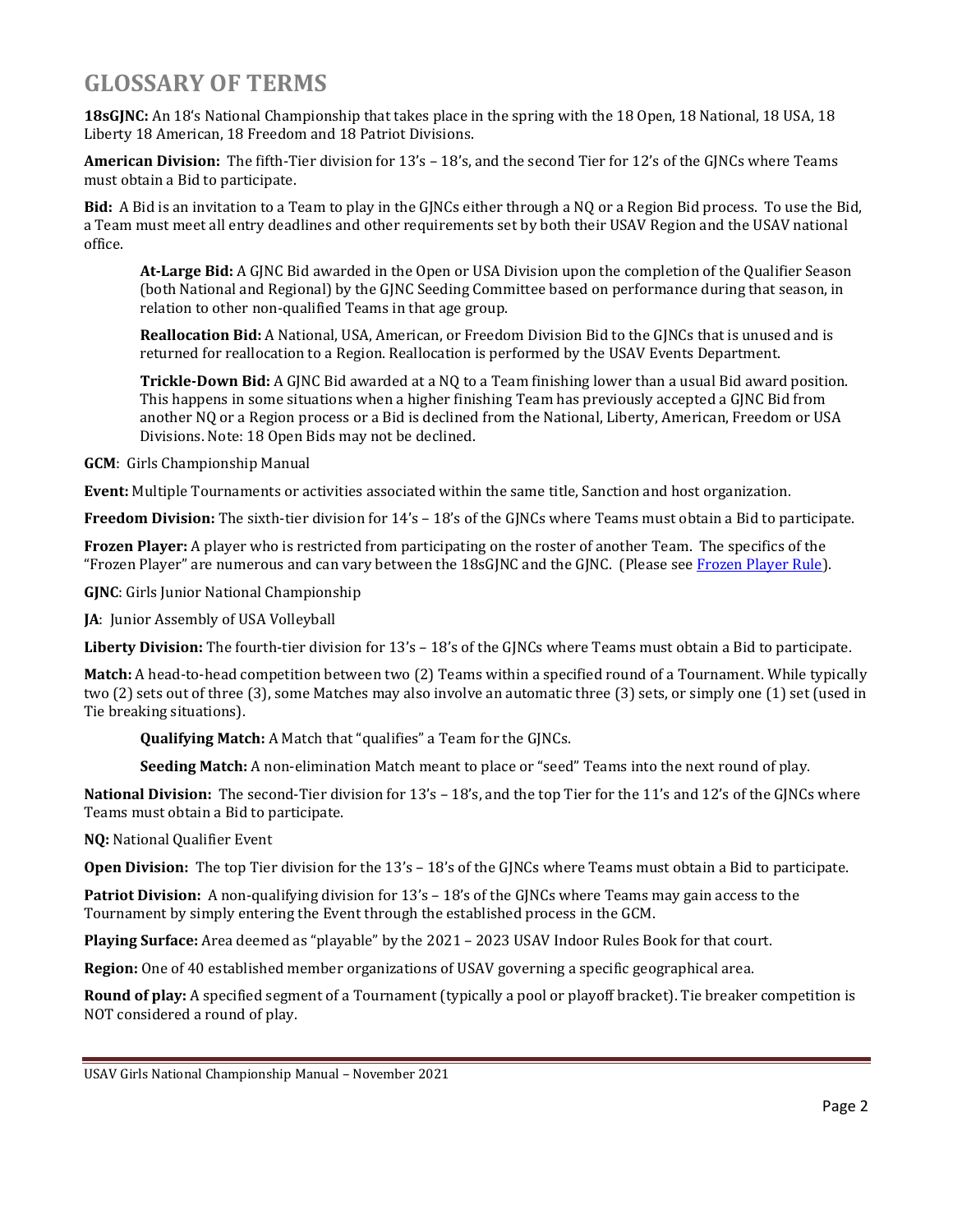# GLOSSARY OF TERMS

**18sGJNC:** An 18's National Championship that takes place in the spring with the 18 Open, 18 National, 18 USA, 18 Liberty 18 American, 18 Freedom and 18 Patriot Divisions.

**American Division:** The fifth-Tier division for 13's – 18's, and the second Tier for 12's of the GJNCs where Teams must obtain a Bid to participate.

**Bid:** A Bid is an invitation to a Team to play in the GJNCs either through a NQ or a Region Bid process. To use the Bid, a Team must meet all entry deadlines and other requirements set by both their USAV Region and the USAV national office.

> **At-Large Bid:** A GJNC Bid awarded in the Open or USA Division upon the completion of the Qualifier Season (both National and Regional) by the GJNC Seeding Committee based on performance during that season, in relation to other non-qualified Teams in that age group.
>
> **Reallocation Bid:** A National, USA, American, or Freedom Division Bid to the GJNCs that is unused and is returned for reallocation to a Region. Reallocation is performed by the USAV Events Department.
>
> **Trickle-Down Bid:** A GJNC Bid awarded at a NQ to a Team finishing lower than a usual Bid award position. This happens in some situations when a higher finishing Team has previously accepted a GJNC Bid from another NQ or a Region process or a Bid is declined from the National, Liberty, American, Freedom or USA Divisions. Note: 18 Open Bids may not be declined.

**GCM**: Girls Championship Manual

**Event:** Multiple Tournaments or activities associated within the same title, Sanction and host organization.

**Freedom Division:** The sixth-tier division for 14's – 18's of the GJNCs where Teams must obtain a Bid to participate.

**Frozen Player:** A player who is restricted from participating on the roster of another Team. The specifics of the "Frozen Player" are numerous and can vary between the 18sGJNC and the GJNC. (Please see Frozen Player Rule).

**GJNC**: Girls Junior National Championship

**JA**: Junior Assembly of USA Volleyball

**Liberty Division:** The fourth-tier division for 13's – 18's of the GJNCs where Teams must obtain a Bid to participate.

**Match:** A head-to-head competition between two (2) Teams within a specified round of a Tournament. While typically two (2) sets out of three (3), some Matches may also involve an automatic three (3) sets, or simply one (1) set (used in Tie breaking situations).

> **Qualifying Match:** A Match that "qualifies" a Team for the GJNCs.
>
> **Seeding Match:** A non-elimination Match meant to place or "seed" Teams into the next round of play.

**National Division:** The second-Tier division for 13's – 18's, and the top Tier for the 11's and 12's of the GJNCs where Teams must obtain a Bid to participate.

**NQ:** National Qualifier Event

**Open Division:** The top Tier division for the 13's – 18's of the GJNCs where Teams must obtain a Bid to participate.

**Patriot Division:** A non-qualifying division for 13's – 18's of the GJNCs where Teams may gain access to the Tournament by simply entering the Event through the established process in the GCM.

**Playing Surface:** Area deemed as "playable" by the 2021 – 2023 USAV Indoor Rules Book for that court.

**Region:** One of 40 established member organizations of USAV governing a specific geographical area.

**Round of play:** A specified segment of a Tournament (typically a pool or playoff bracket). Tie breaker competition is NOT considered a round of play.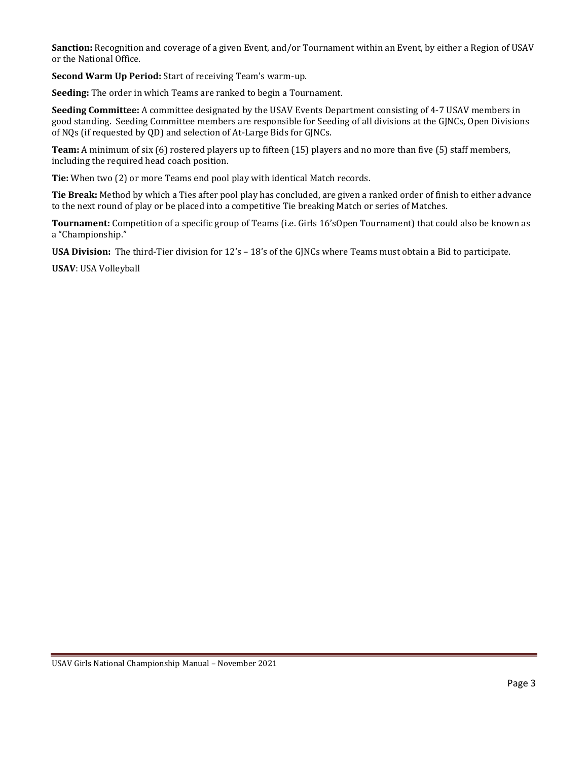**Sanction:** Recognition and coverage of a given Event, and/or Tournament within an Event, by either a Region of USAV or the National Office.

**Second Warm Up Period:** Start of receiving Team's warm-up.

**Seeding:** The order in which Teams are ranked to begin a Tournament.

**Seeding Committee:** A committee designated by the USAV Events Department consisting of 4-7 USAV members in good standing. Seeding Committee members are responsible for Seeding of all divisions at the GJNCs, Open Divisions of NQs (if requested by QD) and selection of At-Large Bids for GJNCs.

**Team:** A minimum of six (6) rostered players up to fifteen (15) players and no more than five (5) staff members, including the required head coach position.

**Tie:** When two (2) or more Teams end pool play with identical Match records.

**Tie Break:** Method by which a Ties after pool play has concluded, are given a ranked order of finish to either advance to the next round of play or be placed into a competitive Tie breaking Match or series of Matches.

**Tournament:** Competition of a specific group of Teams (i.e. Girls 16'sOpen Tournament) that could also be known as a "Championship."

**USA Division:** The third-Tier division for 12's – 18's of the GJNCs where Teams must obtain a Bid to participate.

**USAV**: USA Volleyball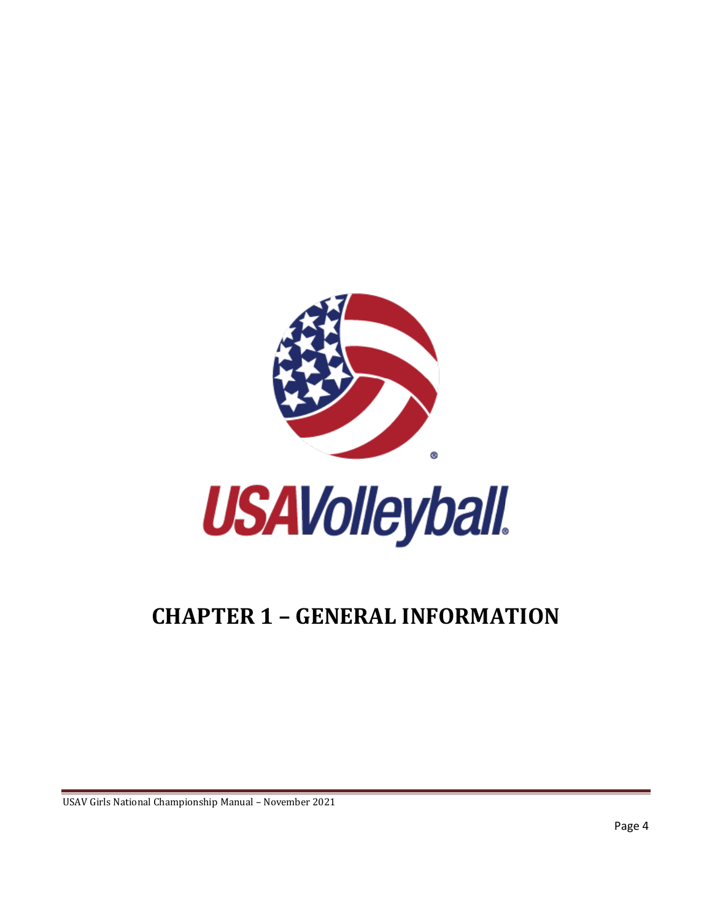# CHAPTER 1 – GENERAL INFORMATION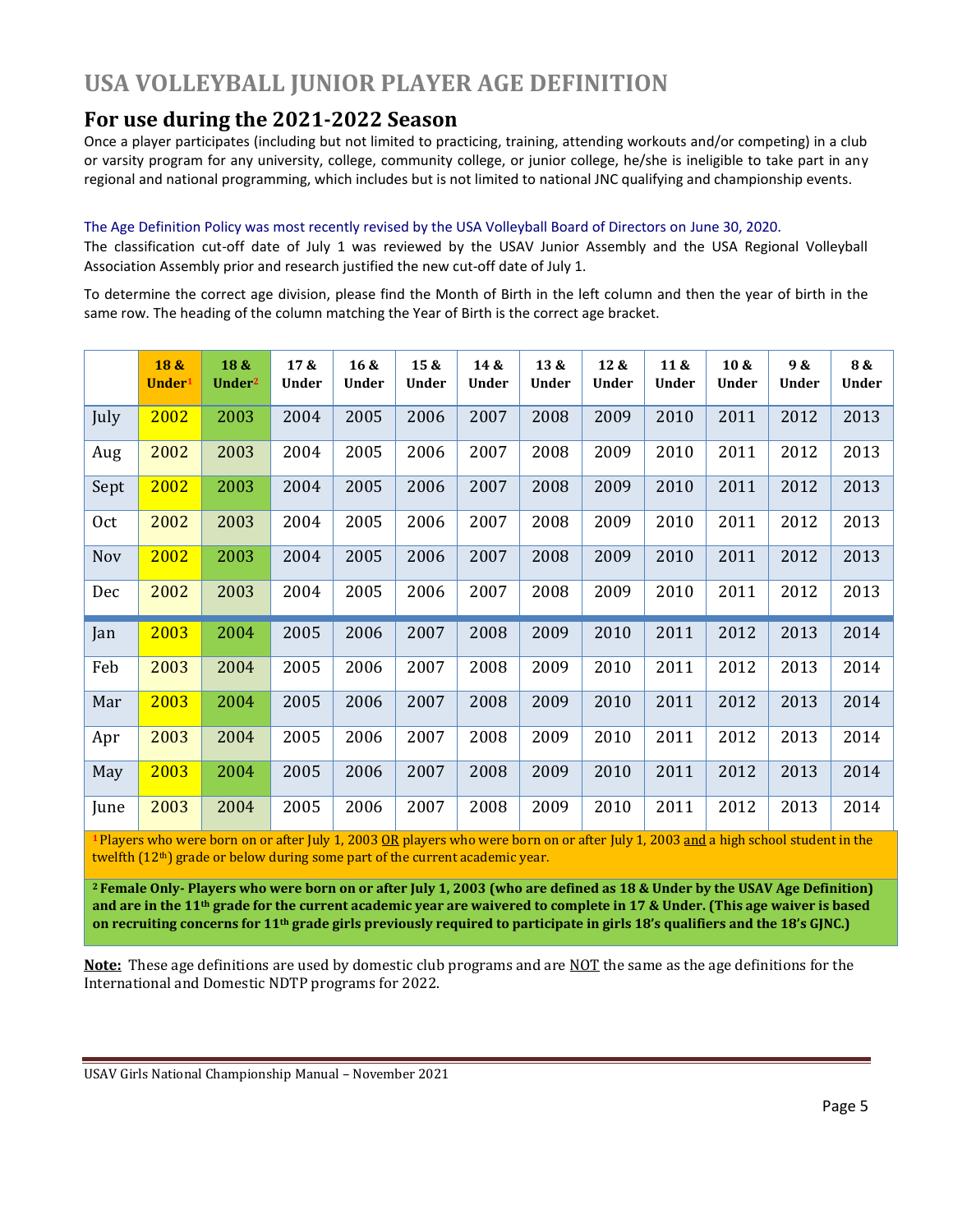# USA VOLLEYBALL JUNIOR PLAYER AGE DEFINITION

## For use during the 2021-2022 Season

Once a player participates (including but not limited to practicing, training, attending workouts and/or competing) in a club or varsity program for any university, college, community college, or junior college, he/she is ineligible to take part in any regional and national programming, which includes but is not limited to national JNC qualifying and championship events.

The Age Definition Policy was most recently revised by the USA Volleyball Board of Directors on June 30, 2020.
The classification cut-off date of July 1 was reviewed by the USAV Junior Assembly and the USA Regional Volleyball Association Assembly prior and research justified the new cut-off date of July 1.

To determine the correct age division, please find the Month of Birth in the left column and then the year of birth in the same row. The heading of the column matching the Year of Birth is the correct age bracket.

| | 18 & Under[1] | 18 & Under[2] | 17 & Under | 16 & Under | 15 & Under | 14 & Under | 13 & Under | 12 & Under | 11 & Under | 10 & Under | 9 & Under | 8 & Under |
|---|---|---|---|---|---|---|---|---|---|---|---|---|
| July | 2002 | 2003 | 2004 | 2005 | 2006 | 2007 | 2008 | 2009 | 2010 | 2011 | 2012 | 2013 |
| Aug | 2002 | 2003 | 2004 | 2005 | 2006 | 2007 | 2008 | 2009 | 2010 | 2011 | 2012 | 2013 |
| Sept | 2002 | 2003 | 2004 | 2005 | 2006 | 2007 | 2008 | 2009 | 2010 | 2011 | 2012 | 2013 |
| Oct | 2002 | 2003 | 2004 | 2005 | 2006 | 2007 | 2008 | 2009 | 2010 | 2011 | 2012 | 2013 |
| Nov | 2002 | 2003 | 2004 | 2005 | 2006 | 2007 | 2008 | 2009 | 2010 | 2011 | 2012 | 2013 |
| Dec | 2002 | 2003 | 2004 | 2005 | 2006 | 2007 | 2008 | 2009 | 2010 | 2011 | 2012 | 2013 |
| Jan | 2003 | 2004 | 2005 | 2006 | 2007 | 2008 | 2009 | 2010 | 2011 | 2012 | 2013 | 2014 |
| Feb | 2003 | 2004 | 2005 | 2006 | 2007 | 2008 | 2009 | 2010 | 2011 | 2012 | 2013 | 2014 |
| Mar | 2003 | 2004 | 2005 | 2006 | 2007 | 2008 | 2009 | 2010 | 2011 | 2012 | 2013 | 2014 |
| Apr | 2003 | 2004 | 2005 | 2006 | 2007 | 2008 | 2009 | 2010 | 2011 | 2012 | 2013 | 2014 |
| May | 2003 | 2004 | 2005 | 2006 | 2007 | 2008 | 2009 | 2010 | 2011 | 2012 | 2013 | 2014 |
| June | 2003 | 2004 | 2005 | 2006 | 2007 | 2008 | 2009 | 2010 | 2011 | 2012 | 2013 | 2014 |

[1] Players who were born on or after July 1, 2003 OR players who were born on or after July 1, 2003 and a high school student in the twelfth (12th) grade or below during some part of the current academic year.

**[2] Female Only- Players who were born on or after July 1, 2003 (who are defined as 18 & Under by the USAV Age Definition) and are in the 11th grade for the current academic year are waivered to complete in 17 & Under. (This age waiver is based on recruiting concerns for 11th grade girls previously required to participate in girls 18's qualifiers and the 18's GJNC.)**

**Note:** These age definitions are used by domestic club programs and are NOT the same as the age definitions for the International and Domestic NDTP programs for 2022.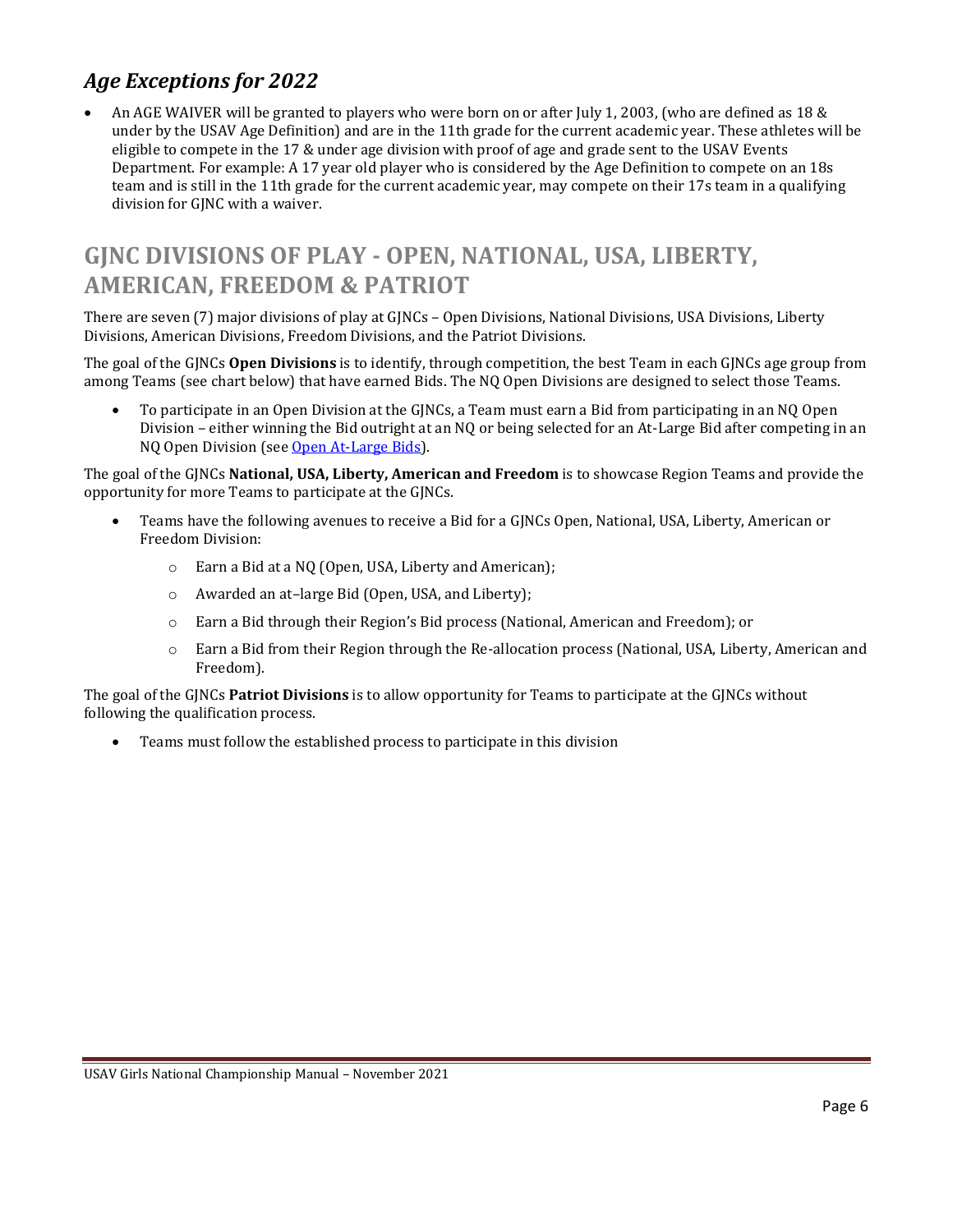## *Age Exceptions for 2022*

- An AGE WAIVER will be granted to players who were born on or after July 1, 2003, (who are defined as 18 & under by the USAV Age Definition) and are in the 11th grade for the current academic year. These athletes will be eligible to compete in the 17 & under age division with proof of age and grade sent to the USAV Events Department. For example: A 17 year old player who is considered by the Age Definition to compete on an 18s team and is still in the 11th grade for the current academic year, may compete on their 17s team in a qualifying division for GJNC with a waiver.

# GJNC DIVISIONS OF PLAY - OPEN, NATIONAL, USA, LIBERTY, AMERICAN, FREEDOM & PATRIOT

There are seven (7) major divisions of play at GJNCs – Open Divisions, National Divisions, USA Divisions, Liberty Divisions, American Divisions, Freedom Divisions, and the Patriot Divisions.

The goal of the GJNCs **Open Divisions** is to identify, through competition, the best Team in each GJNCs age group from among Teams (see chart below) that have earned Bids. The NQ Open Divisions are designed to select those Teams.

- To participate in an Open Division at the GJNCs, a Team must earn a Bid from participating in an NQ Open Division – either winning the Bid outright at an NQ or being selected for an At-Large Bid after competing in an NQ Open Division (see Open At-Large Bids).

The goal of the GJNCs **National, USA, Liberty, American and Freedom** is to showcase Region Teams and provide the opportunity for more Teams to participate at the GJNCs.

- Teams have the following avenues to receive a Bid for a GJNCs Open, National, USA, Liberty, American or Freedom Division:
  - Earn a Bid at a NQ (Open, USA, Liberty and American);
  - Awarded an at–large Bid (Open, USA, and Liberty);
  - Earn a Bid through their Region's Bid process (National, American and Freedom); or
  - Earn a Bid from their Region through the Re-allocation process (National, USA, Liberty, American and Freedom).

The goal of the GJNCs **Patriot Divisions** is to allow opportunity for Teams to participate at the GJNCs without following the qualification process.

- Teams must follow the established process to participate in this division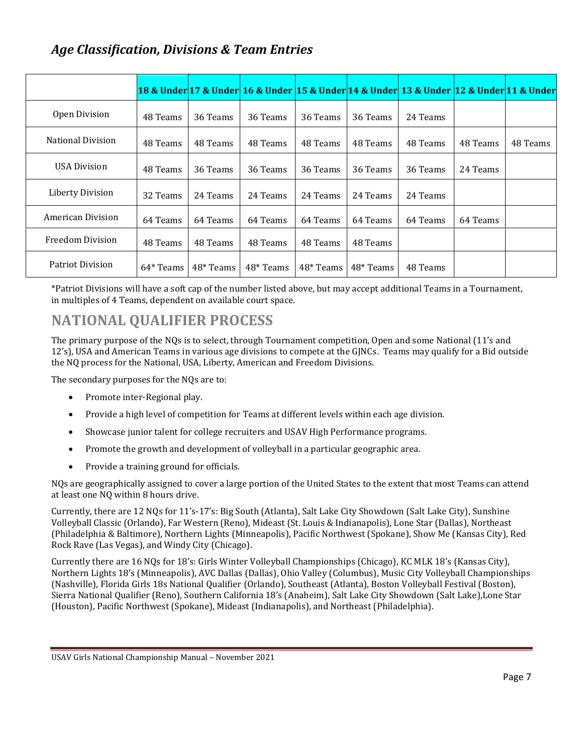## *Age Classification, Divisions & Team Entries*

| | 18 & Under | 17 & Under | 16 & Under | 15 & Under | 14 & Under | 13 & Under | 12 & Under | 11 & Under |
|---|---|---|---|---|---|---|---|---|
| Open Division | 48 Teams | 36 Teams | 36 Teams | 36 Teams | 36 Teams | 24 Teams | | |
| National Division | 48 Teams | 48 Teams | 48 Teams | 48 Teams | 48 Teams | 48 Teams | 48 Teams | 48 Teams |
| USA Division | 48 Teams | 36 Teams | 36 Teams | 36 Teams | 36 Teams | 36 Teams | 24 Teams | |
| Liberty Division | 32 Teams | 24 Teams | 24 Teams | 24 Teams | 24 Teams | 24 Teams | | |
| American Division | 64 Teams | 64 Teams | 64 Teams | 64 Teams | 64 Teams | 64 Teams | 64 Teams | |
| Freedom Division | 48 Teams | 48 Teams | 48 Teams | 48 Teams | 48 Teams | | | |
| Patriot Division | 64* Teams | 48* Teams | 48* Teams | 48* Teams | 48* Teams | 48 Teams | | |

*Patriot Divisions will have a soft cap of the number listed above, but may accept additional Teams in a Tournament, in multiples of 4 Teams, dependent on available court space.

## NATIONAL QUALIFIER PROCESS

The primary purpose of the NQs is to select, through Tournament competition, Open and some National (11's and 12's), USA and American Teams in various age divisions to compete at the GJNCs. Teams may qualify for a Bid outside the NQ process for the National, USA, Liberty, American and Freedom Divisions.

The secondary purposes for the NQs are to:

- Promote inter-Regional play.
- Provide a high level of competition for Teams at different levels within each age division.
- Showcase junior talent for college recruiters and USAV High Performance programs.
- Promote the growth and development of volleyball in a particular geographic area.
- Provide a training ground for officials.

NQs are geographically assigned to cover a large portion of the United States to the extent that most Teams can attend at least one NQ within 8 hours drive.

Currently, there are 12 NQs for 11's-17's: Big South (Atlanta), Salt Lake City Showdown (Salt Lake City), Sunshine Volleyball Classic (Orlando), Far Western (Reno), Mideast (St. Louis & Indianapolis), Lone Star (Dallas), Northeast (Philadelphia & Baltimore), Northern Lights (Minneapolis), Pacific Northwest (Spokane), Show Me (Kansas City), Red Rock Rave (Las Vegas), and Windy City (Chicago).

Currently there are 16 NQs for 18's: Girls Winter Volleyball Championships (Chicago), KC MLK 18's (Kansas City), Northern Lights 18's (Minneapolis), AVC Dallas (Dallas), Ohio Valley (Columbus), Music City Volleyball Championships (Nashville), Florida Girls 18s National Qualifier (Orlando), Southeast (Atlanta), Boston Volleyball Festival (Boston), Sierra National Qualifier (Reno), Southern California 18's (Anaheim), Salt Lake City Showdown (Salt Lake),Lone Star (Houston), Pacific Northwest (Spokane), Mideast (Indianapolis), and Northeast (Philadelphia).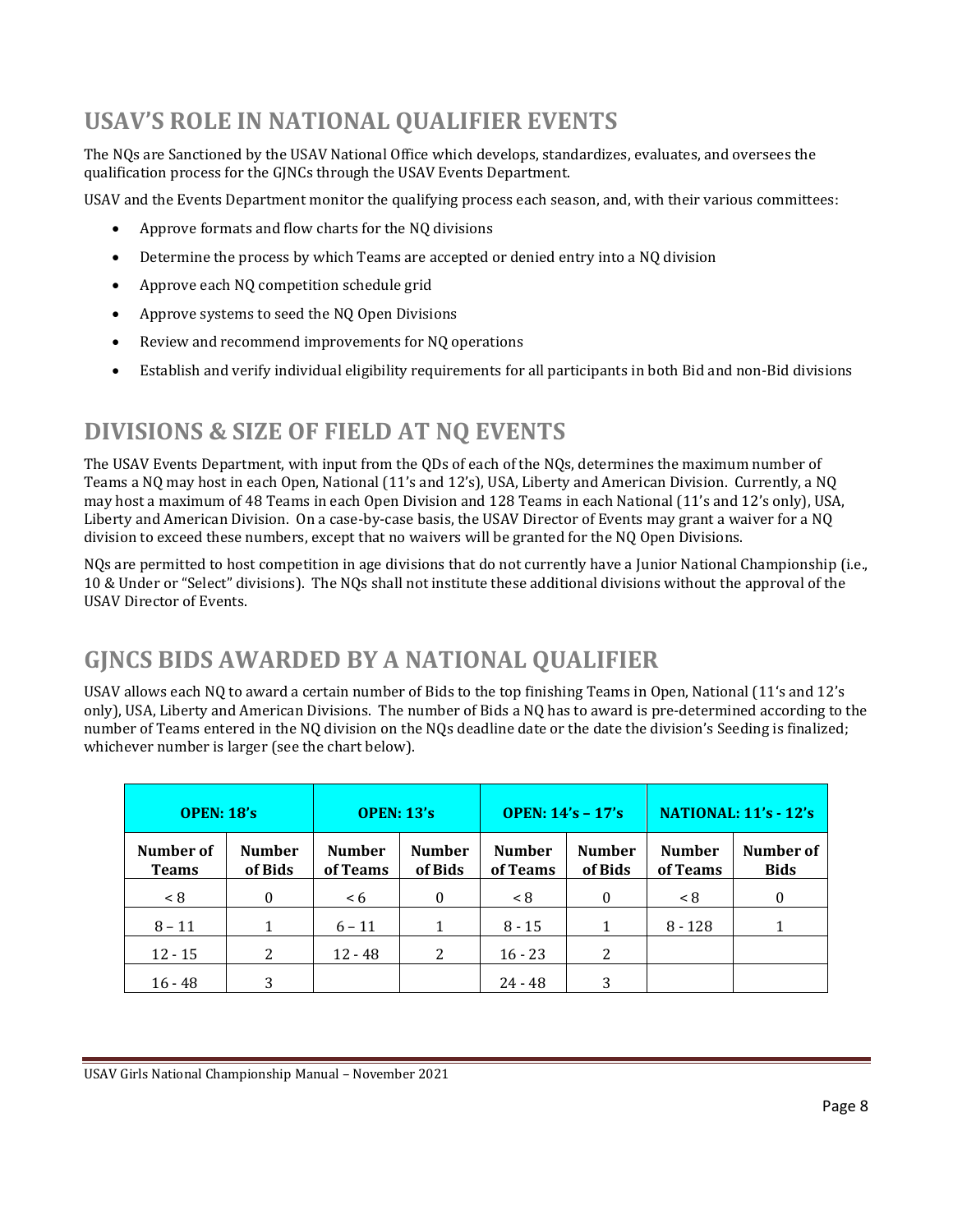## USAV'S ROLE IN NATIONAL QUALIFIER EVENTS

The NQs are Sanctioned by the USAV National Office which develops, standardizes, evaluates, and oversees the qualification process for the GJNCs through the USAV Events Department.

USAV and the Events Department monitor the qualifying process each season, and, with their various committees:

- Approve formats and flow charts for the NQ divisions
- Determine the process by which Teams are accepted or denied entry into a NQ division
- Approve each NQ competition schedule grid
- Approve systems to seed the NQ Open Divisions
- Review and recommend improvements for NQ operations
- Establish and verify individual eligibility requirements for all participants in both Bid and non-Bid divisions

## DIVISIONS & SIZE OF FIELD AT NQ EVENTS

The USAV Events Department, with input from the QDs of each of the NQs, determines the maximum number of Teams a NQ may host in each Open, National (11's and 12's), USA, Liberty and American Division. Currently, a NQ may host a maximum of 48 Teams in each Open Division and 128 Teams in each National (11's and 12's only), USA, Liberty and American Division. On a case-by-case basis, the USAV Director of Events may grant a waiver for a NQ division to exceed these numbers, except that no waivers will be granted for the NQ Open Divisions.

NQs are permitted to host competition in age divisions that do not currently have a Junior National Championship (i.e., 10 & Under or "Select" divisions). The NQs shall not institute these additional divisions without the approval of the USAV Director of Events.

## GJNCS BIDS AWARDED BY A NATIONAL QUALIFIER

USAV allows each NQ to award a certain number of Bids to the top finishing Teams in Open, National (11's and 12's only), USA, Liberty and American Divisions. The number of Bids a NQ has to award is pre-determined according to the number of Teams entered in the NQ division on the NQs deadline date or the date the division's Seeding is finalized; whichever number is larger (see the chart below).

| OPEN: 18's | | OPEN: 13's | | OPEN: 14's – 17's | | NATIONAL: 11's - 12's | |
|---|---|---|---|---|---|---|---|
| **Number of Teams** | **Number of Bids** | **Number of Teams** | **Number of Bids** | **Number of Teams** | **Number of Bids** | **Number of Teams** | **Number of Bids** |
| < 8 | 0 | < 6 | 0 | < 8 | 0 | < 8 | 0 |
| 8 – 11 | 1 | 6 – 11 | 1 | 8 - 15 | 1 | 8 - 128 | 1 |
| 12 - 15 | 2 | 12 - 48 | 2 | 16 - 23 | 2 | | |
| 16 - 48 | 3 | | | 24 - 48 | 3 | | |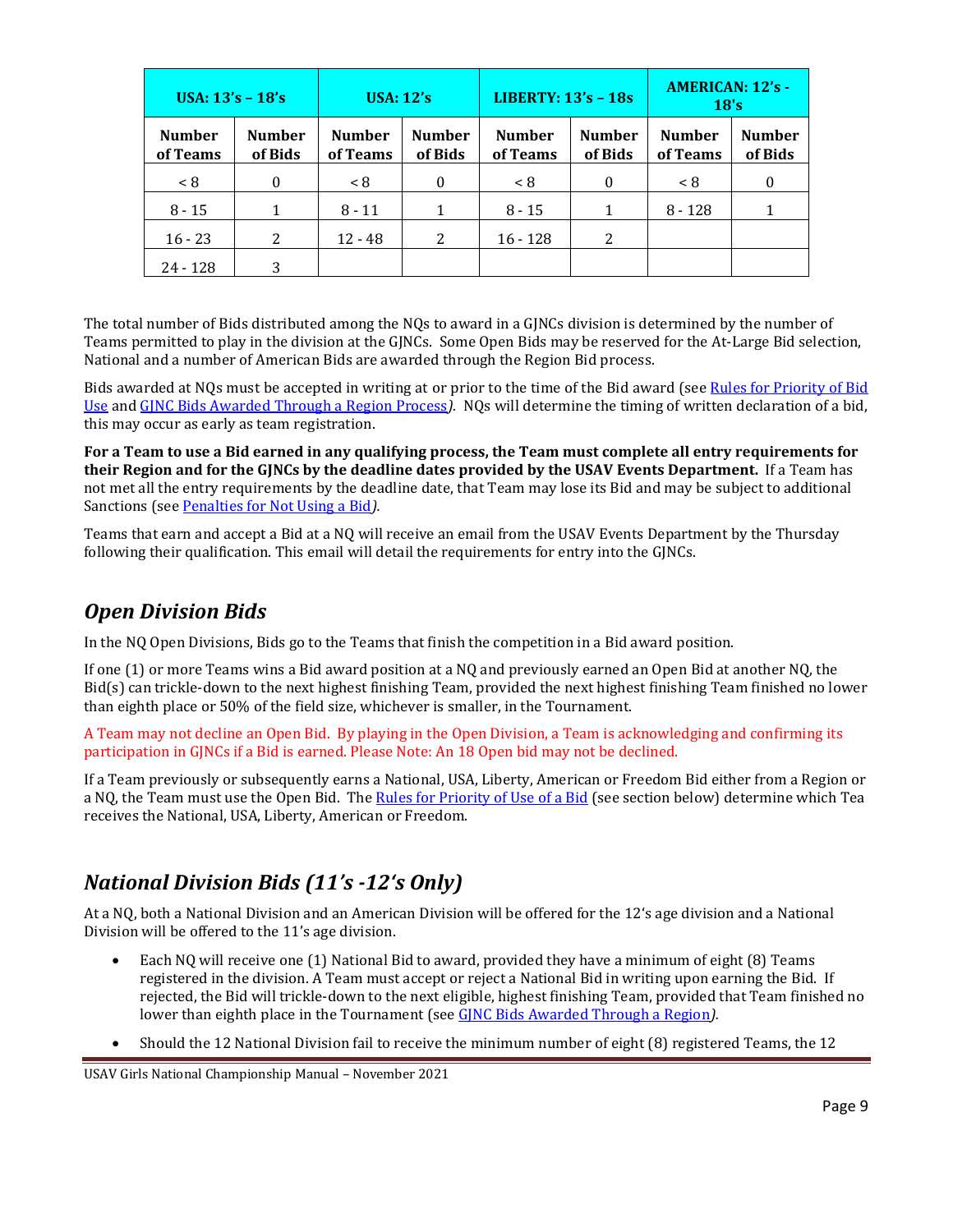| USA: 13's – 18's | | USA: 12's | | LIBERTY: 13's – 18s | | AMERICAN: 12's - 18's | |
|---|---|---|---|---|---|---|---|
| Number of Teams | Number of Bids | Number of Teams | Number of Bids | Number of Teams | Number of Bids | Number of Teams | Number of Bids |
| < 8 | 0 | < 8 | 0 | < 8 | 0 | < 8 | 0 |
| 8 - 15 | 1 | 8 - 11 | 1 | 8 - 15 | 1 | 8 - 128 | 1 |
| 16 - 23 | 2 | 12 - 48 | 2 | 16 - 128 | 2 | | |
| 24 - 128 | 3 | | | | | | |

The total number of Bids distributed among the NQs to award in a GJNCs division is determined by the number of Teams permitted to play in the division at the GJNCs. Some Open Bids may be reserved for the At-Large Bid selection, National and a number of American Bids are awarded through the Region Bid process.

Bids awarded at NQs must be accepted in writing at or prior to the time of the Bid award (see Rules for Priority of Bid Use and GJNC Bids Awarded Through a Region Process*)*. NQs will determine the timing of written declaration of a bid, this may occur as early as team registration.

**For a Team to use a Bid earned in any qualifying process, the Team must complete all entry requirements for their Region and for the GJNCs by the deadline dates provided by the USAV Events Department.** If a Team has not met all the entry requirements by the deadline date, that Team may lose its Bid and may be subject to additional Sanctions (see Penalties for Not Using a Bid*)*.

Teams that earn and accept a Bid at a NQ will receive an email from the USAV Events Department by the Thursday following their qualification. This email will detail the requirements for entry into the GJNCs.

## *Open Division Bids*

In the NQ Open Divisions, Bids go to the Teams that finish the competition in a Bid award position.

If one (1) or more Teams wins a Bid award position at a NQ and previously earned an Open Bid at another NQ, the Bid(s) can trickle-down to the next highest finishing Team, provided the next highest finishing Team finished no lower than eighth place or 50% of the field size, whichever is smaller, in the Tournament.

A Team may not decline an Open Bid. By playing in the Open Division, a Team is acknowledging and confirming its participation in GJNCs if a Bid is earned. Please Note: An 18 Open bid may not be declined.

If a Team previously or subsequently earns a National, USA, Liberty, American or Freedom Bid either from a Region or a NQ, the Team must use the Open Bid. The Rules for Priority of Use of a Bid (see section below) determine which Tea receives the National, USA, Liberty, American or Freedom.

## *National Division Bids (11's -12's Only)*

At a NQ, both a National Division and an American Division will be offered for the 12's age division and a National Division will be offered to the 11's age division.

- Each NQ will receive one (1) National Bid to award, provided they have a minimum of eight (8) Teams registered in the division. A Team must accept or reject a National Bid in writing upon earning the Bid. If rejected, the Bid will trickle-down to the next eligible, highest finishing Team, provided that Team finished no lower than eighth place in the Tournament (see GJNC Bids Awarded Through a Region*)*.
- Should the 12 National Division fail to receive the minimum number of eight (8) registered Teams, the 12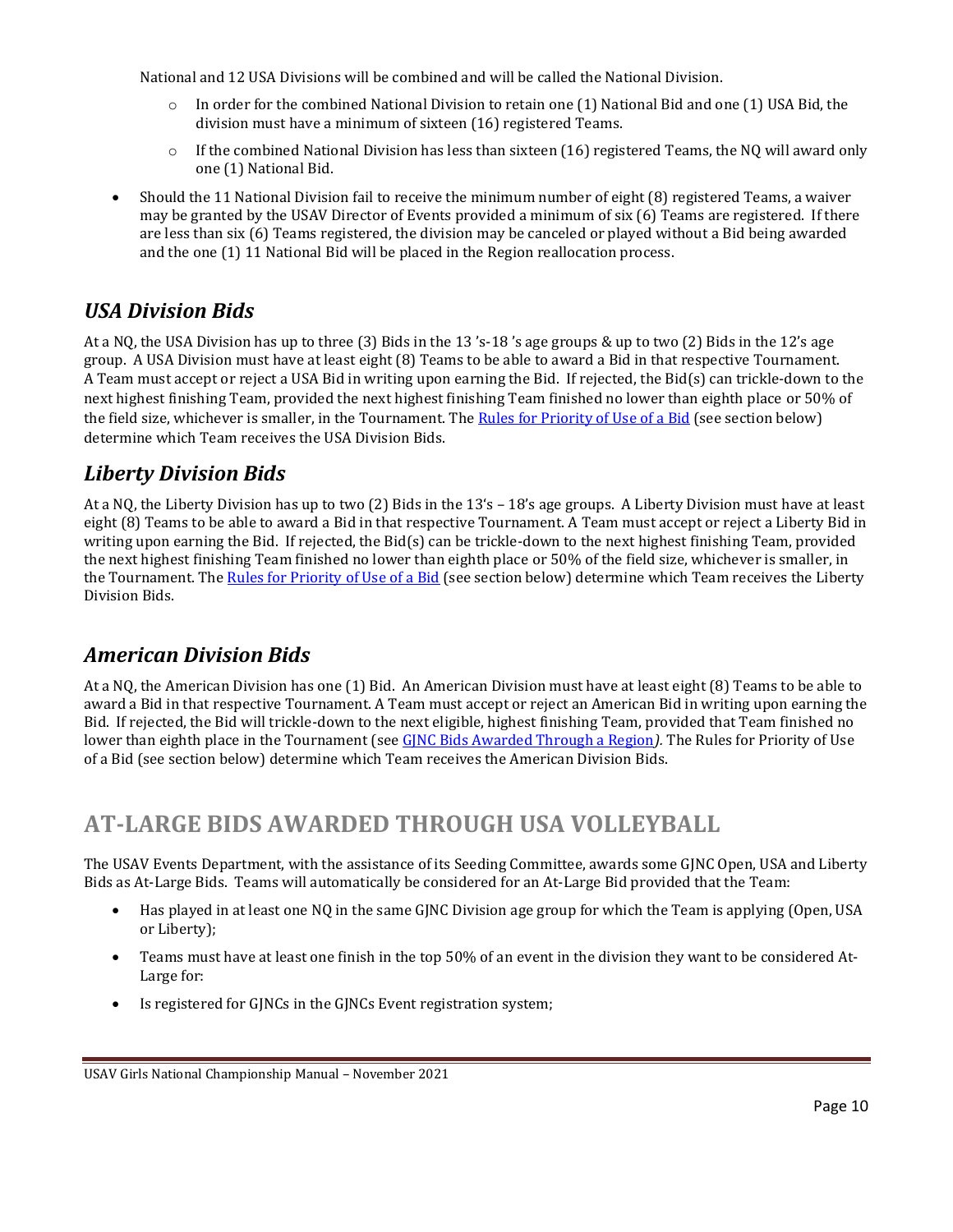National and 12 USA Divisions will be combined and will be called the National Division.

  - In order for the combined National Division to retain one (1) National Bid and one (1) USA Bid, the division must have a minimum of sixteen (16) registered Teams.
  - If the combined National Division has less than sixteen (16) registered Teams, the NQ will award only one (1) National Bid.

- Should the 11 National Division fail to receive the minimum number of eight (8) registered Teams, a waiver may be granted by the USAV Director of Events provided a minimum of six (6) Teams are registered. If there are less than six (6) Teams registered, the division may be canceled or played without a Bid being awarded and the one (1) 11 National Bid will be placed in the Region reallocation process.

## *USA Division Bids*

At a NQ, the USA Division has up to three (3) Bids in the 13 's-18 's age groups & up to two (2) Bids in the 12's age group. A USA Division must have at least eight (8) Teams to be able to award a Bid in that respective Tournament. A Team must accept or reject a USA Bid in writing upon earning the Bid. If rejected, the Bid(s) can trickle-down to the next highest finishing Team, provided the next highest finishing Team finished no lower than eighth place or 50% of the field size, whichever is smaller, in the Tournament. The Rules for Priority of Use of a Bid (see section below) determine which Team receives the USA Division Bids.

## *Liberty Division Bids*

At a NQ, the Liberty Division has up to two (2) Bids in the 13's – 18's age groups. A Liberty Division must have at least eight (8) Teams to be able to award a Bid in that respective Tournament. A Team must accept or reject a Liberty Bid in writing upon earning the Bid. If rejected, the Bid(s) can be trickle-down to the next highest finishing Team, provided the next highest finishing Team finished no lower than eighth place or 50% of the field size, whichever is smaller, in the Tournament. The Rules for Priority of Use of a Bid (see section below) determine which Team receives the Liberty Division Bids.

## *American Division Bids*

At a NQ, the American Division has one (1) Bid. An American Division must have at least eight (8) Teams to be able to award a Bid in that respective Tournament. A Team must accept or reject an American Bid in writing upon earning the Bid. If rejected, the Bid will trickle-down to the next eligible, highest finishing Team, provided that Team finished no lower than eighth place in the Tournament (see GJNC Bids Awarded Through a Region*).* The Rules for Priority of Use of a Bid (see section below) determine which Team receives the American Division Bids.

# AT-LARGE BIDS AWARDED THROUGH USA VOLLEYBALL

The USAV Events Department, with the assistance of its Seeding Committee, awards some GJNC Open, USA and Liberty Bids as At-Large Bids. Teams will automatically be considered for an At-Large Bid provided that the Team:

- Has played in at least one NQ in the same GJNC Division age group for which the Team is applying (Open, USA or Liberty);
- Teams must have at least one finish in the top 50% of an event in the division they want to be considered At-Large for:
- Is registered for GJNCs in the GJNCs Event registration system;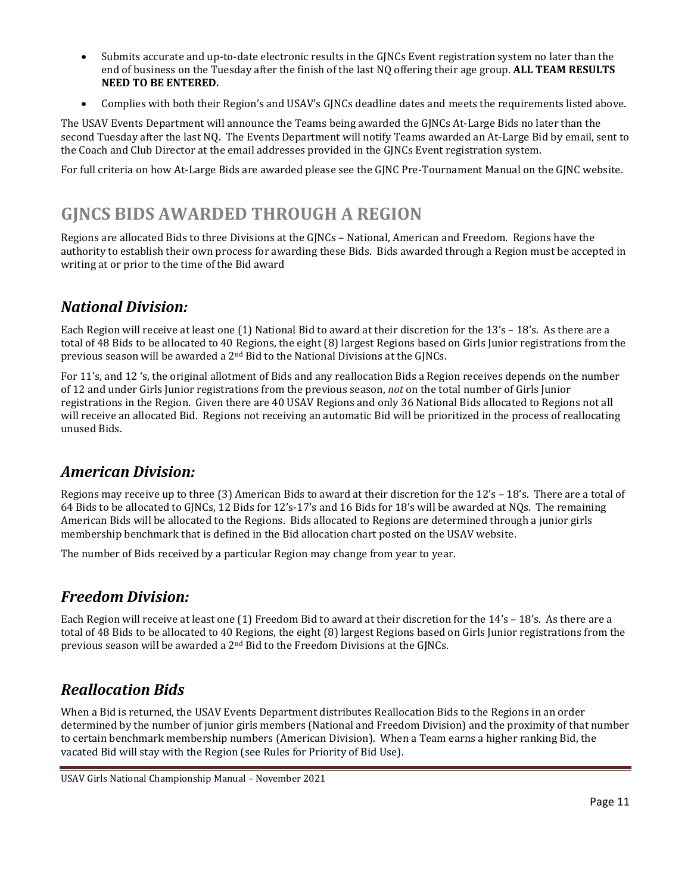- Submits accurate and up-to-date electronic results in the GJNCs Event registration system no later than the end of business on the Tuesday after the finish of the last NQ offering their age group. **ALL TEAM RESULTS NEED TO BE ENTERED.**
- Complies with both their Region's and USAV's GJNCs deadline dates and meets the requirements listed above.

The USAV Events Department will announce the Teams being awarded the GJNCs At-Large Bids no later than the second Tuesday after the last NQ. The Events Department will notify Teams awarded an At-Large Bid by email, sent to the Coach and Club Director at the email addresses provided in the GJNCs Event registration system.

For full criteria on how At-Large Bids are awarded please see the GJNC Pre-Tournament Manual on the GJNC website.

# GJNCS BIDS AWARDED THROUGH A REGION

Regions are allocated Bids to three Divisions at the GJNCs – National, American and Freedom. Regions have the authority to establish their own process for awarding these Bids. Bids awarded through a Region must be accepted in writing at or prior to the time of the Bid award

## *National Division:*

Each Region will receive at least one (1) National Bid to award at their discretion for the 13's – 18's. As there are a total of 48 Bids to be allocated to 40 Regions, the eight (8) largest Regions based on Girls Junior registrations from the previous season will be awarded a 2nd Bid to the National Divisions at the GJNCs.

For 11's, and 12 's, the original allotment of Bids and any reallocation Bids a Region receives depends on the number of 12 and under Girls Junior registrations from the previous season, *not* on the total number of Girls Junior registrations in the Region. Given there are 40 USAV Regions and only 36 National Bids allocated to Regions not all will receive an allocated Bid. Regions not receiving an automatic Bid will be prioritized in the process of reallocating unused Bids.

## *American Division:*

Regions may receive up to three (3) American Bids to award at their discretion for the 12's – 18's. There are a total of 64 Bids to be allocated to GJNCs, 12 Bids for 12's-17's and 16 Bids for 18's will be awarded at NQs. The remaining American Bids will be allocated to the Regions. Bids allocated to Regions are determined through a junior girls membership benchmark that is defined in the Bid allocation chart posted on the USAV website.

The number of Bids received by a particular Region may change from year to year.

## *Freedom Division:*

Each Region will receive at least one (1) Freedom Bid to award at their discretion for the 14's – 18's. As there are a total of 48 Bids to be allocated to 40 Regions, the eight (8) largest Regions based on Girls Junior registrations from the previous season will be awarded a 2nd Bid to the Freedom Divisions at the GJNCs.

## *Reallocation Bids*

When a Bid is returned, the USAV Events Department distributes Reallocation Bids to the Regions in an order determined by the number of junior girls members (National and Freedom Division) and the proximity of that number to certain benchmark membership numbers (American Division). When a Team earns a higher ranking Bid, the vacated Bid will stay with the Region (see Rules for Priority of Bid Use).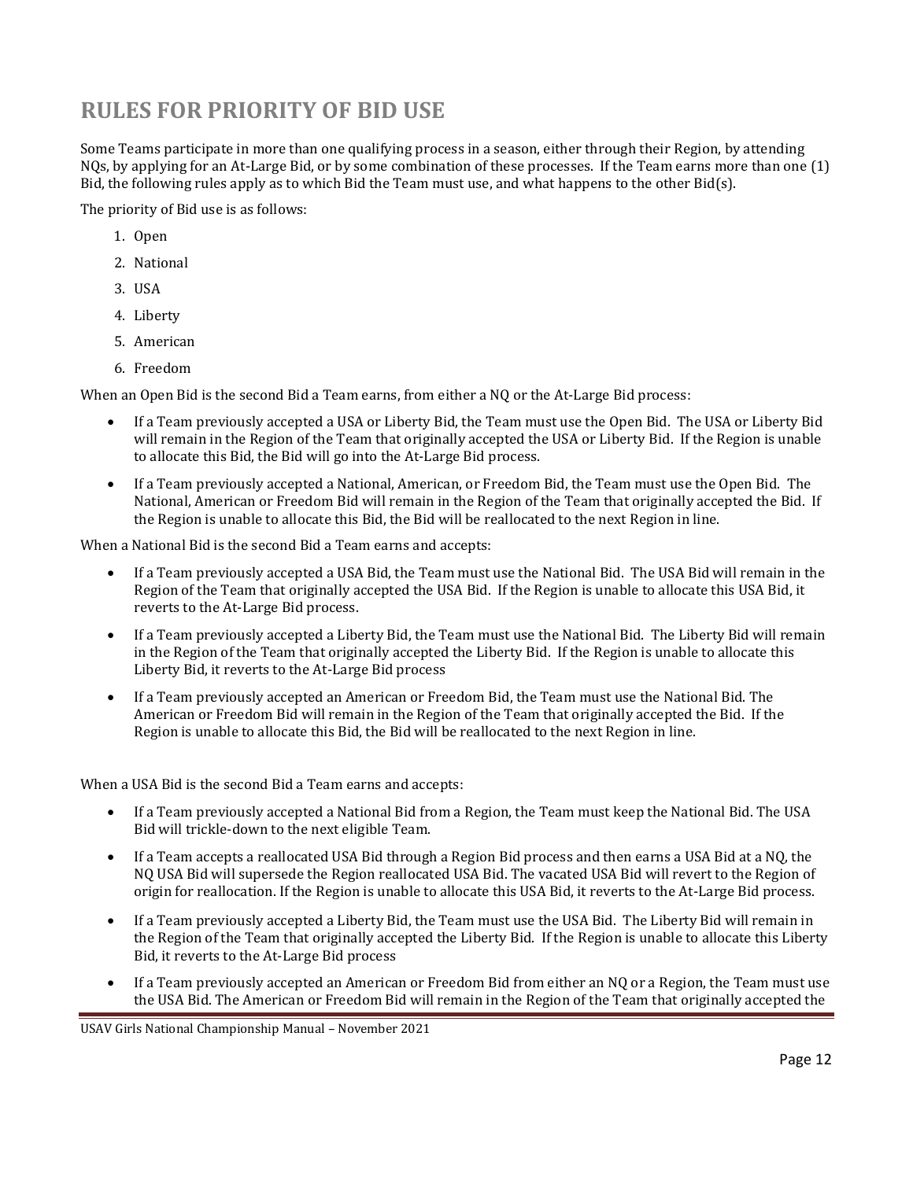## RULES FOR PRIORITY OF BID USE

Some Teams participate in more than one qualifying process in a season, either through their Region, by attending NQs, by applying for an At-Large Bid, or by some combination of these processes. If the Team earns more than one (1) Bid, the following rules apply as to which Bid the Team must use, and what happens to the other Bid(s).

The priority of Bid use is as follows:

1. Open
2. National
3. USA
4. Liberty
5. American
6. Freedom

When an Open Bid is the second Bid a Team earns, from either a NQ or the At-Large Bid process:

- If a Team previously accepted a USA or Liberty Bid, the Team must use the Open Bid. The USA or Liberty Bid will remain in the Region of the Team that originally accepted the USA or Liberty Bid. If the Region is unable to allocate this Bid, the Bid will go into the At-Large Bid process.
- If a Team previously accepted a National, American, or Freedom Bid, the Team must use the Open Bid. The National, American or Freedom Bid will remain in the Region of the Team that originally accepted the Bid. If the Region is unable to allocate this Bid, the Bid will be reallocated to the next Region in line.

When a National Bid is the second Bid a Team earns and accepts:

- If a Team previously accepted a USA Bid, the Team must use the National Bid. The USA Bid will remain in the Region of the Team that originally accepted the USA Bid. If the Region is unable to allocate this USA Bid, it reverts to the At-Large Bid process.
- If a Team previously accepted a Liberty Bid, the Team must use the National Bid. The Liberty Bid will remain in the Region of the Team that originally accepted the Liberty Bid. If the Region is unable to allocate this Liberty Bid, it reverts to the At-Large Bid process
- If a Team previously accepted an American or Freedom Bid, the Team must use the National Bid. The American or Freedom Bid will remain in the Region of the Team that originally accepted the Bid. If the Region is unable to allocate this Bid, the Bid will be reallocated to the next Region in line.

When a USA Bid is the second Bid a Team earns and accepts:

- If a Team previously accepted a National Bid from a Region, the Team must keep the National Bid. The USA Bid will trickle-down to the next eligible Team.
- If a Team accepts a reallocated USA Bid through a Region Bid process and then earns a USA Bid at a NQ, the NQ USA Bid will supersede the Region reallocated USA Bid. The vacated USA Bid will revert to the Region of origin for reallocation. If the Region is unable to allocate this USA Bid, it reverts to the At-Large Bid process.
- If a Team previously accepted a Liberty Bid, the Team must use the USA Bid. The Liberty Bid will remain in the Region of the Team that originally accepted the Liberty Bid. If the Region is unable to allocate this Liberty Bid, it reverts to the At-Large Bid process
- If a Team previously accepted an American or Freedom Bid from either an NQ or a Region, the Team must use the USA Bid. The American or Freedom Bid will remain in the Region of the Team that originally accepted the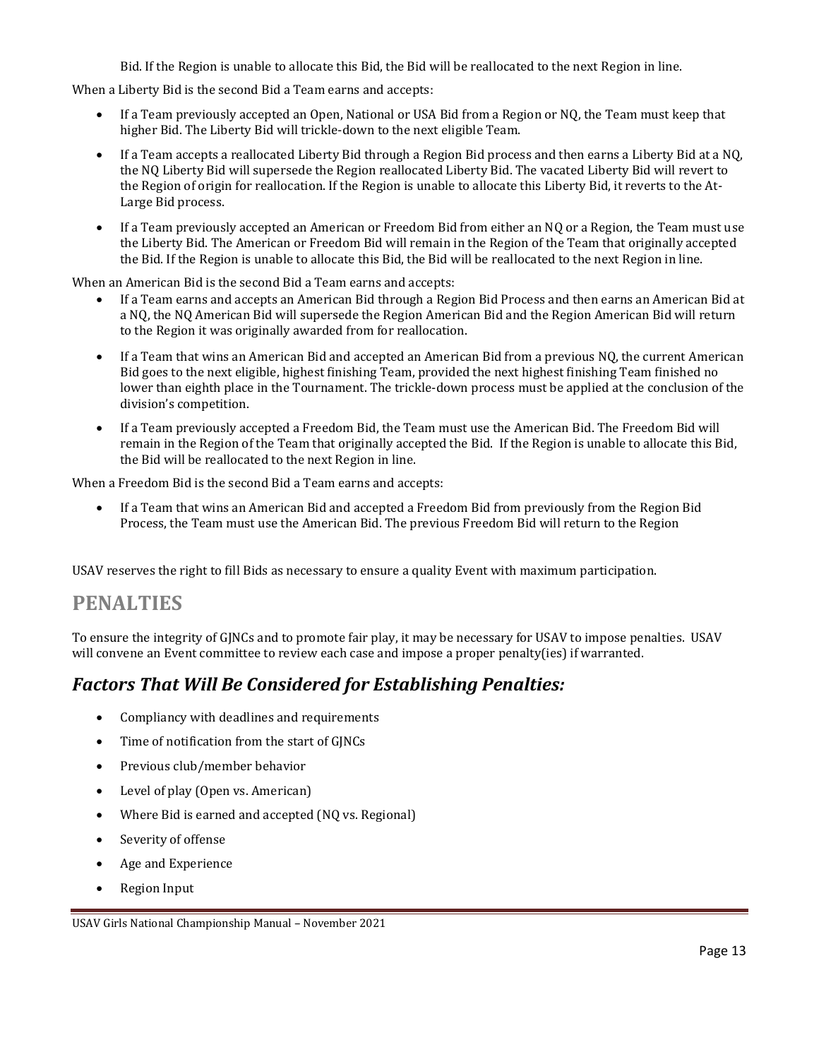Bid. If the Region is unable to allocate this Bid, the Bid will be reallocated to the next Region in line.

When a Liberty Bid is the second Bid a Team earns and accepts:

- If a Team previously accepted an Open, National or USA Bid from a Region or NQ, the Team must keep that higher Bid. The Liberty Bid will trickle-down to the next eligible Team.
- If a Team accepts a reallocated Liberty Bid through a Region Bid process and then earns a Liberty Bid at a NQ, the NQ Liberty Bid will supersede the Region reallocated Liberty Bid. The vacated Liberty Bid will revert to the Region of origin for reallocation. If the Region is unable to allocate this Liberty Bid, it reverts to the At-Large Bid process.
- If a Team previously accepted an American or Freedom Bid from either an NQ or a Region, the Team must use the Liberty Bid. The American or Freedom Bid will remain in the Region of the Team that originally accepted the Bid. If the Region is unable to allocate this Bid, the Bid will be reallocated to the next Region in line.

When an American Bid is the second Bid a Team earns and accepts:

- If a Team earns and accepts an American Bid through a Region Bid Process and then earns an American Bid at a NQ, the NQ American Bid will supersede the Region American Bid and the Region American Bid will return to the Region it was originally awarded from for reallocation.
- If a Team that wins an American Bid and accepted an American Bid from a previous NQ, the current American Bid goes to the next eligible, highest finishing Team, provided the next highest finishing Team finished no lower than eighth place in the Tournament. The trickle-down process must be applied at the conclusion of the division's competition.
- If a Team previously accepted a Freedom Bid, the Team must use the American Bid. The Freedom Bid will remain in the Region of the Team that originally accepted the Bid. If the Region is unable to allocate this Bid, the Bid will be reallocated to the next Region in line.

When a Freedom Bid is the second Bid a Team earns and accepts:

- If a Team that wins an American Bid and accepted a Freedom Bid from previously from the Region Bid Process, the Team must use the American Bid. The previous Freedom Bid will return to the Region

USAV reserves the right to fill Bids as necessary to ensure a quality Event with maximum participation.

# PENALTIES

To ensure the integrity of GJNCs and to promote fair play, it may be necessary for USAV to impose penalties. USAV will convene an Event committee to review each case and impose a proper penalty(ies) if warranted.

## *Factors That Will Be Considered for Establishing Penalties:*

- Compliancy with deadlines and requirements
- Time of notification from the start of GJNCs
- Previous club/member behavior
- Level of play (Open vs. American)
- Where Bid is earned and accepted (NQ vs. Regional)
- Severity of offense
- Age and Experience
- Region Input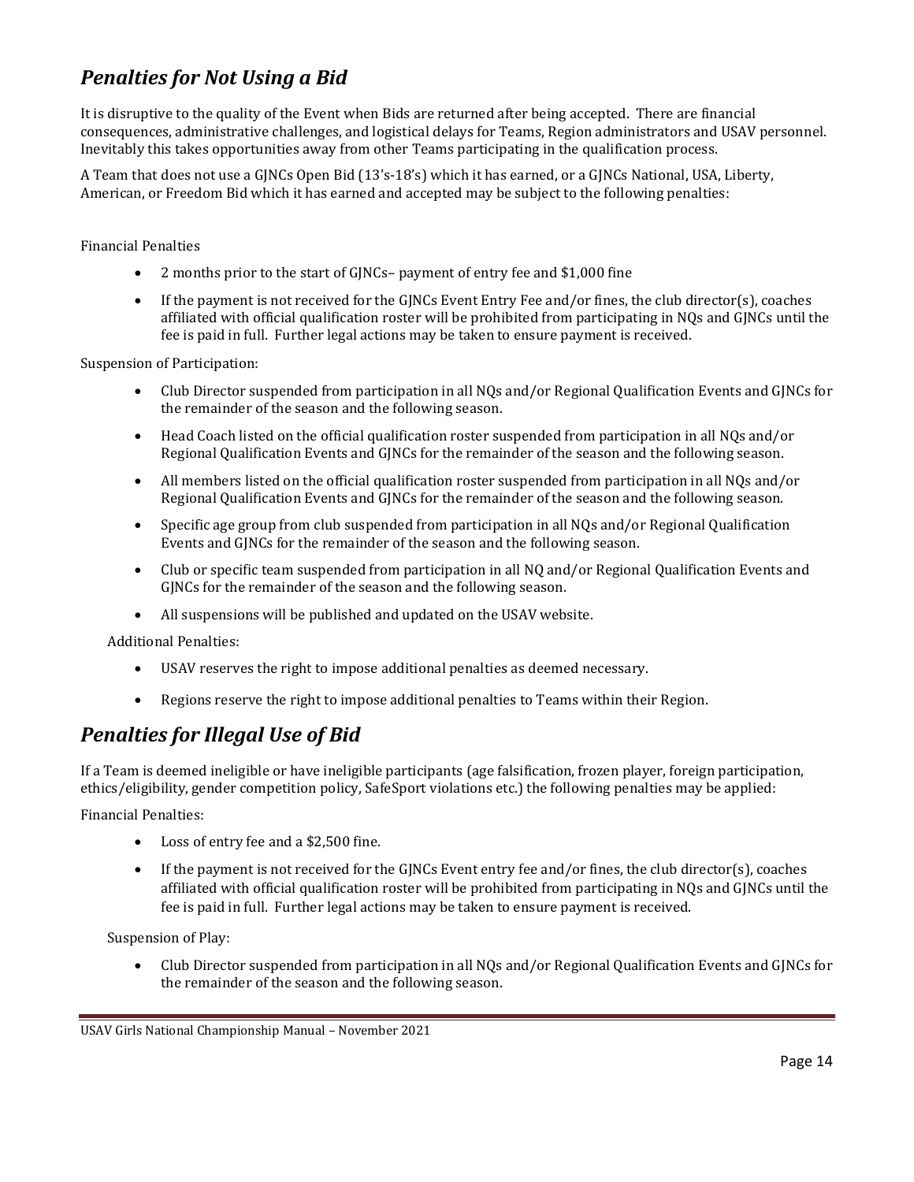## *Penalties for Not Using a Bid*

It is disruptive to the quality of the Event when Bids are returned after being accepted. There are financial consequences, administrative challenges, and logistical delays for Teams, Region administrators and USAV personnel. Inevitably this takes opportunities away from other Teams participating in the qualification process.

A Team that does not use a GJNCs Open Bid (13's-18's) which it has earned, or a GJNCs National, USA, Liberty, American, or Freedom Bid which it has earned and accepted may be subject to the following penalties:

Financial Penalties

- 2 months prior to the start of GJNCs– payment of entry fee and $1,000 fine
- If the payment is not received for the GJNCs Event Entry Fee and/or fines, the club director(s), coaches affiliated with official qualification roster will be prohibited from participating in NQs and GJNCs until the fee is paid in full. Further legal actions may be taken to ensure payment is received.

Suspension of Participation:

- Club Director suspended from participation in all NQs and/or Regional Qualification Events and GJNCs for the remainder of the season and the following season.
- Head Coach listed on the official qualification roster suspended from participation in all NQs and/or Regional Qualification Events and GJNCs for the remainder of the season and the following season.
- All members listed on the official qualification roster suspended from participation in all NQs and/or Regional Qualification Events and GJNCs for the remainder of the season and the following season.
- Specific age group from club suspended from participation in all NQs and/or Regional Qualification Events and GJNCs for the remainder of the season and the following season.
- Club or specific team suspended from participation in all NQ and/or Regional Qualification Events and GJNCs for the remainder of the season and the following season.
- All suspensions will be published and updated on the USAV website.

Additional Penalties:

- USAV reserves the right to impose additional penalties as deemed necessary.
- Regions reserve the right to impose additional penalties to Teams within their Region.

## *Penalties for Illegal Use of Bid*

If a Team is deemed ineligible or have ineligible participants (age falsification, frozen player, foreign participation, ethics/eligibility, gender competition policy, SafeSport violations etc.) the following penalties may be applied:

Financial Penalties:

- Loss of entry fee and a $2,500 fine.
- If the payment is not received for the GJNCs Event entry fee and/or fines, the club director(s), coaches affiliated with official qualification roster will be prohibited from participating in NQs and GJNCs until the fee is paid in full. Further legal actions may be taken to ensure payment is received.

Suspension of Play:

- Club Director suspended from participation in all NQs and/or Regional Qualification Events and GJNCs for the remainder of the season and the following season.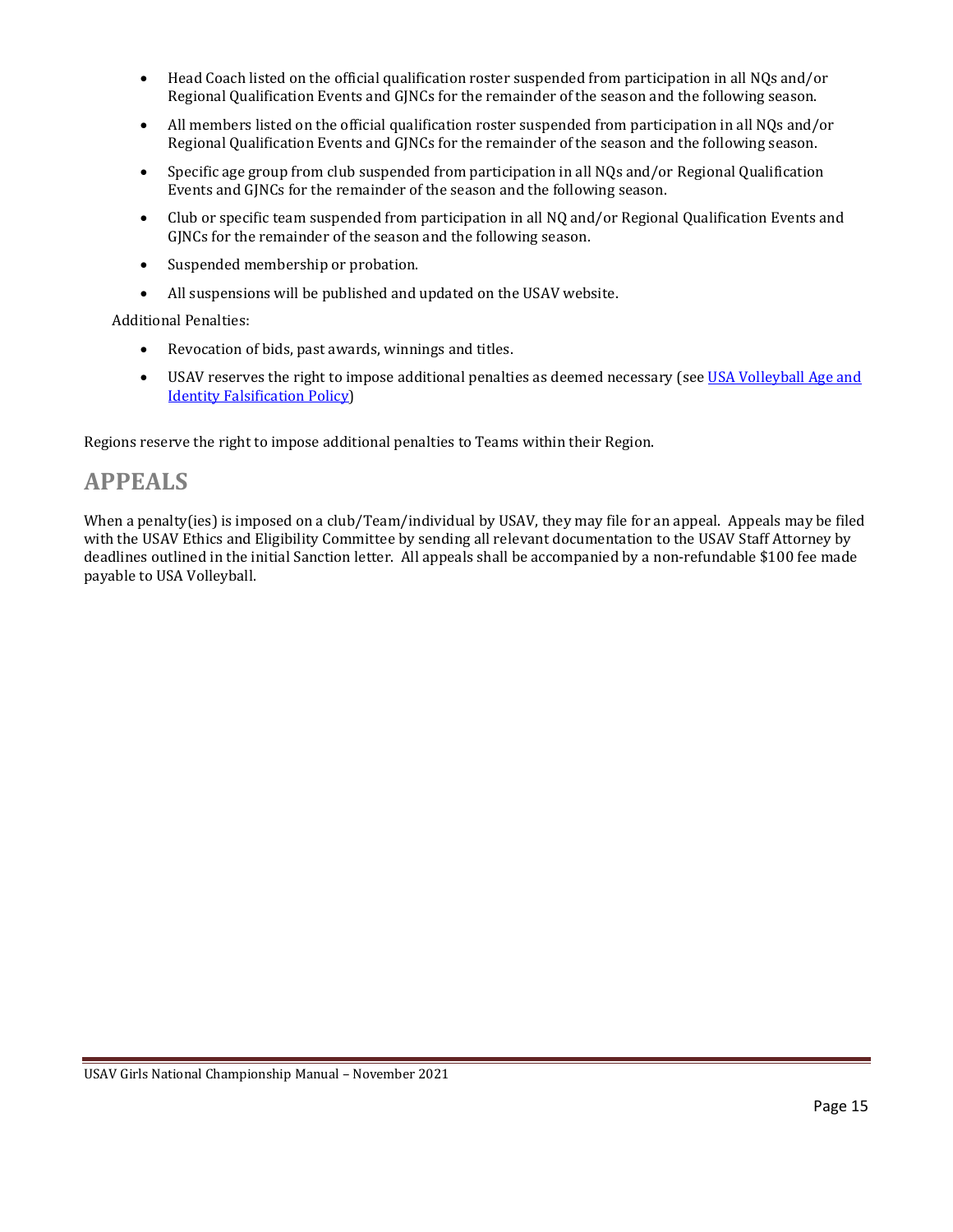- Head Coach listed on the official qualification roster suspended from participation in all NQs and/or Regional Qualification Events and GJNCs for the remainder of the season and the following season.
- All members listed on the official qualification roster suspended from participation in all NQs and/or Regional Qualification Events and GJNCs for the remainder of the season and the following season.
- Specific age group from club suspended from participation in all NQs and/or Regional Qualification Events and GJNCs for the remainder of the season and the following season.
- Club or specific team suspended from participation in all NQ and/or Regional Qualification Events and GJNCs for the remainder of the season and the following season.
- Suspended membership or probation.
- All suspensions will be published and updated on the USAV website.

Additional Penalties:

- Revocation of bids, past awards, winnings and titles.
- USAV reserves the right to impose additional penalties as deemed necessary (see [USA Volleyball Age and Identity Falsification Policy]())

Regions reserve the right to impose additional penalties to Teams within their Region.

# APPEALS

When a penalty(ies) is imposed on a club/Team/individual by USAV, they may file for an appeal. Appeals may be filed with the USAV Ethics and Eligibility Committee by sending all relevant documentation to the USAV Staff Attorney by deadlines outlined in the initial Sanction letter. All appeals shall be accompanied by a non-refundable $100 fee made payable to USA Volleyball.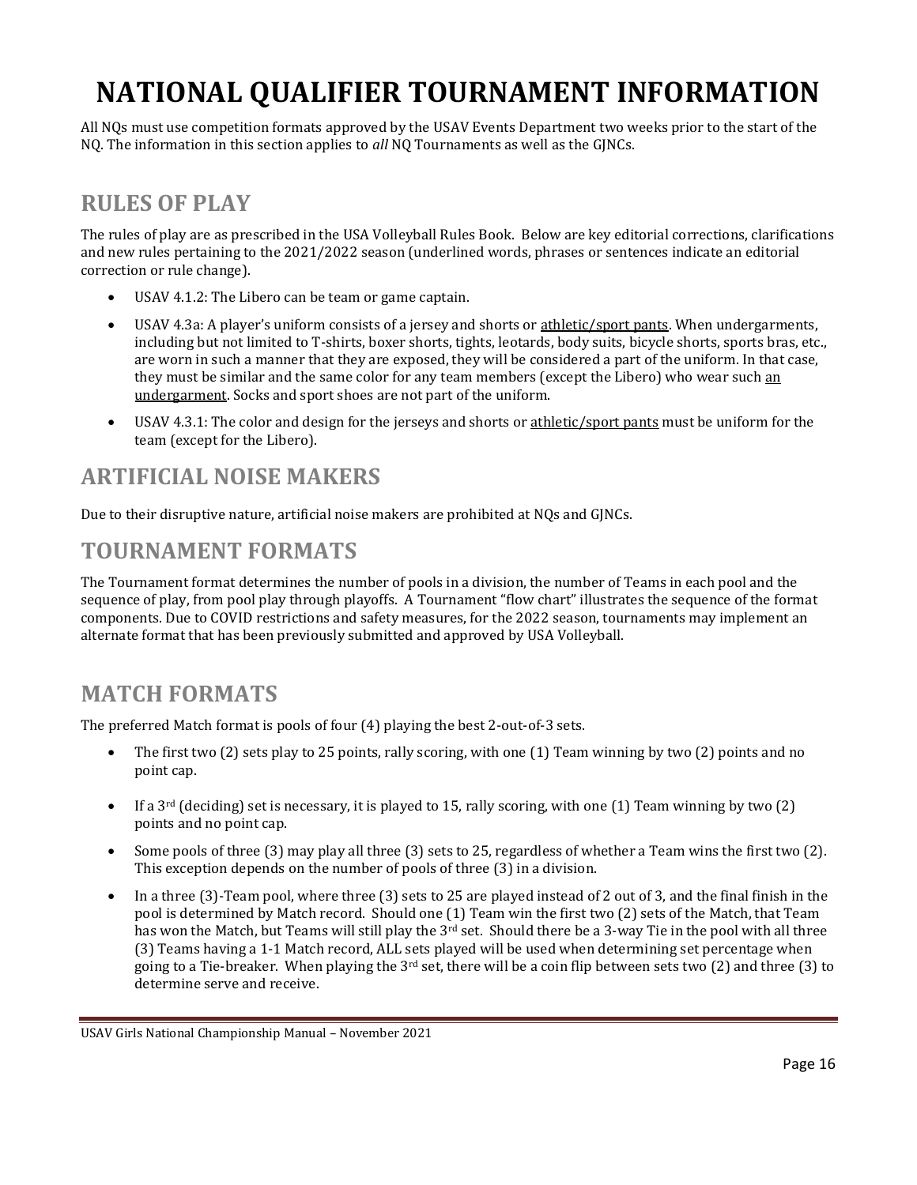# NATIONAL QUALIFIER TOURNAMENT INFORMATION

All NQs must use competition formats approved by the USAV Events Department two weeks prior to the start of the NQ. The information in this section applies to *all* NQ Tournaments as well as the GJNCs.

## RULES OF PLAY

The rules of play are as prescribed in the USA Volleyball Rules Book. Below are key editorial corrections, clarifications and new rules pertaining to the 2021/2022 season (underlined words, phrases or sentences indicate an editorial correction or rule change).

- USAV 4.1.2: The Libero can be team or game captain.
- USAV 4.3a: A player's uniform consists of a jersey and shorts or <u>athletic/sport pants</u>. When undergarments, including but not limited to T-shirts, boxer shorts, tights, leotards, body suits, bicycle shorts, sports bras, etc., are worn in such a manner that they are exposed, they will be considered a part of the uniform. In that case, they must be similar and the same color for any team members (except the Libero) who wear such <u>an undergarment</u>. Socks and sport shoes are not part of the uniform.
- USAV 4.3.1: The color and design for the jerseys and shorts or <u>athletic/sport pants</u> must be uniform for the team (except for the Libero).

## ARTIFICIAL NOISE MAKERS

Due to their disruptive nature, artificial noise makers are prohibited at NQs and GJNCs.

## TOURNAMENT FORMATS

The Tournament format determines the number of pools in a division, the number of Teams in each pool and the sequence of play, from pool play through playoffs. A Tournament "flow chart" illustrates the sequence of the format components. Due to COVID restrictions and safety measures, for the 2022 season, tournaments may implement an alternate format that has been previously submitted and approved by USA Volleyball.

## MATCH FORMATS

The preferred Match format is pools of four (4) playing the best 2-out-of-3 sets.

- The first two (2) sets play to 25 points, rally scoring, with one (1) Team winning by two (2) points and no point cap.
- If a 3rd (deciding) set is necessary, it is played to 15, rally scoring, with one (1) Team winning by two (2) points and no point cap.
- Some pools of three (3) may play all three (3) sets to 25, regardless of whether a Team wins the first two (2). This exception depends on the number of pools of three (3) in a division.
- In a three (3)-Team pool, where three (3) sets to 25 are played instead of 2 out of 3, and the final finish in the pool is determined by Match record. Should one (1) Team win the first two (2) sets of the Match, that Team has won the Match, but Teams will still play the 3rd set. Should there be a 3-way Tie in the pool with all three (3) Teams having a 1-1 Match record, ALL sets played will be used when determining set percentage when going to a Tie-breaker. When playing the 3rd set, there will be a coin flip between sets two (2) and three (3) to determine serve and receive.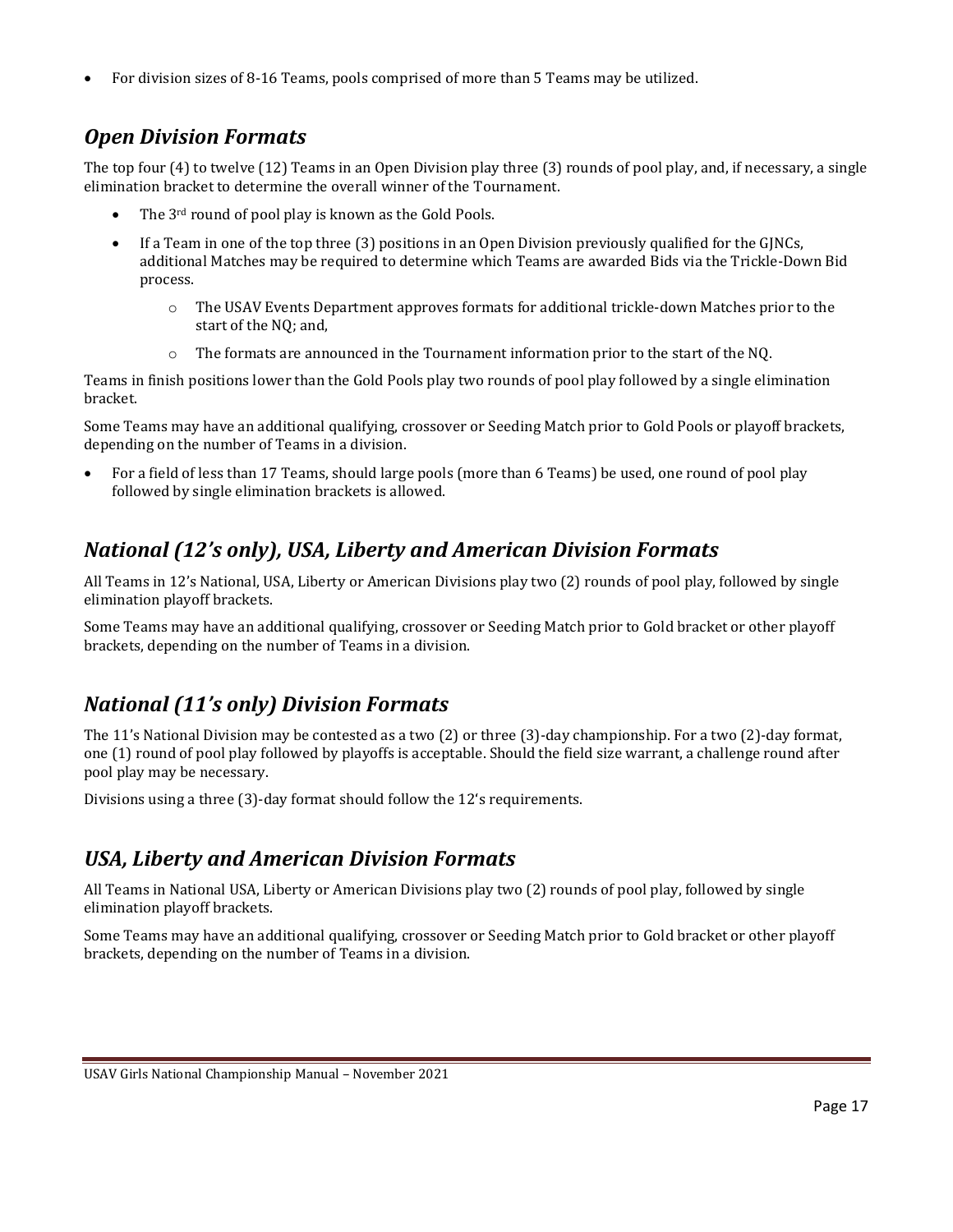- For division sizes of 8-16 Teams, pools comprised of more than 5 Teams may be utilized.

## *Open Division Formats*

The top four (4) to twelve (12) Teams in an Open Division play three (3) rounds of pool play, and, if necessary, a single elimination bracket to determine the overall winner of the Tournament.

- The 3rd round of pool play is known as the Gold Pools.
- If a Team in one of the top three (3) positions in an Open Division previously qualified for the GJNCs, additional Matches may be required to determine which Teams are awarded Bids via the Trickle-Down Bid process.
    - The USAV Events Department approves formats for additional trickle-down Matches prior to the start of the NQ; and,
    - The formats are announced in the Tournament information prior to the start of the NQ.

Teams in finish positions lower than the Gold Pools play two rounds of pool play followed by a single elimination bracket.

Some Teams may have an additional qualifying, crossover or Seeding Match prior to Gold Pools or playoff brackets, depending on the number of Teams in a division.

- For a field of less than 17 Teams, should large pools (more than 6 Teams) be used, one round of pool play followed by single elimination brackets is allowed.

## *National (12's only), USA, Liberty and American Division Formats*

All Teams in 12's National, USA, Liberty or American Divisions play two (2) rounds of pool play, followed by single elimination playoff brackets.

Some Teams may have an additional qualifying, crossover or Seeding Match prior to Gold bracket or other playoff brackets, depending on the number of Teams in a division.

## *National (11's only) Division Formats*

The 11's National Division may be contested as a two (2) or three (3)-day championship. For a two (2)-day format, one (1) round of pool play followed by playoffs is acceptable. Should the field size warrant, a challenge round after pool play may be necessary.

Divisions using a three (3)-day format should follow the 12's requirements.

## *USA, Liberty and American Division Formats*

All Teams in National USA, Liberty or American Divisions play two (2) rounds of pool play, followed by single elimination playoff brackets.

Some Teams may have an additional qualifying, crossover or Seeding Match prior to Gold bracket or other playoff brackets, depending on the number of Teams in a division.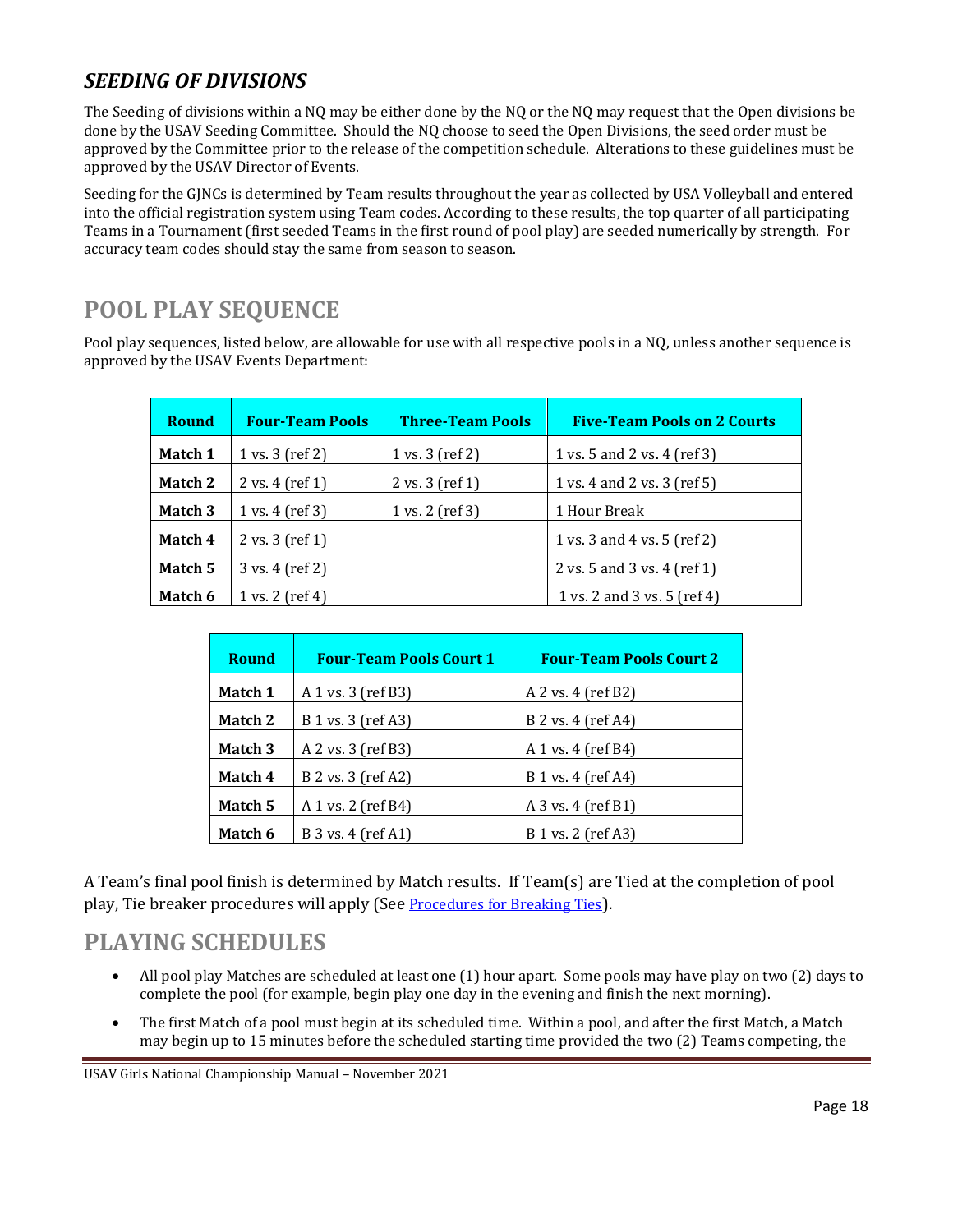## *SEEDING OF DIVISIONS*

The Seeding of divisions within a NQ may be either done by the NQ or the NQ may request that the Open divisions be done by the USAV Seeding Committee. Should the NQ choose to seed the Open Divisions, the seed order must be approved by the Committee prior to the release of the competition schedule. Alterations to these guidelines must be approved by the USAV Director of Events.

Seeding for the GJNCs is determined by Team results throughout the year as collected by USA Volleyball and entered into the official registration system using Team codes. According to these results, the top quarter of all participating Teams in a Tournament (first seeded Teams in the first round of pool play) are seeded numerically by strength. For accuracy team codes should stay the same from season to season.

# POOL PLAY SEQUENCE

Pool play sequences, listed below, are allowable for use with all respective pools in a NQ, unless another sequence is approved by the USAV Events Department:

| Round | Four-Team Pools | Three-Team Pools | Five-Team Pools on 2 Courts |
|---|---|---|---|
| **Match 1** | 1 vs. 3 (ref 2) | 1 vs. 3 (ref 2) | 1 vs. 5 and 2 vs. 4 (ref 3) |
| **Match 2** | 2 vs. 4 (ref 1) | 2 vs. 3 (ref 1) | 1 vs. 4 and 2 vs. 3 (ref 5) |
| **Match 3** | 1 vs. 4 (ref 3) | 1 vs. 2 (ref 3) | 1 Hour Break |
| **Match 4** | 2 vs. 3 (ref 1) | | 1 vs. 3 and 4 vs. 5 (ref 2) |
| **Match 5** | 3 vs. 4 (ref 2) | | 2 vs. 5 and 3 vs. 4 (ref 1) |
| **Match 6** | 1 vs. 2 (ref 4) | | 1 vs. 2 and 3 vs. 5 (ref 4) |

| Round | Four-Team Pools Court 1 | Four-Team Pools Court 2 |
|---|---|---|
| **Match 1** | A 1 vs. 3 (ref B3) | A 2 vs. 4 (ref B2) |
| **Match 2** | B 1 vs. 3 (ref A3) | B 2 vs. 4 (ref A4) |
| **Match 3** | A 2 vs. 3 (ref B3) | A 1 vs. 4 (ref B4) |
| **Match 4** | B 2 vs. 3 (ref A2) | B 1 vs. 4 (ref A4) |
| **Match 5** | A 1 vs. 2 (ref B4) | A 3 vs. 4 (ref B1) |
| **Match 6** | B 3 vs. 4 (ref A1) | B 1 vs. 2 (ref A3) |

A Team's final pool finish is determined by Match results. If Team(s) are Tied at the completion of pool play, Tie breaker procedures will apply (See Procedures for Breaking Ties).

# PLAYING SCHEDULES

- All pool play Matches are scheduled at least one (1) hour apart. Some pools may have play on two (2) days to complete the pool (for example, begin play one day in the evening and finish the next morning).
- The first Match of a pool must begin at its scheduled time. Within a pool, and after the first Match, a Match may begin up to 15 minutes before the scheduled starting time provided the two (2) Teams competing, the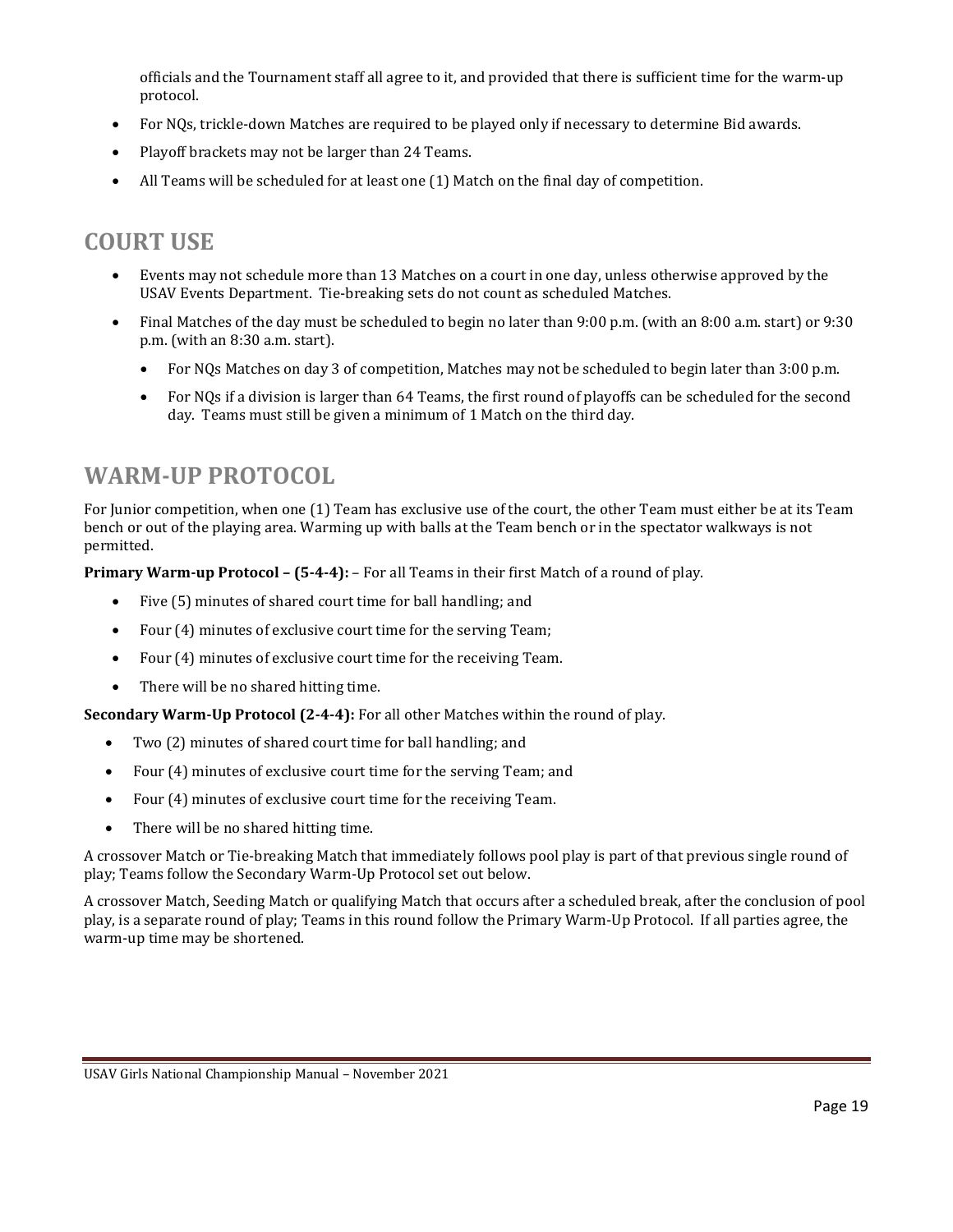officials and the Tournament staff all agree to it, and provided that there is sufficient time for the warm-up protocol.

- For NQs, trickle-down Matches are required to be played only if necessary to determine Bid awards.
- Playoff brackets may not be larger than 24 Teams.
- All Teams will be scheduled for at least one (1) Match on the final day of competition.

## COURT USE

- Events may not schedule more than 13 Matches on a court in one day, unless otherwise approved by the USAV Events Department. Tie-breaking sets do not count as scheduled Matches.
- Final Matches of the day must be scheduled to begin no later than 9:00 p.m. (with an 8:00 a.m. start) or 9:30 p.m. (with an 8:30 a.m. start).
  - For NQs Matches on day 3 of competition, Matches may not be scheduled to begin later than 3:00 p.m.
  - For NQs if a division is larger than 64 Teams, the first round of playoffs can be scheduled for the second day. Teams must still be given a minimum of 1 Match on the third day.

## WARM-UP PROTOCOL

For Junior competition, when one (1) Team has exclusive use of the court, the other Team must either be at its Team bench or out of the playing area. Warming up with balls at the Team bench or in the spectator walkways is not permitted.

**Primary Warm-up Protocol – (5-4-4):** – For all Teams in their first Match of a round of play.

- Five (5) minutes of shared court time for ball handling; and
- Four (4) minutes of exclusive court time for the serving Team;
- Four (4) minutes of exclusive court time for the receiving Team.
- There will be no shared hitting time.

**Secondary Warm-Up Protocol (2-4-4):** For all other Matches within the round of play.

- Two (2) minutes of shared court time for ball handling; and
- Four (4) minutes of exclusive court time for the serving Team; and
- Four (4) minutes of exclusive court time for the receiving Team.
- There will be no shared hitting time.

A crossover Match or Tie-breaking Match that immediately follows pool play is part of that previous single round of play; Teams follow the Secondary Warm-Up Protocol set out below.

A crossover Match, Seeding Match or qualifying Match that occurs after a scheduled break, after the conclusion of pool play, is a separate round of play; Teams in this round follow the Primary Warm-Up Protocol. If all parties agree, the warm-up time may be shortened.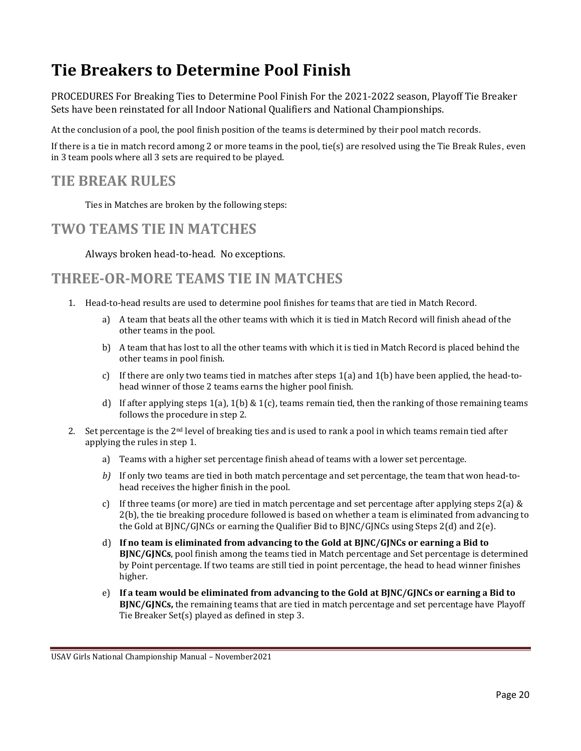# Tie Breakers to Determine Pool Finish

PROCEDURES For Breaking Ties to Determine Pool Finish For the 2021-2022 season, Playoff Tie Breaker Sets have been reinstated for all Indoor National Qualifiers and National Championships.

At the conclusion of a pool, the pool finish position of the teams is determined by their pool match records.

If there is a tie in match record among 2 or more teams in the pool, tie(s) are resolved using the Tie Break Rules, even in 3 team pools where all 3 sets are required to be played.

## TIE BREAK RULES

Ties in Matches are broken by the following steps:

## TWO TEAMS TIE IN MATCHES

Always broken head-to-head. No exceptions.

## THREE-OR-MORE TEAMS TIE IN MATCHES

1. Head-to-head results are used to determine pool finishes for teams that are tied in Match Record.
   a) A team that beats all the other teams with which it is tied in Match Record will finish ahead of the other teams in the pool.
   b) A team that has lost to all the other teams with which it is tied in Match Record is placed behind the other teams in pool finish.
   c) If there are only two teams tied in matches after steps 1(a) and 1(b) have been applied, the head-to-head winner of those 2 teams earns the higher pool finish.
   d) If after applying steps 1(a), 1(b) & 1(c), teams remain tied, then the ranking of those remaining teams follows the procedure in step 2.
2. Set percentage is the 2nd level of breaking ties and is used to rank a pool in which teams remain tied after applying the rules in step 1.
   a) Teams with a higher set percentage finish ahead of teams with a lower set percentage.
   *b)* If only two teams are tied in both match percentage and set percentage, the team that won head-to-head receives the higher finish in the pool.
   c) If three teams (or more) are tied in match percentage and set percentage after applying steps 2(a) & 2(b), the tie breaking procedure followed is based on whether a team is eliminated from advancing to the Gold at BJNC/GJNCs or earning the Qualifier Bid to BJNC/GJNCs using Steps 2(d) and 2(e).
   d) **If no team is eliminated from advancing to the Gold at BJNC/GJNCs or earning a Bid to BJNC/GJNCs**, pool finish among the teams tied in Match percentage and Set percentage is determined by Point percentage. If two teams are still tied in point percentage, the head to head winner finishes higher.
   e) **If a team would be eliminated from advancing to the Gold at BJNC/GJNCs or earning a Bid to BJNC/GJNCs,** the remaining teams that are tied in match percentage and set percentage have Playoff Tie Breaker Set(s) played as defined in step 3.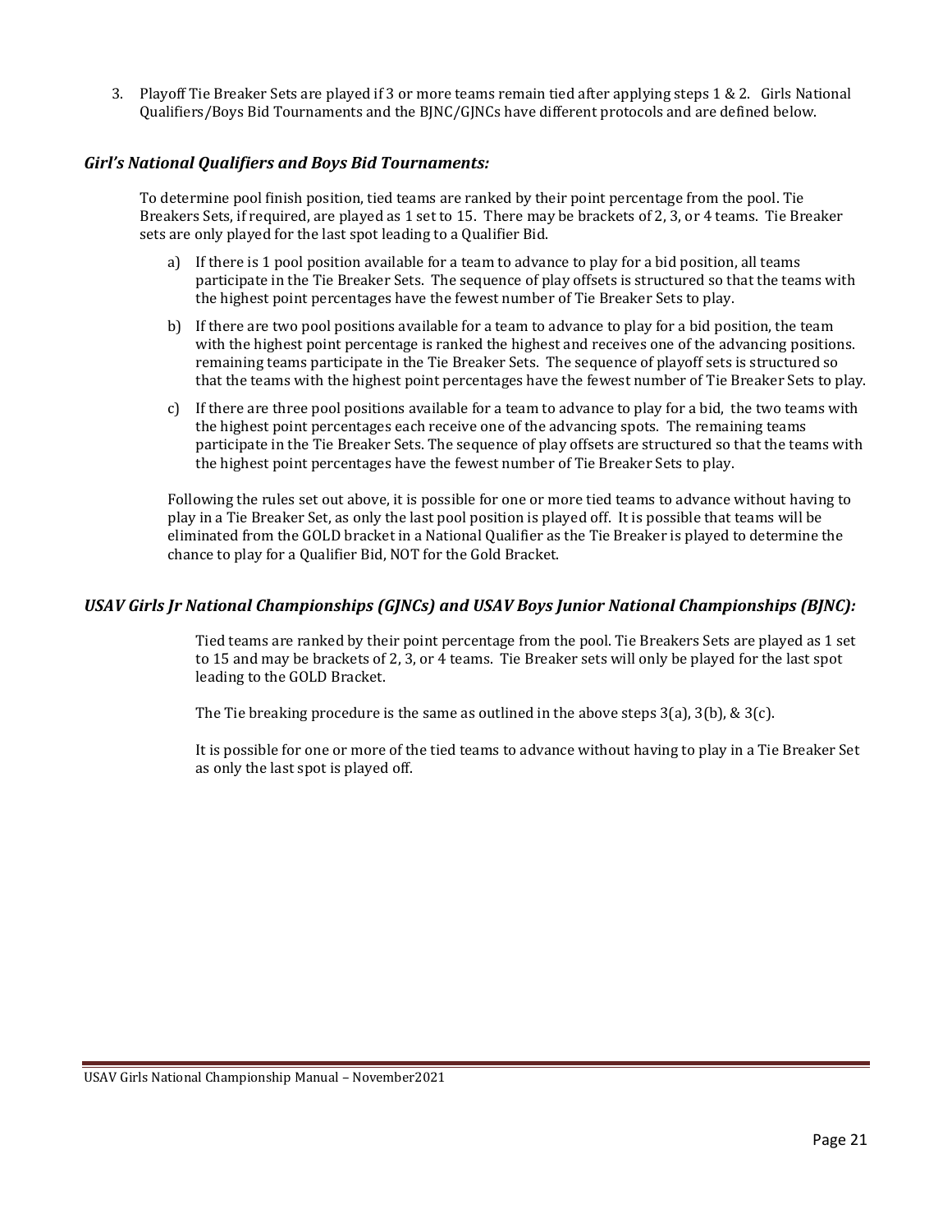3. Playoff Tie Breaker Sets are played if 3 or more teams remain tied after applying steps 1 & 2. Girls National Qualifiers/Boys Bid Tournaments and the BJNC/GJNCs have different protocols and are defined below.

### *Girl's National Qualifiers and Boys Bid Tournaments:*

To determine pool finish position, tied teams are ranked by their point percentage from the pool. Tie Breakers Sets, if required, are played as 1 set to 15. There may be brackets of 2, 3, or 4 teams. Tie Breaker sets are only played for the last spot leading to a Qualifier Bid.

a) If there is 1 pool position available for a team to advance to play for a bid position, all teams participate in the Tie Breaker Sets. The sequence of play offsets is structured so that the teams with the highest point percentages have the fewest number of Tie Breaker Sets to play.

b) If there are two pool positions available for a team to advance to play for a bid position, the team with the highest point percentage is ranked the highest and receives one of the advancing positions. remaining teams participate in the Tie Breaker Sets. The sequence of playoff sets is structured so that the teams with the highest point percentages have the fewest number of Tie Breaker Sets to play.

c) If there are three pool positions available for a team to advance to play for a bid, the two teams with the highest point percentages each receive one of the advancing spots. The remaining teams participate in the Tie Breaker Sets. The sequence of play offsets are structured so that the teams with the highest point percentages have the fewest number of Tie Breaker Sets to play.

Following the rules set out above, it is possible for one or more tied teams to advance without having to play in a Tie Breaker Set, as only the last pool position is played off. It is possible that teams will be eliminated from the GOLD bracket in a National Qualifier as the Tie Breaker is played to determine the chance to play for a Qualifier Bid, NOT for the Gold Bracket.

### *USAV Girls Jr National Championships (GJNCs) and USAV Boys Junior National Championships (BJNC):*

Tied teams are ranked by their point percentage from the pool. Tie Breakers Sets are played as 1 set to 15 and may be brackets of 2, 3, or 4 teams. Tie Breaker sets will only be played for the last spot leading to the GOLD Bracket.

The Tie breaking procedure is the same as outlined in the above steps 3(a), 3(b), & 3(c).

It is possible for one or more of the tied teams to advance without having to play in a Tie Breaker Set as only the last spot is played off.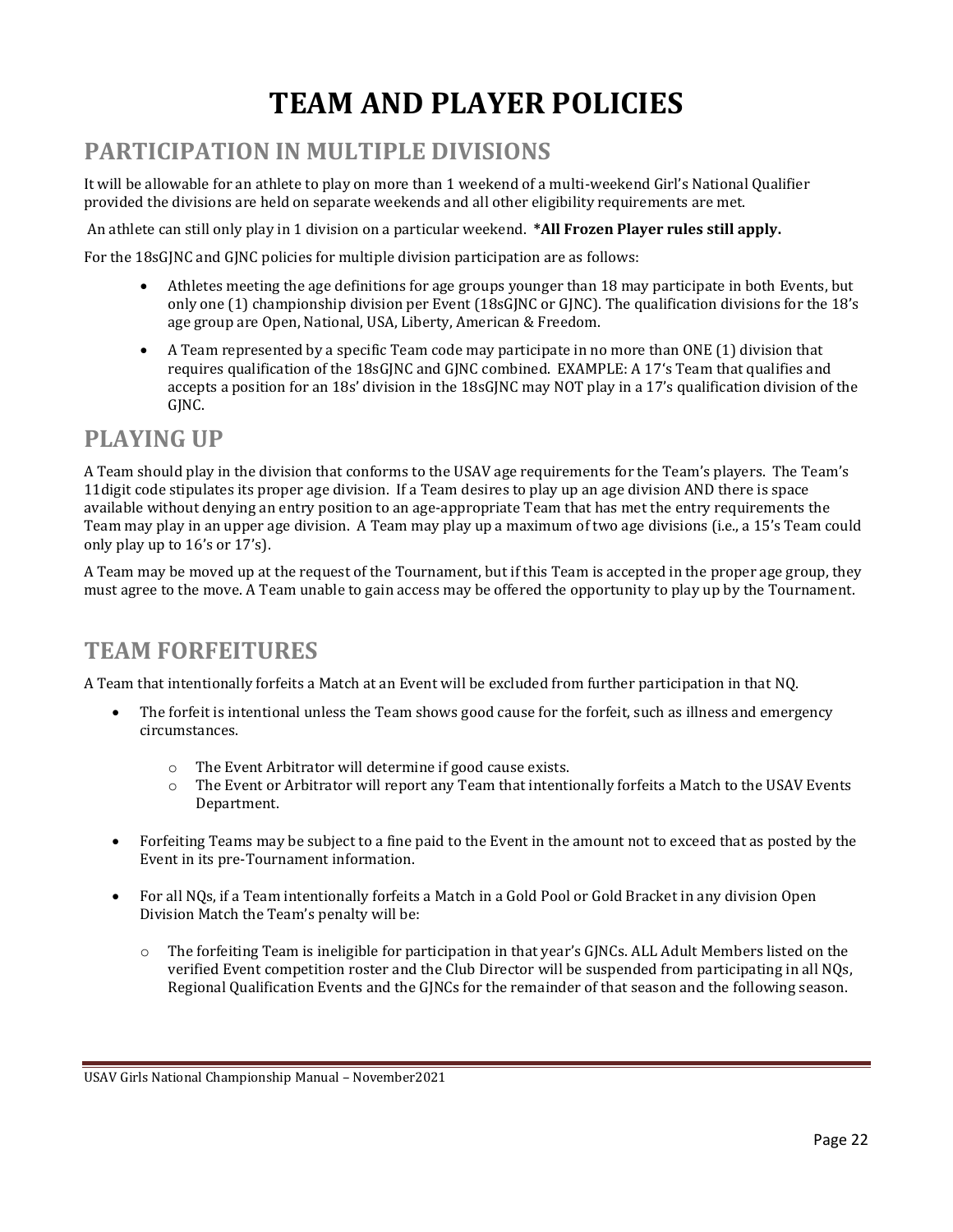# TEAM AND PLAYER POLICIES

## PARTICIPATION IN MULTIPLE DIVISIONS

It will be allowable for an athlete to play on more than 1 weekend of a multi-weekend Girl's National Qualifier provided the divisions are held on separate weekends and all other eligibility requirements are met.

An athlete can still only play in 1 division on a particular weekend. **\*All Frozen Player rules still apply.**

For the 18sGJNC and GJNC policies for multiple division participation are as follows:

- Athletes meeting the age definitions for age groups younger than 18 may participate in both Events, but only one (1) championship division per Event (18sGJNC or GJNC). The qualification divisions for the 18's age group are Open, National, USA, Liberty, American & Freedom.
- A Team represented by a specific Team code may participate in no more than ONE (1) division that requires qualification of the 18sGJNC and GJNC combined. EXAMPLE: A 17's Team that qualifies and accepts a position for an 18s' division in the 18sGJNC may NOT play in a 17's qualification division of the GJNC.

## PLAYING UP

A Team should play in the division that conforms to the USAV age requirements for the Team's players. The Team's 11digit code stipulates its proper age division. If a Team desires to play up an age division AND there is space available without denying an entry position to an age-appropriate Team that has met the entry requirements the Team may play in an upper age division. A Team may play up a maximum of two age divisions (i.e., a 15's Team could only play up to 16's or 17's).

A Team may be moved up at the request of the Tournament, but if this Team is accepted in the proper age group, they must agree to the move. A Team unable to gain access may be offered the opportunity to play up by the Tournament.

## TEAM FORFEITURES

A Team that intentionally forfeits a Match at an Event will be excluded from further participation in that NQ.

- The forfeit is intentional unless the Team shows good cause for the forfeit, such as illness and emergency circumstances.
  - The Event Arbitrator will determine if good cause exists.
  - The Event or Arbitrator will report any Team that intentionally forfeits a Match to the USAV Events Department.
- Forfeiting Teams may be subject to a fine paid to the Event in the amount not to exceed that as posted by the Event in its pre-Tournament information.
- For all NQs, if a Team intentionally forfeits a Match in a Gold Pool or Gold Bracket in any division Open Division Match the Team's penalty will be:
  - The forfeiting Team is ineligible for participation in that year's GJNCs. ALL Adult Members listed on the verified Event competition roster and the Club Director will be suspended from participating in all NQs, Regional Qualification Events and the GJNCs for the remainder of that season and the following season.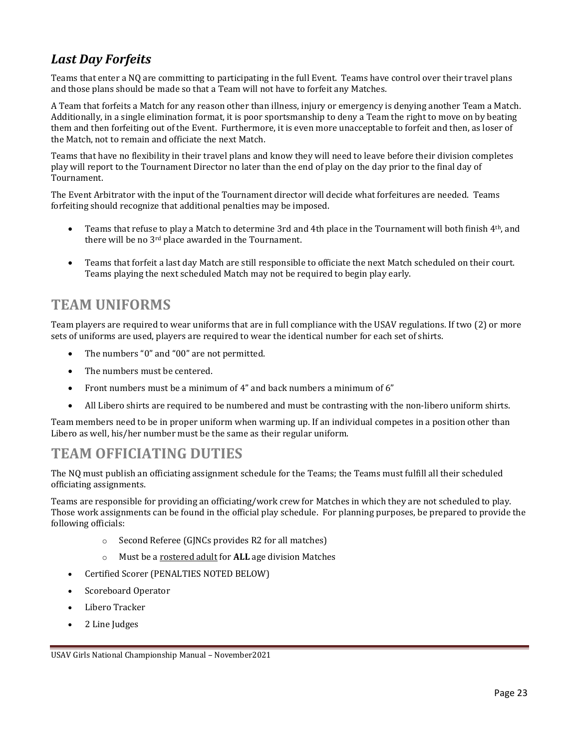## *Last Day Forfeits*

Teams that enter a NQ are committing to participating in the full Event. Teams have control over their travel plans and those plans should be made so that a Team will not have to forfeit any Matches.

A Team that forfeits a Match for any reason other than illness, injury or emergency is denying another Team a Match. Additionally, in a single elimination format, it is poor sportsmanship to deny a Team the right to move on by beating them and then forfeiting out of the Event. Furthermore, it is even more unacceptable to forfeit and then, as loser of the Match, not to remain and officiate the next Match.

Teams that have no flexibility in their travel plans and know they will need to leave before their division completes play will report to the Tournament Director no later than the end of play on the day prior to the final day of Tournament.

The Event Arbitrator with the input of the Tournament director will decide what forfeitures are needed. Teams forfeiting should recognize that additional penalties may be imposed.

- Teams that refuse to play a Match to determine 3rd and 4th place in the Tournament will both finish 4th, and there will be no 3rd place awarded in the Tournament.
- Teams that forfeit a last day Match are still responsible to officiate the next Match scheduled on their court. Teams playing the next scheduled Match may not be required to begin play early.

# TEAM UNIFORMS

Team players are required to wear uniforms that are in full compliance with the USAV regulations. If two (2) or more sets of uniforms are used, players are required to wear the identical number for each set of shirts.

- The numbers "0" and "00" are not permitted.
- The numbers must be centered.
- Front numbers must be a minimum of 4" and back numbers a minimum of 6"
- All Libero shirts are required to be numbered and must be contrasting with the non-libero uniform shirts.

Team members need to be in proper uniform when warming up. If an individual competes in a position other than Libero as well, his/her number must be the same as their regular uniform.

# TEAM OFFICIATING DUTIES

The NQ must publish an officiating assignment schedule for the Teams; the Teams must fulfill all their scheduled officiating assignments.

Teams are responsible for providing an officiating/work crew for Matches in which they are not scheduled to play. Those work assignments can be found in the official play schedule. For planning purposes, be prepared to provide the following officials:

  - Second Referee (GJNCs provides R2 for all matches)
  - Must be a rostered adult for **ALL** age division Matches
- Certified Scorer (PENALTIES NOTED BELOW)
- Scoreboard Operator
- Libero Tracker
- 2 Line Judges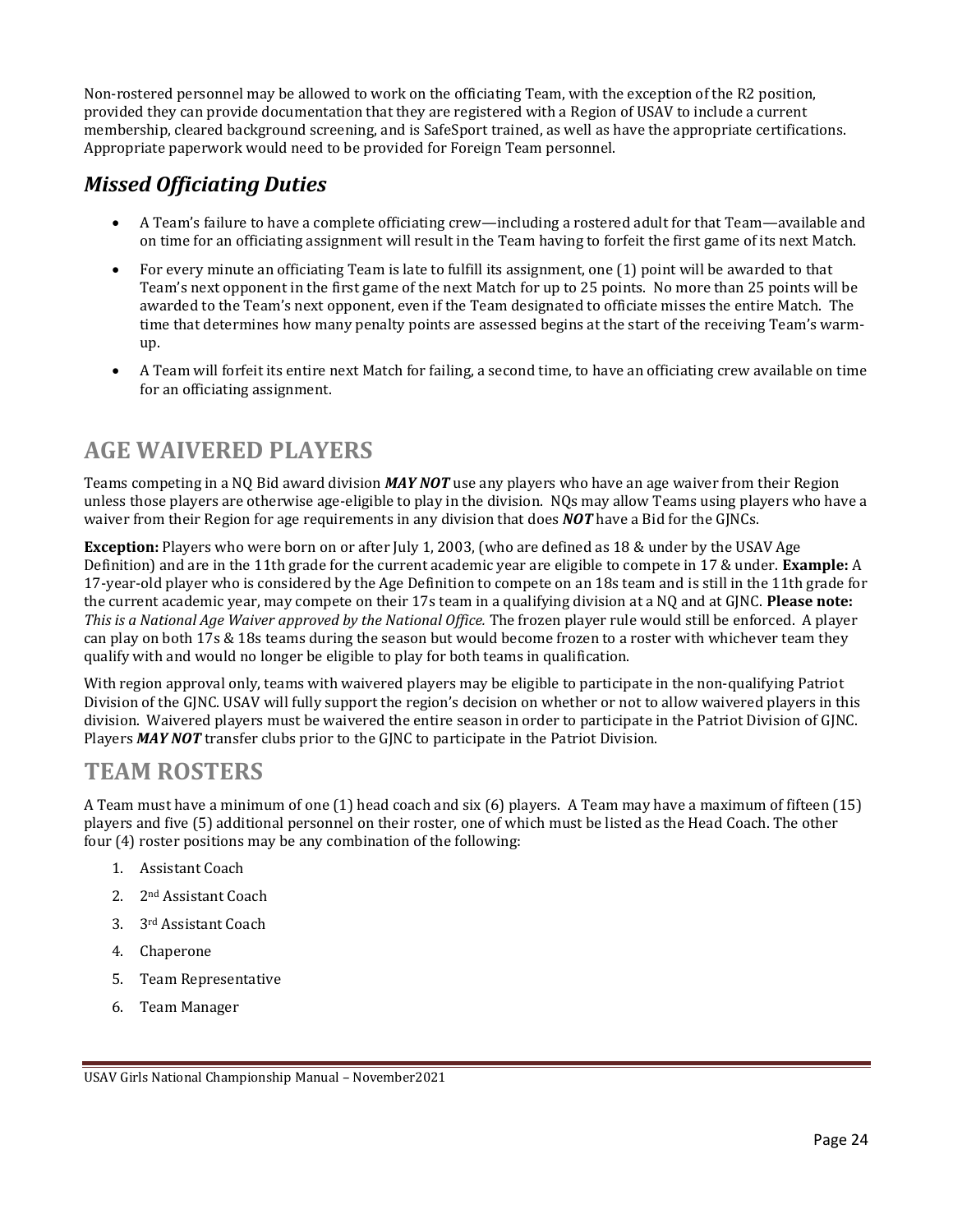Non-rostered personnel may be allowed to work on the officiating Team, with the exception of the R2 position, provided they can provide documentation that they are registered with a Region of USAV to include a current membership, cleared background screening, and is SafeSport trained, as well as have the appropriate certifications. Appropriate paperwork would need to be provided for Foreign Team personnel.

### *Missed Officiating Duties*

- A Team's failure to have a complete officiating crew—including a rostered adult for that Team—available and on time for an officiating assignment will result in the Team having to forfeit the first game of its next Match.
- For every minute an officiating Team is late to fulfill its assignment, one (1) point will be awarded to that Team's next opponent in the first game of the next Match for up to 25 points. No more than 25 points will be awarded to the Team's next opponent, even if the Team designated to officiate misses the entire Match. The time that determines how many penalty points are assessed begins at the start of the receiving Team's warm-up.
- A Team will forfeit its entire next Match for failing, a second time, to have an officiating crew available on time for an officiating assignment.

## AGE WAIVERED PLAYERS

Teams competing in a NQ Bid award division ***MAY NOT*** use any players who have an age waiver from their Region unless those players are otherwise age-eligible to play in the division. NQs may allow Teams using players who have a waiver from their Region for age requirements in any division that does ***NOT*** have a Bid for the GJNCs.

**Exception:** Players who were born on or after July 1, 2003, (who are defined as 18 & under by the USAV Age Definition) and are in the 11th grade for the current academic year are eligible to compete in 17 & under. **Example:** A 17-year-old player who is considered by the Age Definition to compete on an 18s team and is still in the 11th grade for the current academic year, may compete on their 17s team in a qualifying division at a NQ and at GJNC. **Please note:** *This is a National Age Waiver approved by the National Office.* The frozen player rule would still be enforced. A player can play on both 17s & 18s teams during the season but would become frozen to a roster with whichever team they qualify with and would no longer be eligible to play for both teams in qualification.

With region approval only, teams with waivered players may be eligible to participate in the non-qualifying Patriot Division of the GJNC. USAV will fully support the region's decision on whether or not to allow waivered players in this division. Waivered players must be waivered the entire season in order to participate in the Patriot Division of GJNC. Players ***MAY NOT*** transfer clubs prior to the GJNC to participate in the Patriot Division.

## TEAM ROSTERS

A Team must have a minimum of one (1) head coach and six (6) players. A Team may have a maximum of fifteen (15) players and five (5) additional personnel on their roster, one of which must be listed as the Head Coach. The other four (4) roster positions may be any combination of the following:

1. Assistant Coach
2. 2nd Assistant Coach
3. 3rd Assistant Coach
4. Chaperone
5. Team Representative
6. Team Manager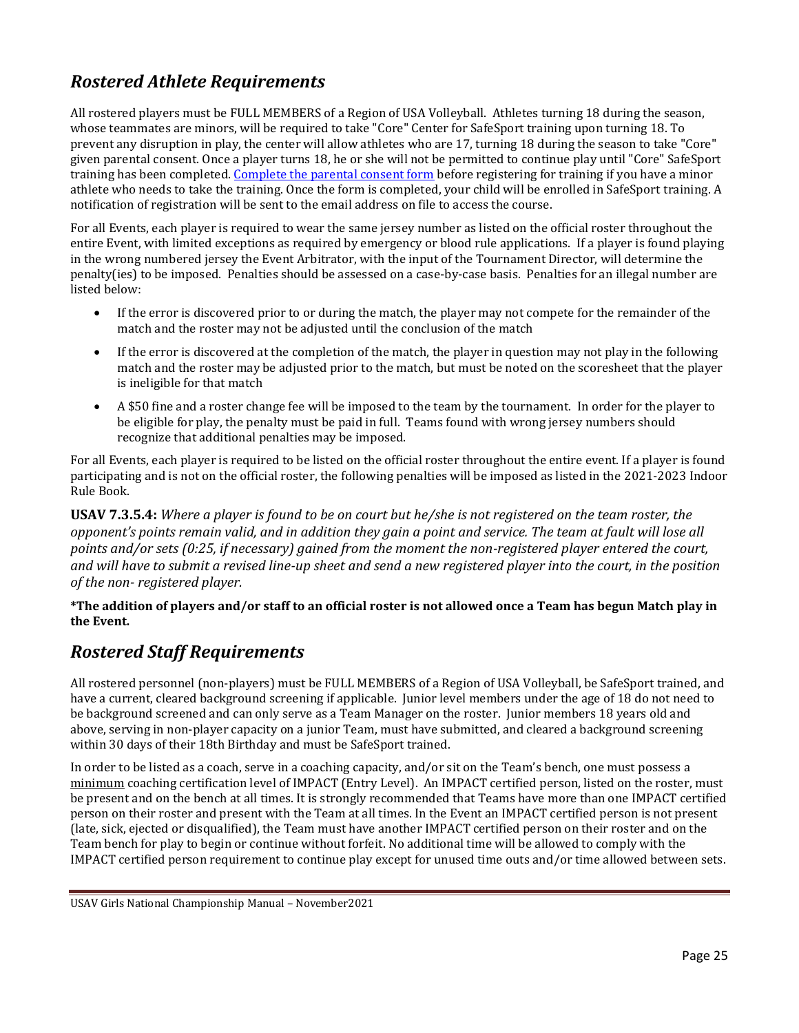## *Rostered Athlete Requirements*

All rostered players must be FULL MEMBERS of a Region of USA Volleyball. Athletes turning 18 during the season, whose teammates are minors, will be required to take "Core" Center for SafeSport training upon turning 18. To prevent any disruption in play, the center will allow athletes who are 17, turning 18 during the season to take "Core" given parental consent. Once a player turns 18, he or she will not be permitted to continue play until "Core" SafeSport training has been completed. Complete the parental consent form before registering for training if you have a minor athlete who needs to take the training. Once the form is completed, your child will be enrolled in SafeSport training. A notification of registration will be sent to the email address on file to access the course.

For all Events, each player is required to wear the same jersey number as listed on the official roster throughout the entire Event, with limited exceptions as required by emergency or blood rule applications. If a player is found playing in the wrong numbered jersey the Event Arbitrator, with the input of the Tournament Director, will determine the penalty(ies) to be imposed. Penalties should be assessed on a case-by-case basis. Penalties for an illegal number are listed below:

- If the error is discovered prior to or during the match, the player may not compete for the remainder of the match and the roster may not be adjusted until the conclusion of the match
- If the error is discovered at the completion of the match, the player in question may not play in the following match and the roster may be adjusted prior to the match, but must be noted on the scoresheet that the player is ineligible for that match
- A $50 fine and a roster change fee will be imposed to the team by the tournament. In order for the player to be eligible for play, the penalty must be paid in full. Teams found with wrong jersey numbers should recognize that additional penalties may be imposed.

For all Events, each player is required to be listed on the official roster throughout the entire event. If a player is found participating and is not on the official roster, the following penalties will be imposed as listed in the 2021-2023 Indoor Rule Book.

**USAV 7.3.5.4:** *Where a player is found to be on court but he/she is not registered on the team roster, the opponent's points remain valid, and in addition they gain a point and service. The team at fault will lose all points and/or sets (0:25, if necessary) gained from the moment the non-registered player entered the court, and will have to submit a revised line-up sheet and send a new registered player into the court, in the position of the non- registered player.*

**\*The addition of players and/or staff to an official roster is not allowed once a Team has begun Match play in the Event.**

## *Rostered Staff Requirements*

All rostered personnel (non-players) must be FULL MEMBERS of a Region of USA Volleyball, be SafeSport trained, and have a current, cleared background screening if applicable. Junior level members under the age of 18 do not need to be background screened and can only serve as a Team Manager on the roster. Junior members 18 years old and above, serving in non-player capacity on a junior Team, must have submitted, and cleared a background screening within 30 days of their 18th Birthday and must be SafeSport trained.

In order to be listed as a coach, serve in a coaching capacity, and/or sit on the Team's bench, one must possess a <u>minimum</u> coaching certification level of IMPACT (Entry Level). An IMPACT certified person, listed on the roster, must be present and on the bench at all times. It is strongly recommended that Teams have more than one IMPACT certified person on their roster and present with the Team at all times. In the Event an IMPACT certified person is not present (late, sick, ejected or disqualified), the Team must have another IMPACT certified person on their roster and on the Team bench for play to begin or continue without forfeit. No additional time will be allowed to comply with the IMPACT certified person requirement to continue play except for unused time outs and/or time allowed between sets.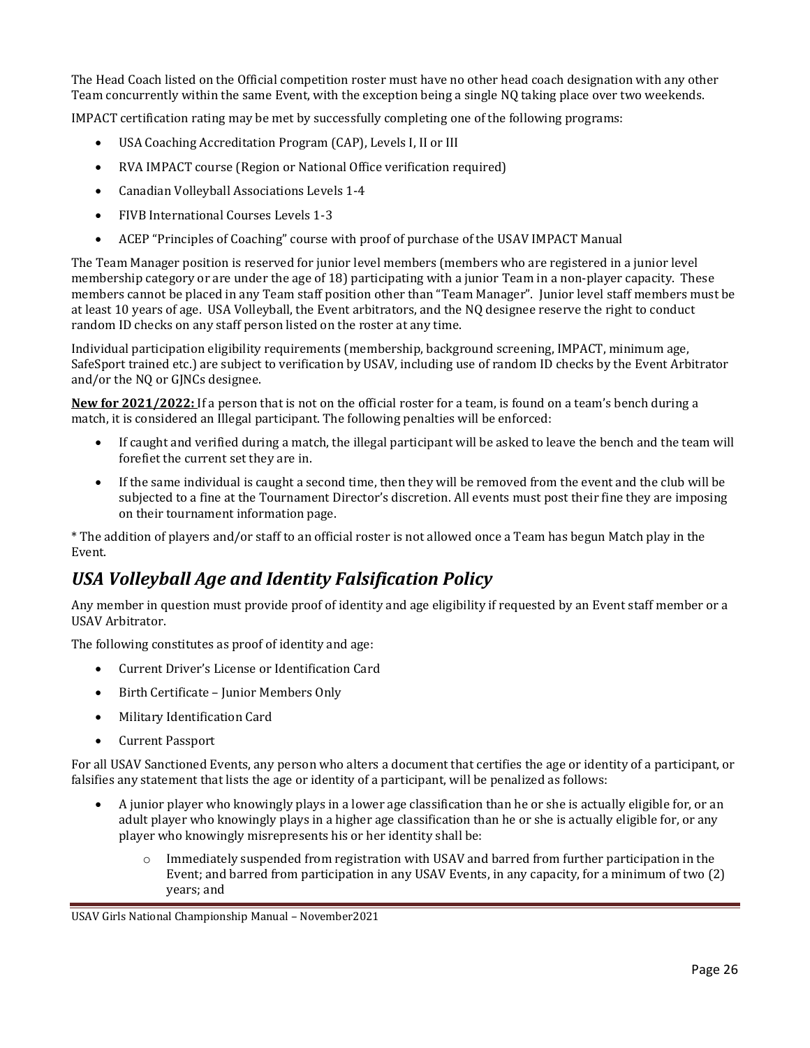The Head Coach listed on the Official competition roster must have no other head coach designation with any other Team concurrently within the same Event, with the exception being a single NQ taking place over two weekends.

IMPACT certification rating may be met by successfully completing one of the following programs:

- USA Coaching Accreditation Program (CAP), Levels I, II or III
- RVA IMPACT course (Region or National Office verification required)
- Canadian Volleyball Associations Levels 1-4
- FIVB International Courses Levels 1-3
- ACEP "Principles of Coaching" course with proof of purchase of the USAV IMPACT Manual

The Team Manager position is reserved for junior level members (members who are registered in a junior level membership category or are under the age of 18) participating with a junior Team in a non-player capacity. These members cannot be placed in any Team staff position other than "Team Manager". Junior level staff members must be at least 10 years of age. USA Volleyball, the Event arbitrators, and the NQ designee reserve the right to conduct random ID checks on any staff person listed on the roster at any time.

Individual participation eligibility requirements (membership, background screening, IMPACT, minimum age, SafeSport trained etc.) are subject to verification by USAV, including use of random ID checks by the Event Arbitrator and/or the NQ or GJNCs designee.

**New for 2021/2022:** If a person that is not on the official roster for a team, is found on a team's bench during a match, it is considered an Illegal participant. The following penalties will be enforced:

- If caught and verified during a match, the illegal participant will be asked to leave the bench and the team will forefiet the current set they are in.
- If the same individual is caught a second time, then they will be removed from the event and the club will be subjected to a fine at the Tournament Director's discretion. All events must post their fine they are imposing on their tournament information page.

* The addition of players and/or staff to an official roster is not allowed once a Team has begun Match play in the Event.

## *USA Volleyball Age and Identity Falsification Policy*

Any member in question must provide proof of identity and age eligibility if requested by an Event staff member or a USAV Arbitrator.

The following constitutes as proof of identity and age:

- Current Driver's License or Identification Card
- Birth Certificate – Junior Members Only
- Military Identification Card
- Current Passport

For all USAV Sanctioned Events, any person who alters a document that certifies the age or identity of a participant, or falsifies any statement that lists the age or identity of a participant, will be penalized as follows:

- A junior player who knowingly plays in a lower age classification than he or she is actually eligible for, or an adult player who knowingly plays in a higher age classification than he or she is actually eligible for, or any player who knowingly misrepresents his or her identity shall be:
  - Immediately suspended from registration with USAV and barred from further participation in the Event; and barred from participation in any USAV Events, in any capacity, for a minimum of two (2) years; and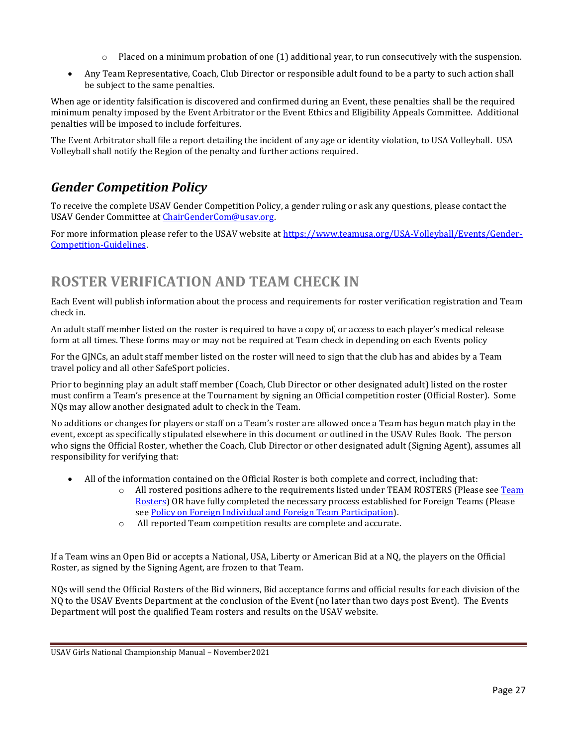- Placed on a minimum probation of one (1) additional year, to run consecutively with the suspension.
- Any Team Representative, Coach, Club Director or responsible adult found to be a party to such action shall be subject to the same penalties.

When age or identity falsification is discovered and confirmed during an Event, these penalties shall be the required minimum penalty imposed by the Event Arbitrator or the Event Ethics and Eligibility Appeals Committee. Additional penalties will be imposed to include forfeitures.

The Event Arbitrator shall file a report detailing the incident of any age or identity violation, to USA Volleyball. USA Volleyball shall notify the Region of the penalty and further actions required.

## *Gender Competition Policy*

To receive the complete USAV Gender Competition Policy, a gender ruling or ask any questions, please contact the USAV Gender Committee at [ChairGenderCom@usav.org](mailto:ChairGenderCom@usav.org).

For more information please refer to the USAV website at [https://www.teamusa.org/USA-Volleyball/Events/Gender-Competition-Guidelines](https://www.teamusa.org/USA-Volleyball/Events/Gender-Competition-Guidelines).

# ROSTER VERIFICATION AND TEAM CHECK IN

Each Event will publish information about the process and requirements for roster verification registration and Team check in.

An adult staff member listed on the roster is required to have a copy of, or access to each player's medical release form at all times. These forms may or may not be required at Team check in depending on each Events policy

For the GJNCs, an adult staff member listed on the roster will need to sign that the club has and abides by a Team travel policy and all other SafeSport policies.

Prior to beginning play an adult staff member (Coach, Club Director or other designated adult) listed on the roster must confirm a Team's presence at the Tournament by signing an Official competition roster (Official Roster). Some NQs may allow another designated adult to check in the Team.

No additions or changes for players or staff on a Team's roster are allowed once a Team has begun match play in the event, except as specifically stipulated elsewhere in this document or outlined in the USAV Rules Book. The person who signs the Official Roster, whether the Coach, Club Director or other designated adult (Signing Agent), assumes all responsibility for verifying that:

- All of the information contained on the Official Roster is both complete and correct, including that:
  - All rostered positions adhere to the requirements listed under TEAM ROSTERS (Please see Team Rosters) OR have fully completed the necessary process established for Foreign Teams (Please see Policy on Foreign Individual and Foreign Team Participation).
  - All reported Team competition results are complete and accurate.

If a Team wins an Open Bid or accepts a National, USA, Liberty or American Bid at a NQ, the players on the Official Roster, as signed by the Signing Agent, are frozen to that Team.

NQs will send the Official Rosters of the Bid winners, Bid acceptance forms and official results for each division of the NQ to the USAV Events Department at the conclusion of the Event (no later than two days post Event). The Events Department will post the qualified Team rosters and results on the USAV website.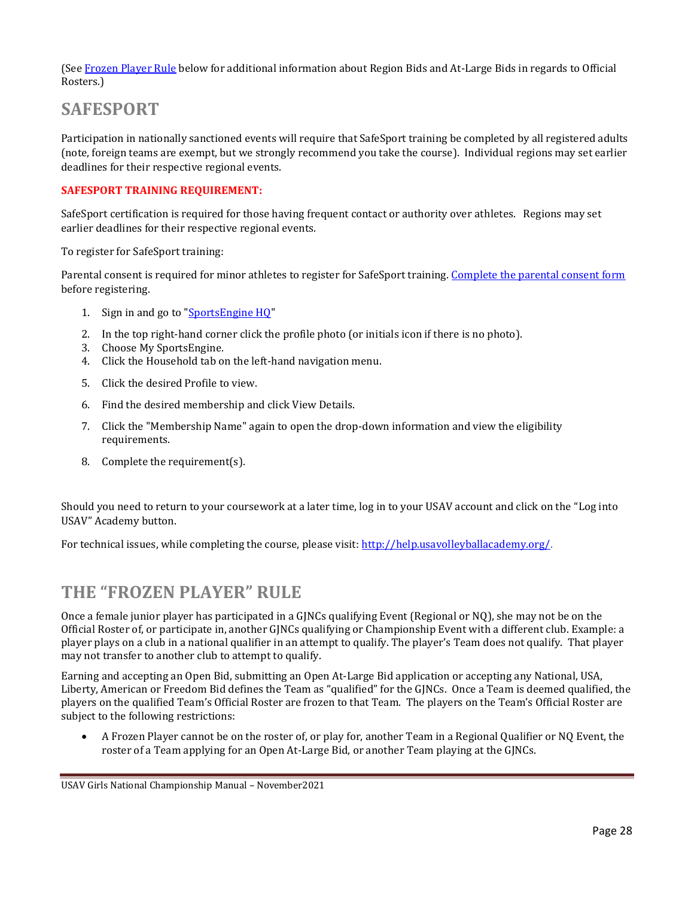(See Frozen Player Rule below for additional information about Region Bids and At-Large Bids in regards to Official Rosters.)

## SAFESPORT

Participation in nationally sanctioned events will require that SafeSport training be completed by all registered adults (note, foreign teams are exempt, but we strongly recommend you take the course). Individual regions may set earlier deadlines for their respective regional events.

**SAFESPORT TRAINING REQUIREMENT:**

SafeSport certification is required for those having frequent contact or authority over athletes. Regions may set earlier deadlines for their respective regional events.

To register for SafeSport training:

Parental consent is required for minor athletes to register for SafeSport training. Complete the parental consent form before registering.

1. Sign in and go to "SportsEngine HQ"
2. In the top right-hand corner click the profile photo (or initials icon if there is no photo).
3. Choose My SportsEngine.
4. Click the Household tab on the left-hand navigation menu.
5. Click the desired Profile to view.
6. Find the desired membership and click View Details.
7. Click the "Membership Name" again to open the drop-down information and view the eligibility requirements.
8. Complete the requirement(s).

Should you need to return to your coursework at a later time, log in to your USAV account and click on the "Log into USAV" Academy button.

For technical issues, while completing the course, please visit: http://help.usavolleyballacademy.org/.

## THE "FROZEN PLAYER" RULE

Once a female junior player has participated in a GJNCs qualifying Event (Regional or NQ), she may not be on the Official Roster of, or participate in, another GJNCs qualifying or Championship Event with a different club. Example: a player plays on a club in a national qualifier in an attempt to qualify. The player's Team does not qualify. That player may not transfer to another club to attempt to qualify.

Earning and accepting an Open Bid, submitting an Open At-Large Bid application or accepting any National, USA, Liberty, American or Freedom Bid defines the Team as "qualified" for the GJNCs. Once a Team is deemed qualified, the players on the qualified Team's Official Roster are frozen to that Team. The players on the Team's Official Roster are subject to the following restrictions:

- A Frozen Player cannot be on the roster of, or play for, another Team in a Regional Qualifier or NQ Event, the roster of a Team applying for an Open At-Large Bid, or another Team playing at the GJNCs.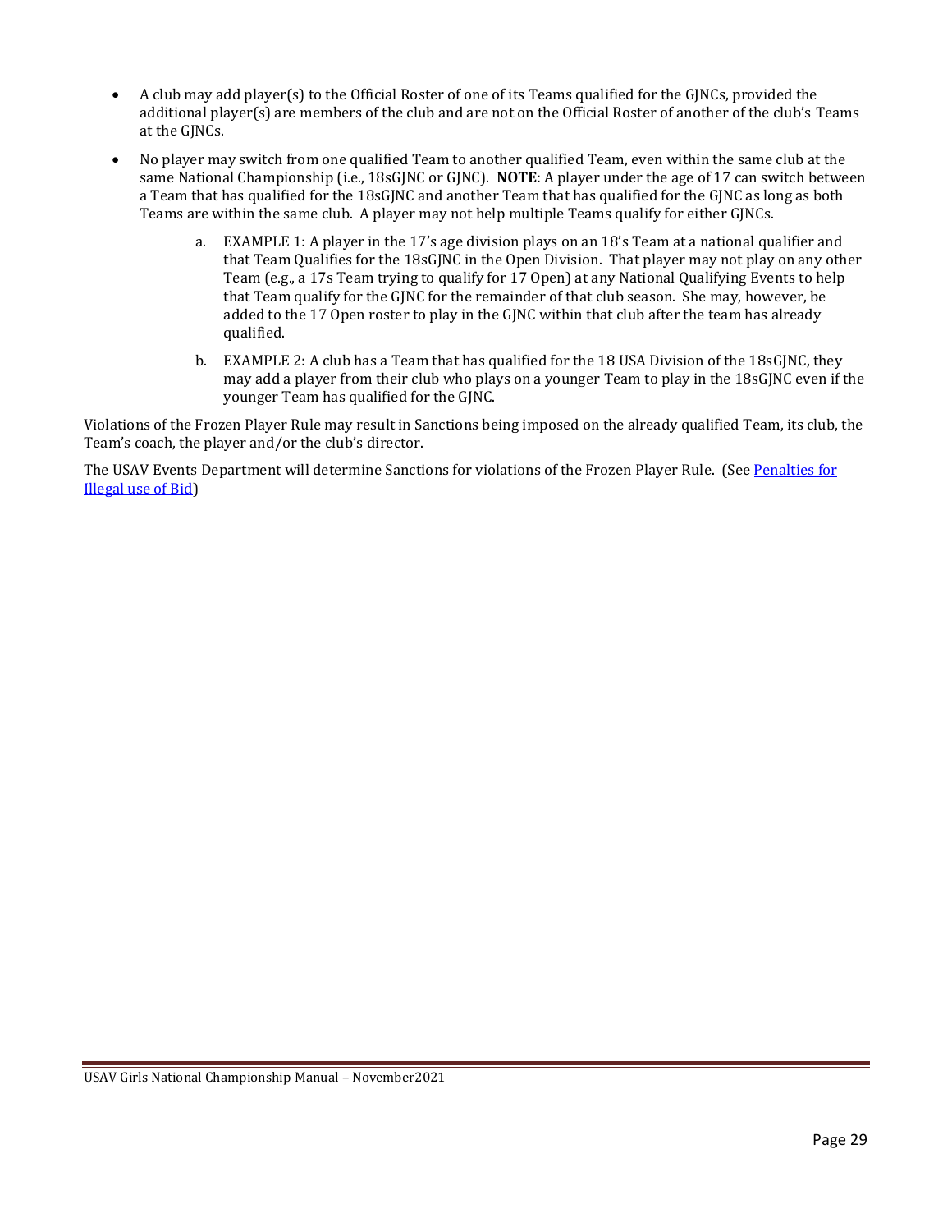- A club may add player(s) to the Official Roster of one of its Teams qualified for the GJNCs, provided the additional player(s) are members of the club and are not on the Official Roster of another of the club's Teams at the GJNCs.
- No player may switch from one qualified Team to another qualified Team, even within the same club at the same National Championship (i.e., 18sGJNC or GJNC). **NOTE**: A player under the age of 17 can switch between a Team that has qualified for the 18sGJNC and another Team that has qualified for the GJNC as long as both Teams are within the same club. A player may not help multiple Teams qualify for either GJNCs.
  - a. EXAMPLE 1: A player in the 17's age division plays on an 18's Team at a national qualifier and that Team Qualifies for the 18sGJNC in the Open Division. That player may not play on any other Team (e.g., a 17s Team trying to qualify for 17 Open) at any National Qualifying Events to help that Team qualify for the GJNC for the remainder of that club season. She may, however, be added to the 17 Open roster to play in the GJNC within that club after the team has already qualified.
  - b. EXAMPLE 2: A club has a Team that has qualified for the 18 USA Division of the 18sGJNC, they may add a player from their club who plays on a younger Team to play in the 18sGJNC even if the younger Team has qualified for the GJNC.

Violations of the Frozen Player Rule may result in Sanctions being imposed on the already qualified Team, its club, the Team's coach, the player and/or the club's director.

The USAV Events Department will determine Sanctions for violations of the Frozen Player Rule. (See Penalties for Illegal use of Bid)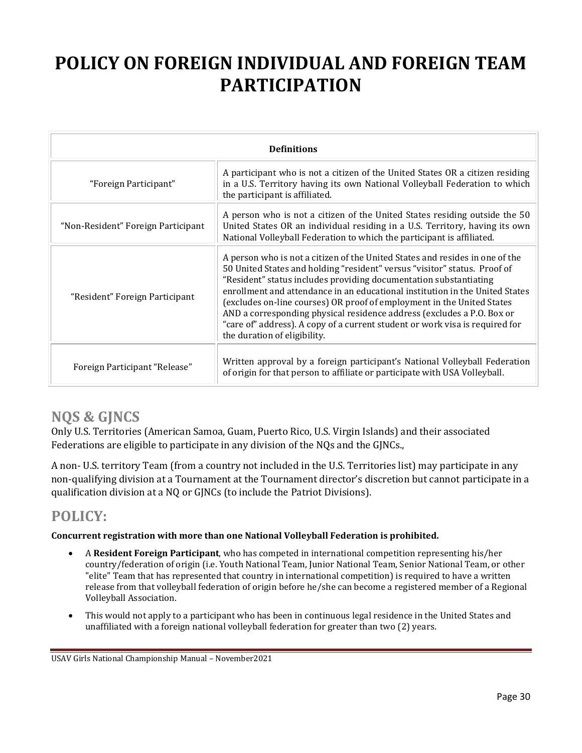# POLICY ON FOREIGN INDIVIDUAL AND FOREIGN TEAM PARTICIPATION

| Definitions | |
|---|---|
| "Foreign Participant" | A participant who is not a citizen of the United States OR a citizen residing in a U.S. Territory having its own National Volleyball Federation to which the participant is affiliated. |
| "Non-Resident" Foreign Participant | A person who is not a citizen of the United States residing outside the 50 United States OR an individual residing in a U.S. Territory, having its own National Volleyball Federation to which the participant is affiliated. |
| "Resident" Foreign Participant | A person who is not a citizen of the United States and resides in one of the 50 United States and holding "resident" versus "visitor" status. Proof of "Resident" status includes providing documentation substantiating enrollment and attendance in an educational institution in the United States (excludes on-line courses) OR proof of employment in the United States AND a corresponding physical residence address (excludes a P.O. Box or "care of" address). A copy of a current student or work visa is required for the duration of eligibility. |
| Foreign Participant "Release" | Written approval by a foreign participant's National Volleyball Federation of origin for that person to affiliate or participate with USA Volleyball. |

## NQS & GJNCS

Only U.S. Territories (American Samoa, Guam, Puerto Rico, U.S. Virgin Islands) and their associated Federations are eligible to participate in any division of the NQs and the GJNCs.,

A non- U.S. territory Team (from a country not included in the U.S. Territories list) may participate in any non-qualifying division at a Tournament at the Tournament director's discretion but cannot participate in a qualification division at a NQ or GJNCs (to include the Patriot Divisions).

## POLICY:

**Concurrent registration with more than one National Volleyball Federation is prohibited.**

- A **Resident Foreign Participant**, who has competed in international competition representing his/her country/federation of origin (i.e. Youth National Team, Junior National Team, Senior National Team, or other "elite" Team that has represented that country in international competition) is required to have a written release from that volleyball federation of origin before he/she can become a registered member of a Regional Volleyball Association.
- This would not apply to a participant who has been in continuous legal residence in the United States and unaffiliated with a foreign national volleyball federation for greater than two (2) years.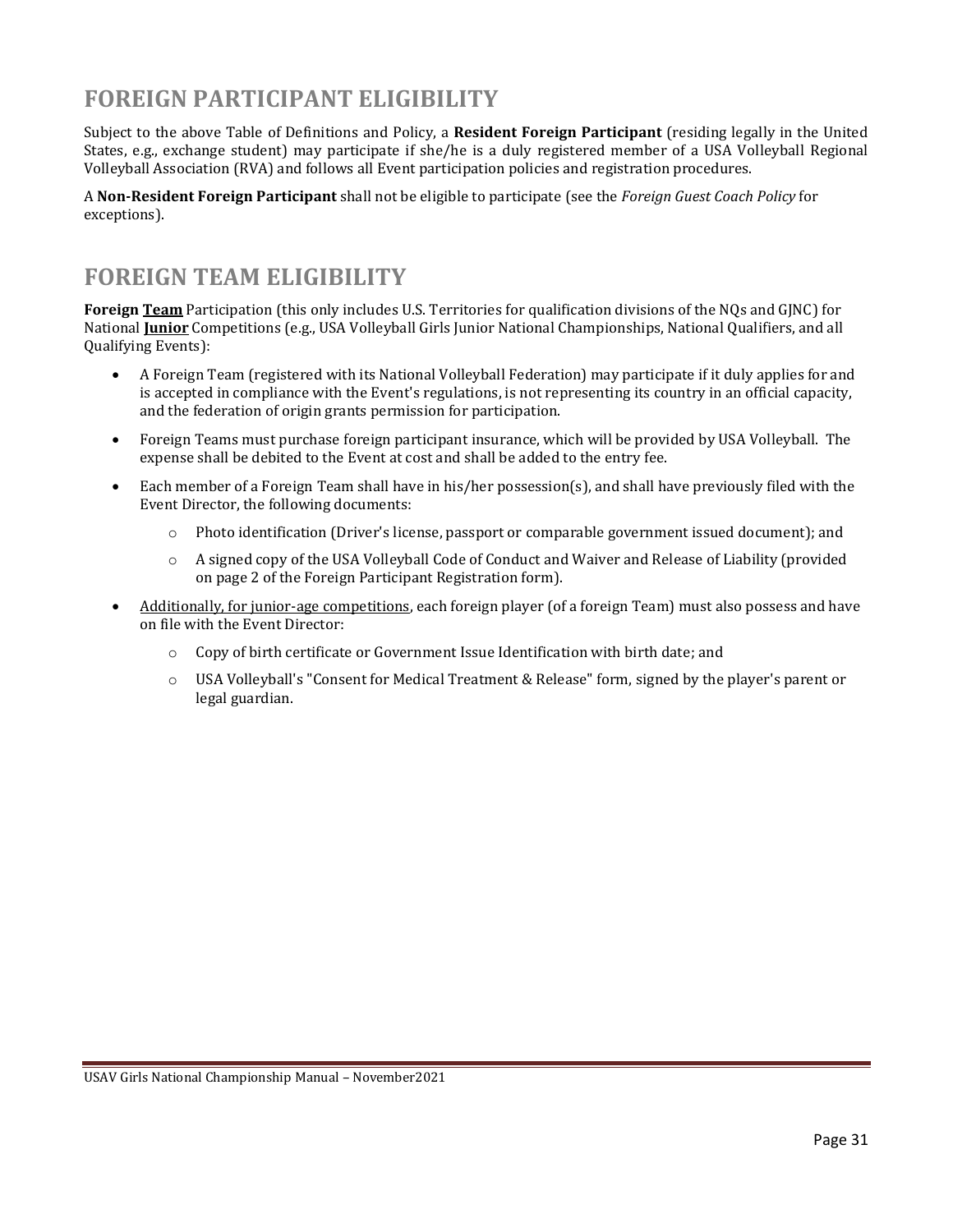## FOREIGN PARTICIPANT ELIGIBILITY

Subject to the above Table of Definitions and Policy, a **Resident Foreign Participant** (residing legally in the United States, e.g., exchange student) may participate if she/he is a duly registered member of a USA Volleyball Regional Volleyball Association (RVA) and follows all Event participation policies and registration procedures.

A **Non-Resident Foreign Participant** shall not be eligible to participate (see the *Foreign Guest Coach Policy* for exceptions).

## FOREIGN TEAM ELIGIBILITY

**Foreign <u>Team</u>** Participation (this only includes U.S. Territories for qualification divisions of the NQs and GJNC) for National **<u>Junior</u>** Competitions (e.g., USA Volleyball Girls Junior National Championships, National Qualifiers, and all Qualifying Events):

- A Foreign Team (registered with its National Volleyball Federation) may participate if it duly applies for and is accepted in compliance with the Event's regulations, is not representing its country in an official capacity, and the federation of origin grants permission for participation.
- Foreign Teams must purchase foreign participant insurance, which will be provided by USA Volleyball. The expense shall be debited to the Event at cost and shall be added to the entry fee.
- Each member of a Foreign Team shall have in his/her possession(s), and shall have previously filed with the Event Director, the following documents:
    - Photo identification (Driver's license, passport or comparable government issued document); and
    - A signed copy of the USA Volleyball Code of Conduct and Waiver and Release of Liability (provided on page 2 of the Foreign Participant Registration form).
- <u>Additionally, for junior-age competitions</u>, each foreign player (of a foreign Team) must also possess and have on file with the Event Director:
    - Copy of birth certificate or Government Issue Identification with birth date; and
    - USA Volleyball's "Consent for Medical Treatment & Release" form, signed by the player's parent or legal guardian.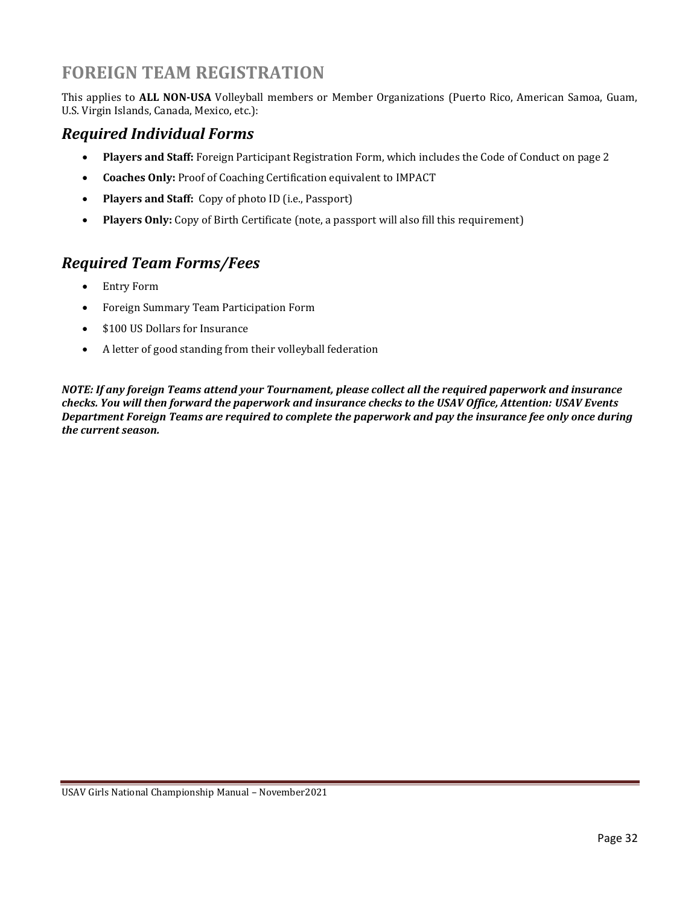# FOREIGN TEAM REGISTRATION

This applies to **ALL NON-USA** Volleyball members or Member Organizations (Puerto Rico, American Samoa, Guam, U.S. Virgin Islands, Canada, Mexico, etc.):

## *Required Individual Forms*

- **Players and Staff:** Foreign Participant Registration Form, which includes the Code of Conduct on page 2
- **Coaches Only:** Proof of Coaching Certification equivalent to IMPACT
- **Players and Staff:** Copy of photo ID (i.e., Passport)
- **Players Only:** Copy of Birth Certificate (note, a passport will also fill this requirement)

## *Required Team Forms/Fees*

- Entry Form
- Foreign Summary Team Participation Form
- $100 US Dollars for Insurance
- A letter of good standing from their volleyball federation

***NOTE: If any foreign Teams attend your Tournament, please collect all the required paperwork and insurance checks. You will then forward the paperwork and insurance checks to the USAV Office, Attention: USAV Events Department Foreign Teams are required to complete the paperwork and pay the insurance fee only once during the current season.***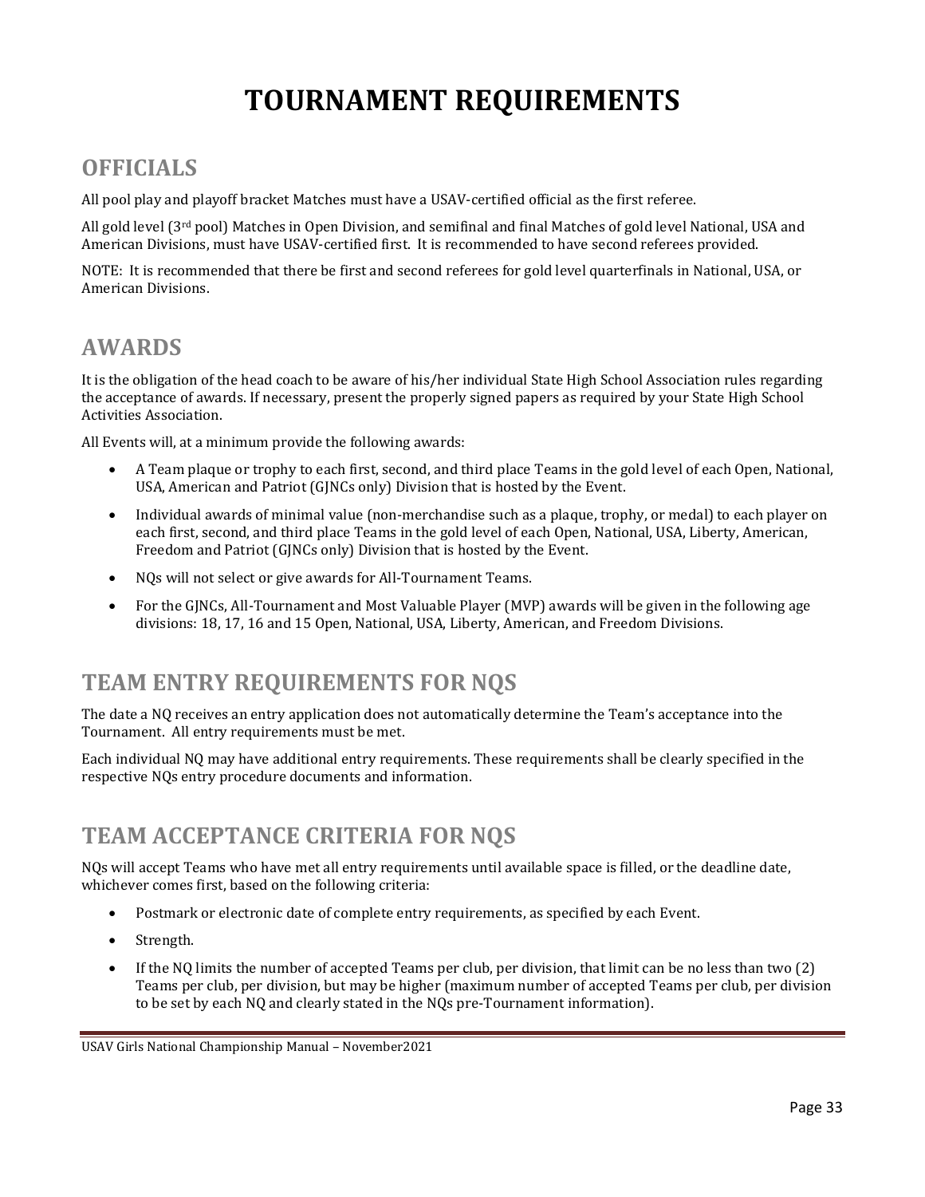# TOURNAMENT REQUIREMENTS

## OFFICIALS

All pool play and playoff bracket Matches must have a USAV-certified official as the first referee.

All gold level (3rd pool) Matches in Open Division, and semifinal and final Matches of gold level National, USA and American Divisions, must have USAV-certified first. It is recommended to have second referees provided.

NOTE: It is recommended that there be first and second referees for gold level quarterfinals in National, USA, or American Divisions.

## AWARDS

It is the obligation of the head coach to be aware of his/her individual State High School Association rules regarding the acceptance of awards. If necessary, present the properly signed papers as required by your State High School Activities Association.

All Events will, at a minimum provide the following awards:

- A Team plaque or trophy to each first, second, and third place Teams in the gold level of each Open, National, USA, American and Patriot (GJNCs only) Division that is hosted by the Event.
- Individual awards of minimal value (non-merchandise such as a plaque, trophy, or medal) to each player on each first, second, and third place Teams in the gold level of each Open, National, USA, Liberty, American, Freedom and Patriot (GJNCs only) Division that is hosted by the Event.
- NQs will not select or give awards for All-Tournament Teams.
- For the GJNCs, All-Tournament and Most Valuable Player (MVP) awards will be given in the following age divisions: 18, 17, 16 and 15 Open, National, USA, Liberty, American, and Freedom Divisions.

## TEAM ENTRY REQUIREMENTS FOR NQS

The date a NQ receives an entry application does not automatically determine the Team's acceptance into the Tournament. All entry requirements must be met.

Each individual NQ may have additional entry requirements. These requirements shall be clearly specified in the respective NQs entry procedure documents and information.

## TEAM ACCEPTANCE CRITERIA FOR NQS

NQs will accept Teams who have met all entry requirements until available space is filled, or the deadline date, whichever comes first, based on the following criteria:

- Postmark or electronic date of complete entry requirements, as specified by each Event.
- Strength.
- If the NQ limits the number of accepted Teams per club, per division, that limit can be no less than two (2) Teams per club, per division, but may be higher (maximum number of accepted Teams per club, per division to be set by each NQ and clearly stated in the NQs pre-Tournament information).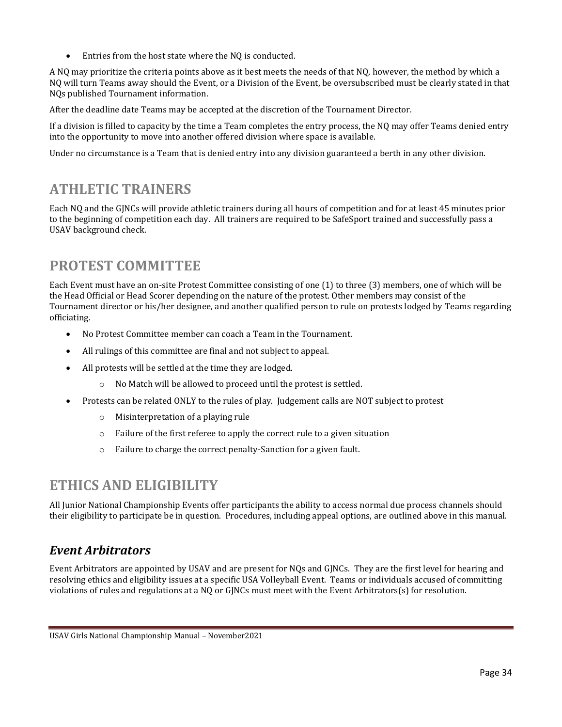- Entries from the host state where the NQ is conducted.

A NQ may prioritize the criteria points above as it best meets the needs of that NQ, however, the method by which a NQ will turn Teams away should the Event, or a Division of the Event, be oversubscribed must be clearly stated in that NQs published Tournament information.

After the deadline date Teams may be accepted at the discretion of the Tournament Director.

If a division is filled to capacity by the time a Team completes the entry process, the NQ may offer Teams denied entry into the opportunity to move into another offered division where space is available.

Under no circumstance is a Team that is denied entry into any division guaranteed a berth in any other division.

## ATHLETIC TRAINERS

Each NQ and the GJNCs will provide athletic trainers during all hours of competition and for at least 45 minutes prior to the beginning of competition each day. All trainers are required to be SafeSport trained and successfully pass a USAV background check.

## PROTEST COMMITTEE

Each Event must have an on-site Protest Committee consisting of one (1) to three (3) members, one of which will be the Head Official or Head Scorer depending on the nature of the protest. Other members may consist of the Tournament director or his/her designee, and another qualified person to rule on protests lodged by Teams regarding officiating.

- No Protest Committee member can coach a Team in the Tournament.
- All rulings of this committee are final and not subject to appeal.
- All protests will be settled at the time they are lodged.
  - No Match will be allowed to proceed until the protest is settled.
- Protests can be related ONLY to the rules of play. Judgement calls are NOT subject to protest
  - Misinterpretation of a playing rule
  - Failure of the first referee to apply the correct rule to a given situation
  - Failure to charge the correct penalty-Sanction for a given fault.

## ETHICS AND ELIGIBILITY

All Junior National Championship Events offer participants the ability to access normal due process channels should their eligibility to participate be in question. Procedures, including appeal options, are outlined above in this manual.

### *Event Arbitrators*

Event Arbitrators are appointed by USAV and are present for NQs and GJNCs. They are the first level for hearing and resolving ethics and eligibility issues at a specific USA Volleyball Event. Teams or individuals accused of committing violations of rules and regulations at a NQ or GJNCs must meet with the Event Arbitrators(s) for resolution.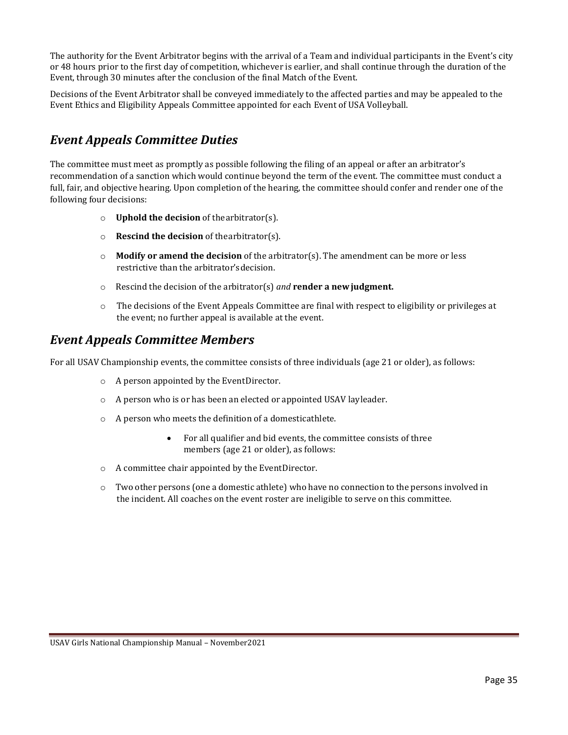The authority for the Event Arbitrator begins with the arrival of a Team and individual participants in the Event's city or 48 hours prior to the first day of competition, whichever is earlier, and shall continue through the duration of the Event, through 30 minutes after the conclusion of the final Match of the Event.

Decisions of the Event Arbitrator shall be conveyed immediately to the affected parties and may be appealed to the Event Ethics and Eligibility Appeals Committee appointed for each Event of USA Volleyball.

## *Event Appeals Committee Duties*

The committee must meet as promptly as possible following the filing of an appeal or after an arbitrator's recommendation of a sanction which would continue beyond the term of the event. The committee must conduct a full, fair, and objective hearing. Upon completion of the hearing, the committee should confer and render one of the following four decisions:

- **Uphold the decision** of the arbitrator(s).
- **Rescind the decision** of the arbitrator(s).
- **Modify or amend the decision** of the arbitrator(s). The amendment can be more or less restrictive than the arbitrator's decision.
- Rescind the decision of the arbitrator(s) *and* **render a new judgment.**
- The decisions of the Event Appeals Committee are final with respect to eligibility or privileges at the event; no further appeal is available at the event.

## *Event Appeals Committee Members*

For all USAV Championship events, the committee consists of three individuals (age 21 or older), as follows:

- A person appointed by the Event Director.
- A person who is or has been an elected or appointed USAV lay leader.
- A person who meets the definition of a domestic athlete.
  - For all qualifier and bid events, the committee consists of three members (age 21 or older), as follows:
- A committee chair appointed by the Event Director.
- Two other persons (one a domestic athlete) who have no connection to the persons involved in the incident. All coaches on the event roster are ineligible to serve on this committee.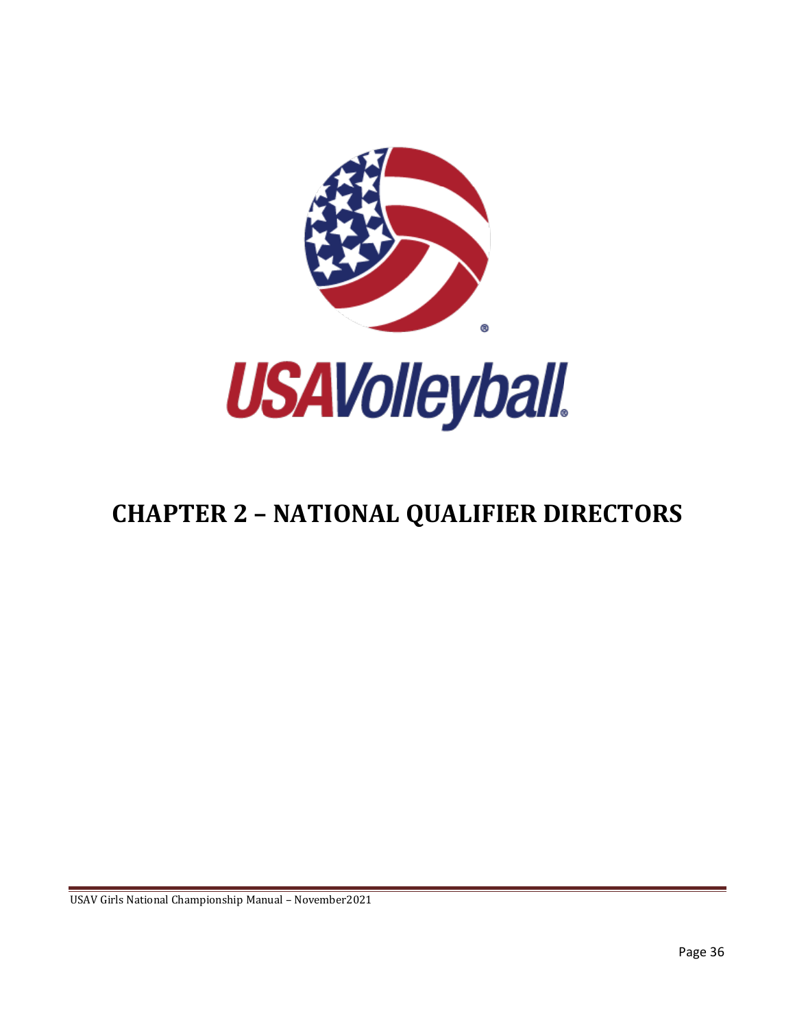# CHAPTER 2 – NATIONAL QUALIFIER DIRECTORS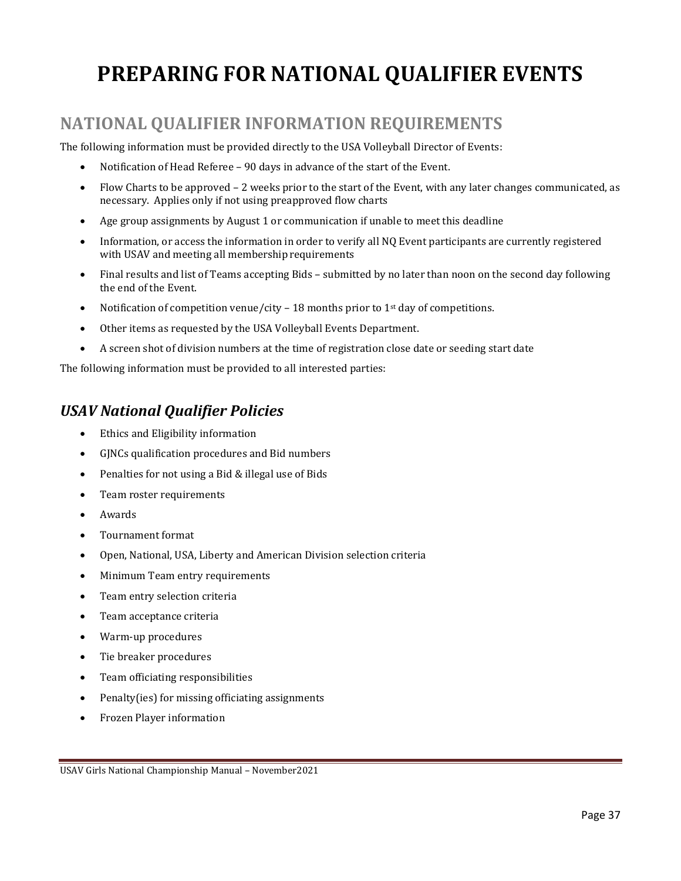# PREPARING FOR NATIONAL QUALIFIER EVENTS

## NATIONAL QUALIFIER INFORMATION REQUIREMENTS

The following information must be provided directly to the USA Volleyball Director of Events:

- Notification of Head Referee – 90 days in advance of the start of the Event.
- Flow Charts to be approved – 2 weeks prior to the start of the Event, with any later changes communicated, as necessary. Applies only if not using preapproved flow charts
- Age group assignments by August 1 or communication if unable to meet this deadline
- Information, or access the information in order to verify all NQ Event participants are currently registered with USAV and meeting all membership requirements
- Final results and list of Teams accepting Bids – submitted by no later than noon on the second day following the end of the Event.
- Notification of competition venue/city – 18 months prior to 1st day of competitions.
- Other items as requested by the USA Volleyball Events Department.
- A screen shot of division numbers at the time of registration close date or seeding start date

The following information must be provided to all interested parties:

### *USAV National Qualifier Policies*

- Ethics and Eligibility information
- GJNCs qualification procedures and Bid numbers
- Penalties for not using a Bid & illegal use of Bids
- Team roster requirements
- Awards
- Tournament format
- Open, National, USA, Liberty and American Division selection criteria
- Minimum Team entry requirements
- Team entry selection criteria
- Team acceptance criteria
- Warm-up procedures
- Tie breaker procedures
- Team officiating responsibilities
- Penalty(ies) for missing officiating assignments
- Frozen Player information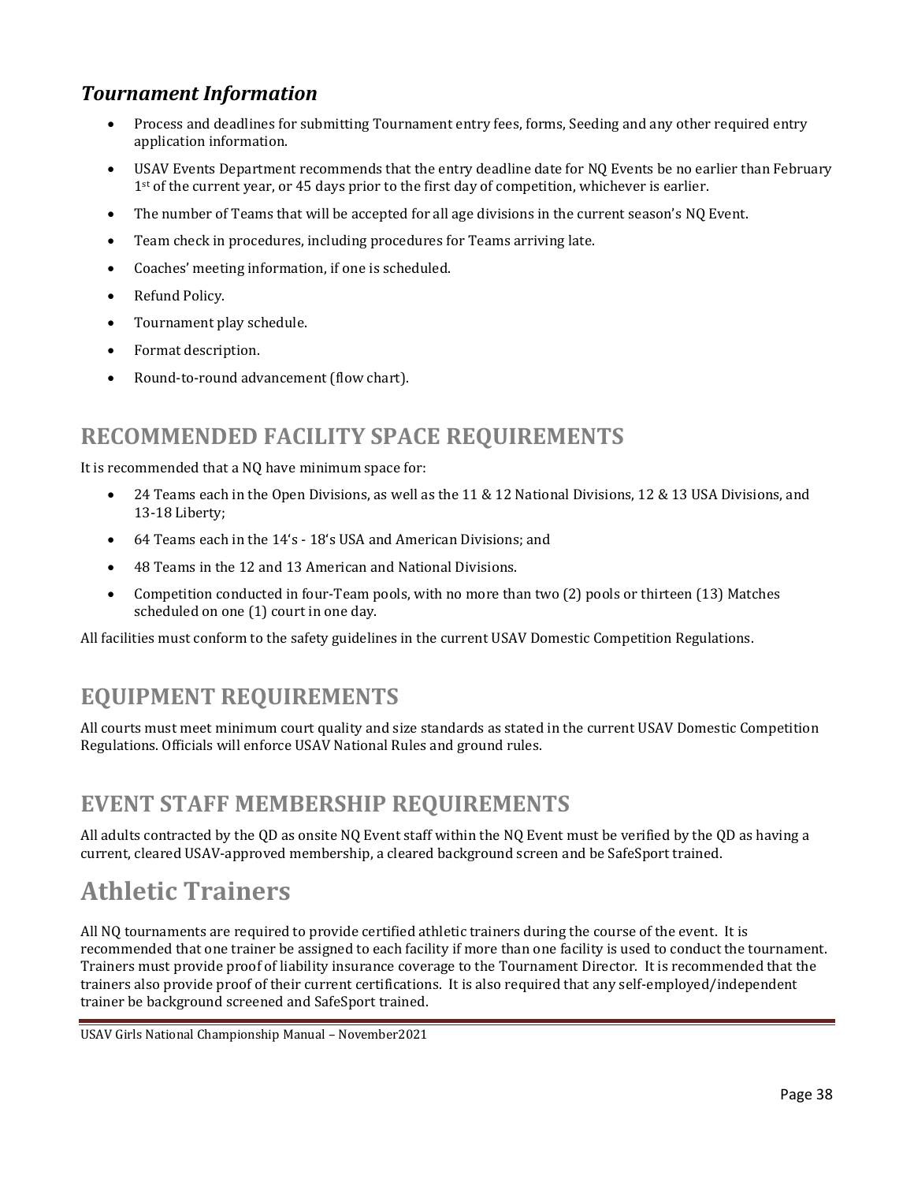### *Tournament Information*

- Process and deadlines for submitting Tournament entry fees, forms, Seeding and any other required entry application information.
- USAV Events Department recommends that the entry deadline date for NQ Events be no earlier than February 1st of the current year, or 45 days prior to the first day of competition, whichever is earlier.
- The number of Teams that will be accepted for all age divisions in the current season's NQ Event.
- Team check in procedures, including procedures for Teams arriving late.
- Coaches' meeting information, if one is scheduled.
- Refund Policy.
- Tournament play schedule.
- Format description.
- Round-to-round advancement (flow chart).

## RECOMMENDED FACILITY SPACE REQUIREMENTS

It is recommended that a NQ have minimum space for:

- 24 Teams each in the Open Divisions, as well as the 11 & 12 National Divisions, 12 & 13 USA Divisions, and 13-18 Liberty;
- 64 Teams each in the 14's - 18's USA and American Divisions; and
- 48 Teams in the 12 and 13 American and National Divisions.
- Competition conducted in four-Team pools, with no more than two (2) pools or thirteen (13) Matches scheduled on one (1) court in one day.

All facilities must conform to the safety guidelines in the current USAV Domestic Competition Regulations.

## EQUIPMENT REQUIREMENTS

All courts must meet minimum court quality and size standards as stated in the current USAV Domestic Competition Regulations. Officials will enforce USAV National Rules and ground rules.

## EVENT STAFF MEMBERSHIP REQUIREMENTS

All adults contracted by the QD as onsite NQ Event staff within the NQ Event must be verified by the QD as having a current, cleared USAV-approved membership, a cleared background screen and be SafeSport trained.

# Athletic Trainers

All NQ tournaments are required to provide certified athletic trainers during the course of the event. It is recommended that one trainer be assigned to each facility if more than one facility is used to conduct the tournament. Trainers must provide proof of liability insurance coverage to the Tournament Director. It is recommended that the trainers also provide proof of their current certifications. It is also required that any self-employed/independent trainer be background screened and SafeSport trained.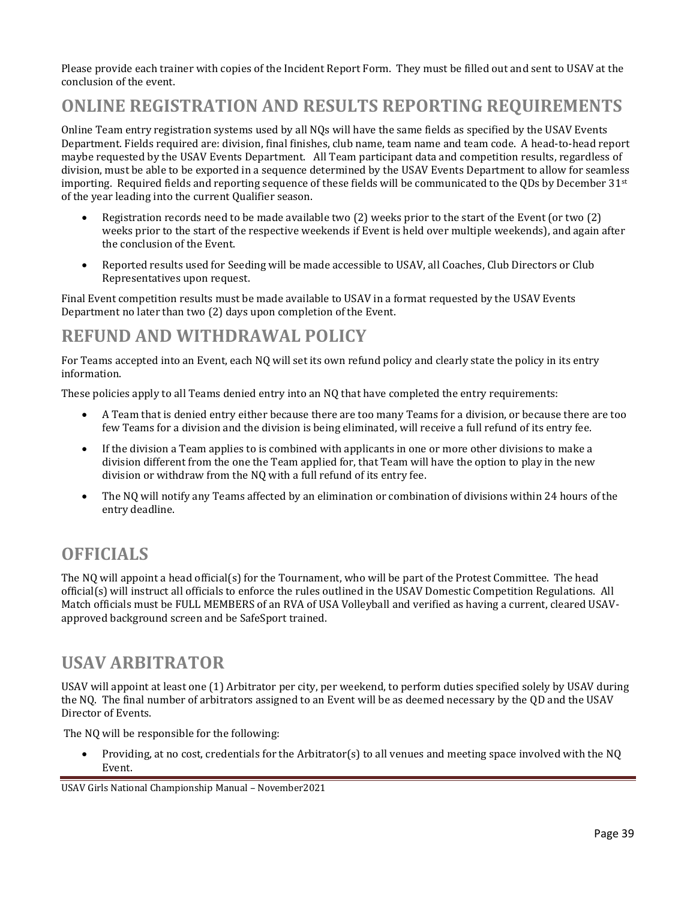Please provide each trainer with copies of the Incident Report Form. They must be filled out and sent to USAV at the conclusion of the event.

## ONLINE REGISTRATION AND RESULTS REPORTING REQUIREMENTS

Online Team entry registration systems used by all NQs will have the same fields as specified by the USAV Events Department. Fields required are: division, final finishes, club name, team name and team code. A head-to-head report maybe requested by the USAV Events Department. All Team participant data and competition results, regardless of division, must be able to be exported in a sequence determined by the USAV Events Department to allow for seamless importing. Required fields and reporting sequence of these fields will be communicated to the QDs by December 31st of the year leading into the current Qualifier season.

- Registration records need to be made available two (2) weeks prior to the start of the Event (or two (2) weeks prior to the start of the respective weekends if Event is held over multiple weekends), and again after the conclusion of the Event.
- Reported results used for Seeding will be made accessible to USAV, all Coaches, Club Directors or Club Representatives upon request.

Final Event competition results must be made available to USAV in a format requested by the USAV Events Department no later than two (2) days upon completion of the Event.

## REFUND AND WITHDRAWAL POLICY

For Teams accepted into an Event, each NQ will set its own refund policy and clearly state the policy in its entry information.

These policies apply to all Teams denied entry into an NQ that have completed the entry requirements:

- A Team that is denied entry either because there are too many Teams for a division, or because there are too few Teams for a division and the division is being eliminated, will receive a full refund of its entry fee.
- If the division a Team applies to is combined with applicants in one or more other divisions to make a division different from the one the Team applied for, that Team will have the option to play in the new division or withdraw from the NQ with a full refund of its entry fee.
- The NQ will notify any Teams affected by an elimination or combination of divisions within 24 hours of the entry deadline.

## OFFICIALS

The NQ will appoint a head official(s) for the Tournament, who will be part of the Protest Committee. The head official(s) will instruct all officials to enforce the rules outlined in the USAV Domestic Competition Regulations. All Match officials must be FULL MEMBERS of an RVA of USA Volleyball and verified as having a current, cleared USAV-approved background screen and be SafeSport trained.

## USAV ARBITRATOR

USAV will appoint at least one (1) Arbitrator per city, per weekend, to perform duties specified solely by USAV during the NQ. The final number of arbitrators assigned to an Event will be as deemed necessary by the QD and the USAV Director of Events.

The NQ will be responsible for the following:

- Providing, at no cost, credentials for the Arbitrator(s) to all venues and meeting space involved with the NQ Event.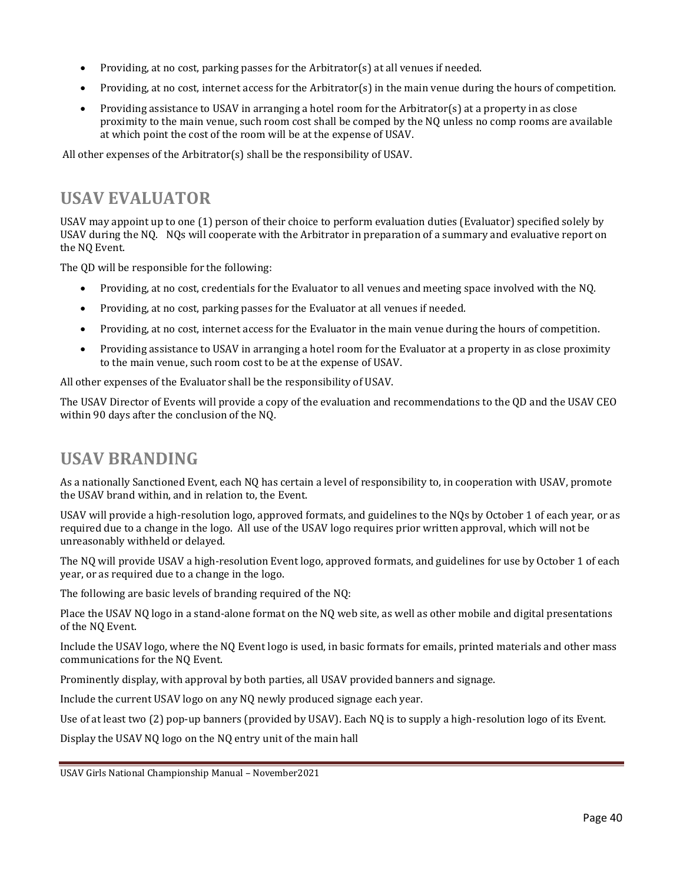- Providing, at no cost, parking passes for the Arbitrator(s) at all venues if needed.
- Providing, at no cost, internet access for the Arbitrator(s) in the main venue during the hours of competition.
- Providing assistance to USAV in arranging a hotel room for the Arbitrator(s) at a property in as close proximity to the main venue, such room cost shall be comped by the NQ unless no comp rooms are available at which point the cost of the room will be at the expense of USAV.

All other expenses of the Arbitrator(s) shall be the responsibility of USAV.

## USAV EVALUATOR

USAV may appoint up to one (1) person of their choice to perform evaluation duties (Evaluator) specified solely by USAV during the NQ. NQs will cooperate with the Arbitrator in preparation of a summary and evaluative report on the NQ Event.

The QD will be responsible for the following:

- Providing, at no cost, credentials for the Evaluator to all venues and meeting space involved with the NQ.
- Providing, at no cost, parking passes for the Evaluator at all venues if needed.
- Providing, at no cost, internet access for the Evaluator in the main venue during the hours of competition.
- Providing assistance to USAV in arranging a hotel room for the Evaluator at a property in as close proximity to the main venue, such room cost to be at the expense of USAV.

All other expenses of the Evaluator shall be the responsibility of USAV.

The USAV Director of Events will provide a copy of the evaluation and recommendations to the QD and the USAV CEO within 90 days after the conclusion of the NQ.

## USAV BRANDING

As a nationally Sanctioned Event, each NQ has certain a level of responsibility to, in cooperation with USAV, promote the USAV brand within, and in relation to, the Event.

USAV will provide a high-resolution logo, approved formats, and guidelines to the NQs by October 1 of each year, or as required due to a change in the logo. All use of the USAV logo requires prior written approval, which will not be unreasonably withheld or delayed.

The NQ will provide USAV a high-resolution Event logo, approved formats, and guidelines for use by October 1 of each year, or as required due to a change in the logo.

The following are basic levels of branding required of the NQ:

Place the USAV NQ logo in a stand-alone format on the NQ web site, as well as other mobile and digital presentations of the NQ Event.

Include the USAV logo, where the NQ Event logo is used, in basic formats for emails, printed materials and other mass communications for the NQ Event.

Prominently display, with approval by both parties, all USAV provided banners and signage.

Include the current USAV logo on any NQ newly produced signage each year.

Use of at least two (2) pop-up banners (provided by USAV). Each NQ is to supply a high-resolution logo of its Event.

Display the USAV NQ logo on the NQ entry unit of the main hall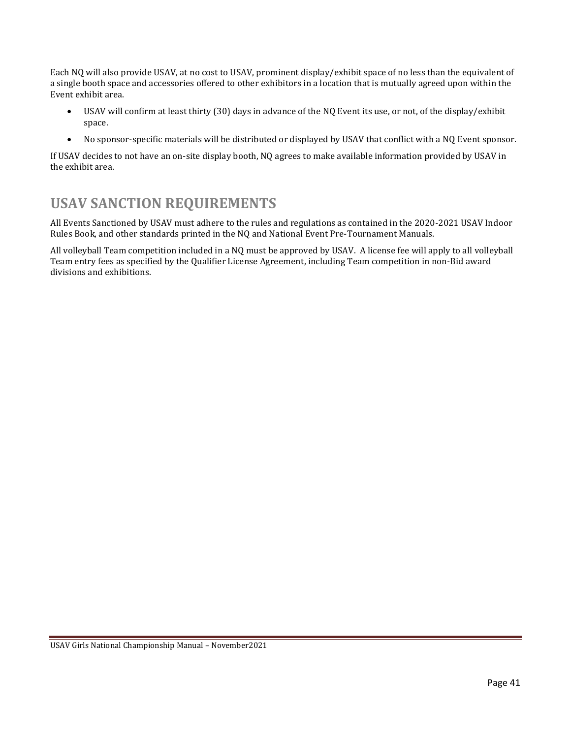Each NQ will also provide USAV, at no cost to USAV, prominent display/exhibit space of no less than the equivalent of a single booth space and accessories offered to other exhibitors in a location that is mutually agreed upon within the Event exhibit area.

- USAV will confirm at least thirty (30) days in advance of the NQ Event its use, or not, of the display/exhibit space.
- No sponsor-specific materials will be distributed or displayed by USAV that conflict with a NQ Event sponsor.

If USAV decides to not have an on-site display booth, NQ agrees to make available information provided by USAV in the exhibit area.

# USAV SANCTION REQUIREMENTS

All Events Sanctioned by USAV must adhere to the rules and regulations as contained in the 2020-2021 USAV Indoor Rules Book, and other standards printed in the NQ and National Event Pre-Tournament Manuals.

All volleyball Team competition included in a NQ must be approved by USAV. A license fee will apply to all volleyball Team entry fees as specified by the Qualifier License Agreement, including Team competition in non-Bid award divisions and exhibitions.